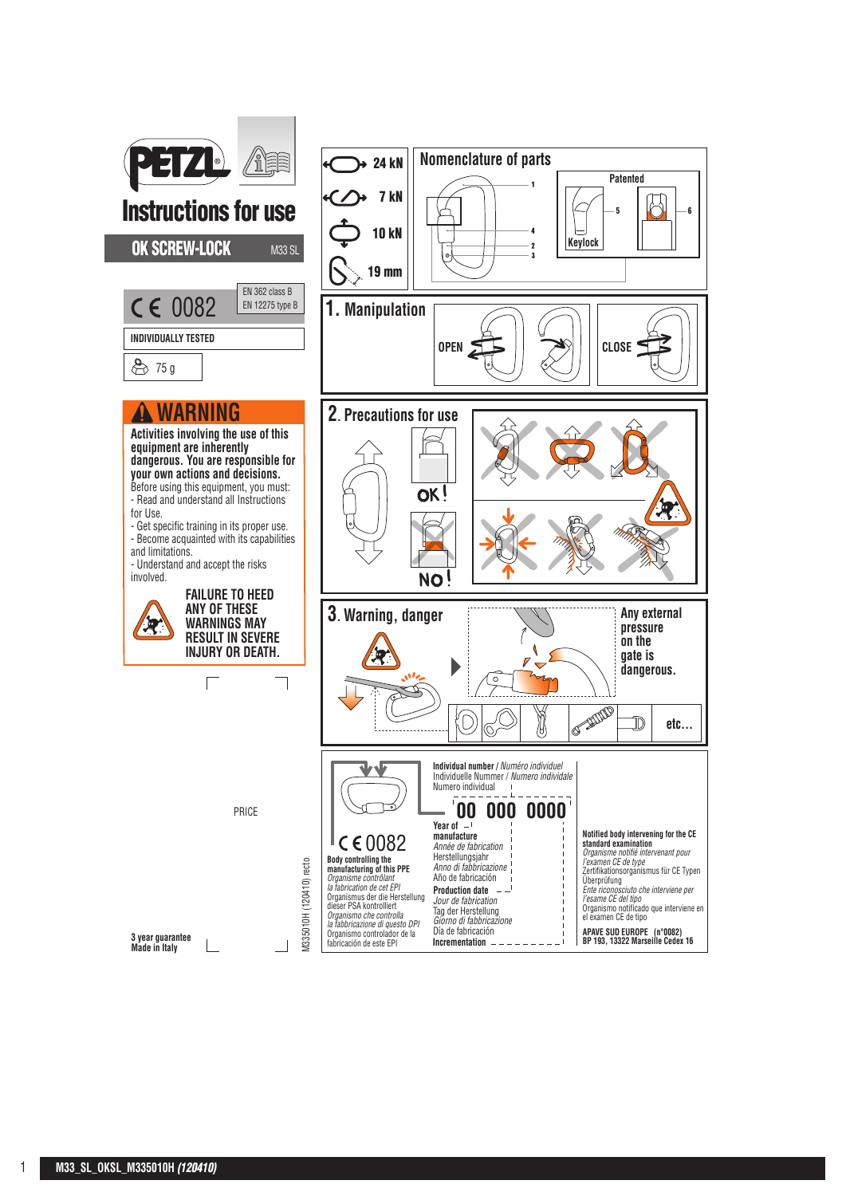# Instructions for use

## OK SCREW-LOCK

M33 SL

CE 0082

EN 362 class B
EN 12275 type B

INDIVIDUALLY TESTED

75 g

## WARNING

**Activities involving the use of this equipment are inherently dangerous. You are responsible for your own actions and decisions.**

Before using this equipment, you must:

- Read and understand all Instructions for Use.
- Get specific training in its proper use.
- Become acquainted with its capabilities and limitations.
- Understand and accept the risks involved.

**FAILURE TO HEED ANY OF THESE WARNINGS MAY RESULT IN SEVERE INJURY OR DEATH.**

PRICE

3 year guarantee
Made in Italy

M335010H (120410) recto

| | |
|---|---|
| 24 kN | |
| 7 kN | |
| 10 kN | |
| 19 mm | |

## Nomenclature of parts

1, 2, 3, 4

Patented

Keylock

5, 6

## 1. Manipulation

OPEN

CLOSE

## 2. Precautions for use

OK!

NO!

## 3. Warning, danger

Any external pressure on the gate is dangerous.

etc...

Individual number / *Numéro individuel*
Individuelle Nummer / *Numero individale*
Numero individual

00 000 0000

Year of manufacture
*Année de fabrication*
Herstellungsjahr
*Anno di fabbricazione*
Año de fabricación

Production date
*Jour de fabrication*
Tag der Herstellung
*Giorno di fabbricazione*
Día de fabricación

Incrementation

CE 0082

Body controlling the manufacturing of this PPE
*Organisme contrôlant la fabrication de cet EPI*
Organismus der die Herstellung dieser PSA kontrolliert
*Organismo che controlla la fabbricazione di questo DPI*
Organismo controlador de la fabricación de este EPI

Notified body intervening for the CE standard examination
*Organisme notifié intervenant pour l'examen CE de type*
Zertifikationsorganismus für CE Typen Überprüfung
*Ente riconosciuto che interviene per l'esame CE del tipo*
Organismo notificado que interviene en el examen CE de tipo

APAVE SUD EUROPE (n°0082)
BP 193, 13322 Marseille Cedex 16

M33_SL_OKSL_M335010H *(120410)*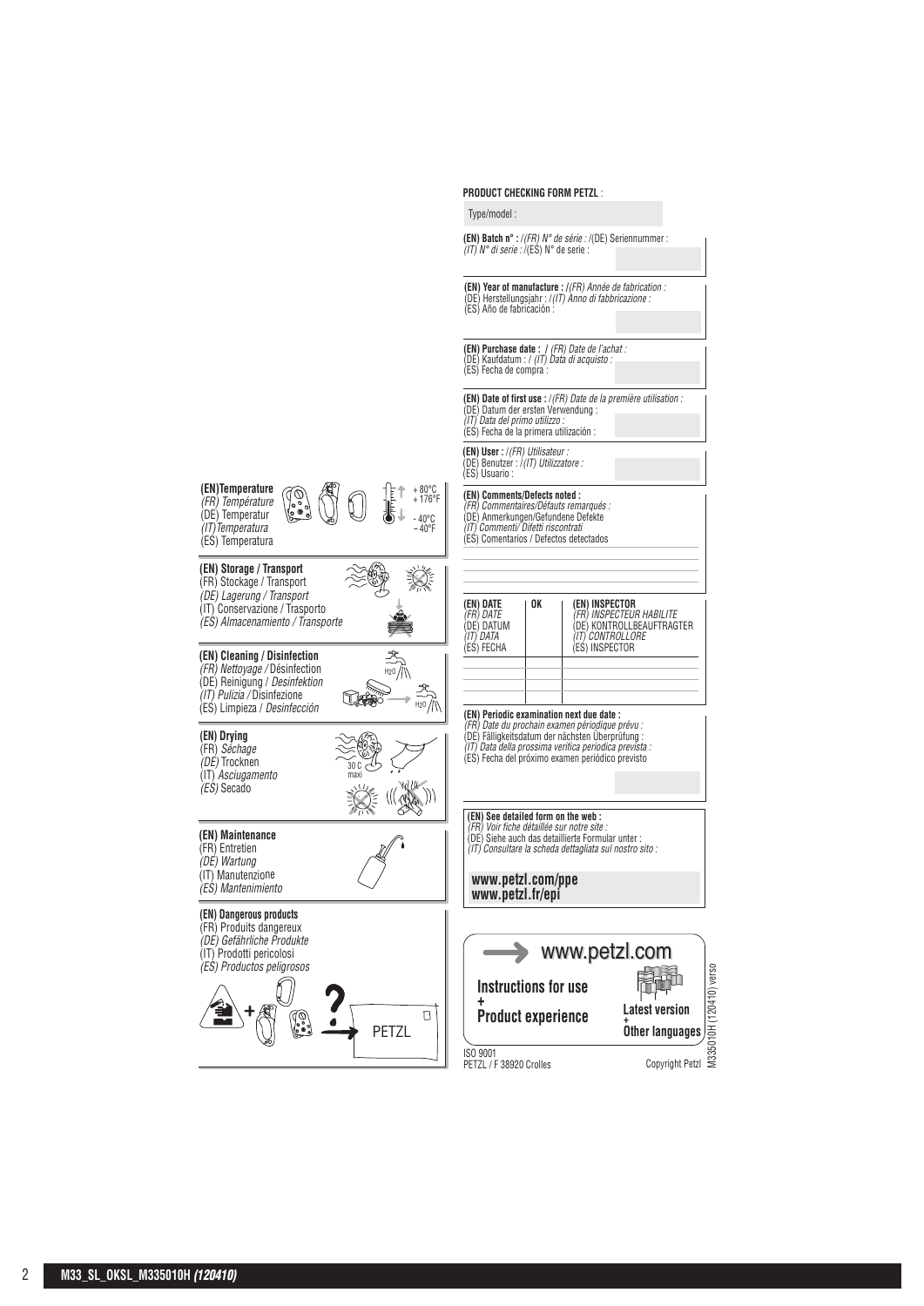**(EN)Temperature**
*(FR) Température*
(DE) Temperatur
*(IT)Temperatura*
(ES) Temperatura

+ 80°C
+ 176°F
- 40°C
– 40°F

**(EN) Storage / Transport**
(FR) Stockage / Transport
*(DE) Lagerung / Transport*
(IT) Conservazione / Trasporto
*(ES) Almacenamiento / Transporte*

**(EN) Cleaning / Disinfection**
*(FR) Nettoyage /* Désinfection
(DE) Reinigung / *Desinfektion*
*(IT) Pulizia /* Disinfezione
(ES) Limpieza / *Desinfección*

H2O

**(EN) Drying**
(FR) *Séchage*
*(DE)* Trocknen
(IT) *Asciugamento*
*(ES)* Secado

30 C
maxi

**(EN) Maintenance**
(FR) Entretien
*(DE) Wartung*
(IT) Manutenzione
*(ES) Mantenimiento*

**(EN) Dangerous products**
(FR) Produits dangereux
*(DE) Gefährliche Produkte*
(IT) Prodotti pericolosi
*(ES) Productos peligrosos*

PETZL

**PRODUCT CHECKING FORM PETZL** :

Type/model :

**(EN) Batch n° :** /*(FR) N° de série :* /(DE) Seriennummer :
*(IT) N° di serie :* /(ES) N° de serie :

**(EN) Year of manufacture :** /*(FR) Année de fabrication :*
(DE) Herstellungsjahr : /*(IT) Anno di fabbricazione :*
(ES) Año de fabricación :

**(EN) Purchase date :** / *(FR) Date de l'achat :*
(DE) Kaufdatum : / *(IT) Data di acquisto :*
(ES) Fecha de compra :

**(EN) Date of first use :** /*(FR) Date de la première utilisation :*
(DE) Datum der ersten Verwendung :
*(IT) Data del primo utilizzo :*
(ES) Fecha de la primera utilización :

**(EN) User :** /*(FR) Utilisateur :*
(DE) Benutzer : /*(IT) Utilizzatore :*
(ES) Usuario :

**(EN) Comments/Defects noted :**
*(FR) Commentaires/Défauts remarqués :*
(DE) Anmerkungen/Gefundene Defekte
*(IT) Commenti/ Difetti riscontrati*
(ES) Comentarios / Defectos detectados

| **(EN) DATE** *(FR) DATE* (DE) DATUM *(IT) DATA* (ES) FECHA | **OK** | **(EN) INSPECTOR** *(FR) INSPECTEUR HABILITE* (DE) KONTROLLBEAUFTRAGTER *(IT) CONTROLLORE* (ES) INSPECTOR |
|---|---|---|
| | | |
| | | |
| | | |
| | | |

**(EN) Periodic examination next due date :**
*(FR) Date du prochain examen périodique prévu :*
(DE) Fälligkeitsdatum der nächsten Überprüfung :
*(IT) Data della prossima verifica periodica prevista :*
(ES) Fecha del próximo examen periódico previsto

**(EN) See detailed form on the web :**
*(FR) Voir fiche détaillée sur notre site :*
(DE) Siehe auch das detaillierte Formular unter :
*(IT) Consultare la scheda dettagliata sul nostro sito :*

**www.petzl.com/ppe**
**www.petzl.fr/epi**

www.petzl.com

**Instructions for use**
**+**
**Product experience**

**Latest version**
**+**
**Other languages**

ISO 9001
PETZL / F 38920 Crolles

Copyright Petzl

M335010H (120410) verso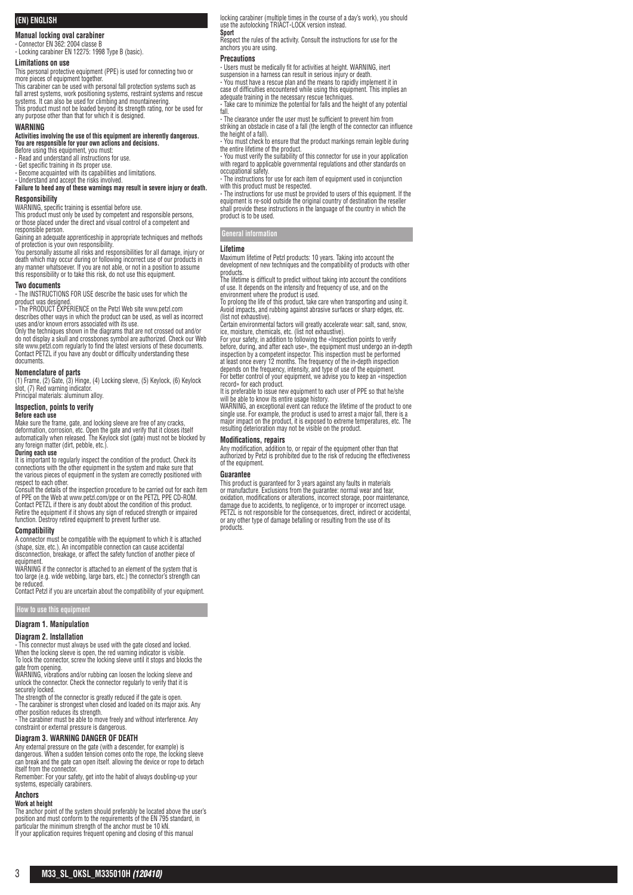## (EN) ENGLISH

### Manual locking oval carabiner

- Connector EN 362: 2004 classe B
- Locking carabiner EN 12275: 1998 Type B (basic).

### Limitations on use

This personal protective equipment (PPE) is used for connecting two or more pieces of equipment together.

This carabiner can be used with personal fall protection systems such as fall arrest systems, work positioning systems, restraint systems and rescue systems. It can also be used for climbing and mountaineering.

This product must not be loaded beyond its strength rating, nor be used for any purpose other than that for which it is designed.

### WARNING

**Activities involving the use of this equipment are inherently dangerous. You are responsible for your own actions and decisions.**

Before using this equipment, you must:

- Read and understand all instructions for use.
- Get specific training in its proper use.
- Become acquainted with its capabilities and limitations.
- Understand and accept the risks involved.

**Failure to heed any of these warnings may result in severe injury or death.**

### Responsibility

WARNING, specific training is essential before use.

This product must only be used by competent and responsible persons, or those placed under the direct and visual control of a competent and responsible person.

Gaining an adequate apprenticeship in appropriate techniques and methods of protection is your own responsibility.

You personally assume all risks and responsibilities for all damage, injury or death which may occur during or following incorrect use of our products in any manner whatsoever. If you are not able, or not in a position to assume this responsibility or to take this risk, do not use this equipment.

### Two documents

- The INSTRUCTIONS FOR USE describe the basic uses for which the product was designed.
- The PRODUCT EXPERIENCE on the Petzl Web site www.petzl.com describes other ways in which the product can be used, as well as incorrect uses and/or known errors associated with its use.

Only the techniques shown in the diagrams that are not crossed out and/or do not display a skull and crossbones symbol are authorized. Check our Web site www.petzl.com regularly to find the latest versions of these documents. Contact PETZL if you have any doubt or difficulty understanding these documents.

### Nomenclature of parts

(1) Frame, (2) Gate, (3) Hinge, (4) Locking sleeve, (5) Keylock, (6) Keylock slot, (7) Red warning indicator.

Principal materials: aluminum alloy.

### Inspection, points to verify

**Before each use**

Make sure the frame, gate, and locking sleeve are free of any cracks, deformation, corrosion, etc. Open the gate and verify that it closes itself automatically when released. The Keylock slot (gate) must not be blocked by any foreign matter (dirt, pebble, etc.).

**During each use**

It is important to regularly inspect the condition of the product. Check its connections with the other equipment in the system and make sure that the various pieces of equipment in the system are correctly positioned with respect to each other.

Consult the details of the inspection procedure to be carried out for each item of PPE on the Web at www.petzl.com/ppe or on the PETZL PPE CD-ROM. Contact PETZL if there is any doubt about the condition of this product. Retire the equipment if it shows any sign of reduced strength or impaired function. Destroy retired equipment to prevent further use.

### Compatibility

A connector must be compatible with the equipment to which it is attached (shape, size, etc.). An incompatible connection can cause accidental disconnection, breakage, or affect the safety function of another piece of equipment.

WARNING if the connector is attached to an element of the system that is too large (e.g. wide webbing, large bars, etc.) the connector's strength can be reduced.

Contact Petzl if you are uncertain about the compatibility of your equipment.

## How to use this equipment

### Diagram 1. Manipulation

### Diagram 2. Installation

- This connector must always be used with the gate closed and locked. When the locking sleeve is open, the red warning indicator is visible. To lock the connector, screw the locking sleeve until it stops and blocks the gate from opening.

WARNING, vibrations and/or rubbing can loosen the locking sleeve and unlock the connector. Check the connector regularly to verify that it is securely locked.

The strength of the connector is greatly reduced if the gate is open.

- The carabiner is strongest when closed and loaded on its major axis. Any other position reduces its strength.
- The carabiner must be able to move freely and without interference. Any constraint or external pressure is dangerous.

### Diagram 3. WARNING DANGER OF DEATH

Any external pressure on the gate (with a descender, for example) is dangerous. When a sudden tension comes onto the rope, the locking sleeve can break and the gate can open itself. allowing the device or rope to detach itself from the connector.

Remember: For your safety, get into the habit of always doubling-up your systems, especially carabiners.

### Anchors

**Work at height**

The anchor point of the system should preferably be located above the user's position and must conform to the requirements of the EN 795 standard, in particular the minimum strength of the anchor must be 10 kN.

If your application requires frequent opening and closing of this manual locking carabiner (multiple times in the course of a day's work), you should use the autolocking TRIACT-LOCK version instead.

**Sport**

Respect the rules of the activity. Consult the instructions for use for the anchors you are using.

### Precautions

- Users must be medically fit for activities at height. WARNING, inert suspension in a harness can result in serious injury or death.
- You must have a rescue plan and the means to rapidly implement it in case of difficulties encountered while using this equipment. This implies an adequate training in the necessary rescue techniques.
- Take care to minimize the potential for falls and the height of any potential fall.
- The clearance under the user must be sufficient to prevent him from striking an obstacle in case of a fall (the length of the connector can influence the height of a fall).
- You must check to ensure that the product markings remain legible during the entire lifetime of the product.
- You must verify the suitability of this connector for use in your application with regard to applicable governmental regulations and other standards on occupational safety.
- The instructions for use for each item of equipment used in conjunction with this product must be respected.
- The instructions for use must be provided to users of this equipment. If the equipment is re-sold outside the original country of destination the reseller shall provide these instructions in the language of the country in which the product is to be used.

## General information

### Lifetime

Maximum lifetime of Petzl products: 10 years. Taking into account the development of new techniques and the compatibility of products with other products.

The lifetime is difficult to predict without taking into account the conditions of use. It depends on the intensity and frequency of use, and on the environment where the product is used.

To prolong the life of this product, take care when transporting and using it. Avoid impacts, and rubbing against abrasive surfaces or sharp edges, etc. (list not exhaustive).

Certain environmental factors will greatly accelerate wear: salt, sand, snow, ice, moisture, chemicals, etc. (list not exhaustive).

For your safety, in addition to following the «Inspection points to verify before, during, and after each use», the equipment must undergo an in-depth inspection by a competent inspector. This inspection must be performed at least once every 12 months. The frequency of the in-depth inspection depends on the frequency, intensity, and type of use of the equipment.

For better control of your equipment, we advise you to keep an «inspection record» for each product.

It is preferable to issue new equipment to each user of PPE so that he/she will be able to know its entire usage history.

WARNING, an exceptional event can reduce the lifetime of the product to one single use. For example, the product is used to arrest a major fall, there is a major impact on the product, it is exposed to extreme temperatures, etc. The resulting deterioration may not be visible on the product.

### Modifications, repairs

Any modification, addition to, or repair of the equipment other than that authorized by Petzl is prohibited due to the risk of reducing the effectiveness of the equipment.

### Guarantee

This product is guaranteed for 3 years against any faults in materials or manufacture. Exclusions from the guarantee: normal wear and tear, oxidation, modifications or alterations, incorrect storage, poor maintenance, damage due to accidents, to negligence, or to improper or incorrect usage. PETZL is not responsible for the consequences, direct, indirect or accidental, or any other type of damage befalling or resulting from the use of its products.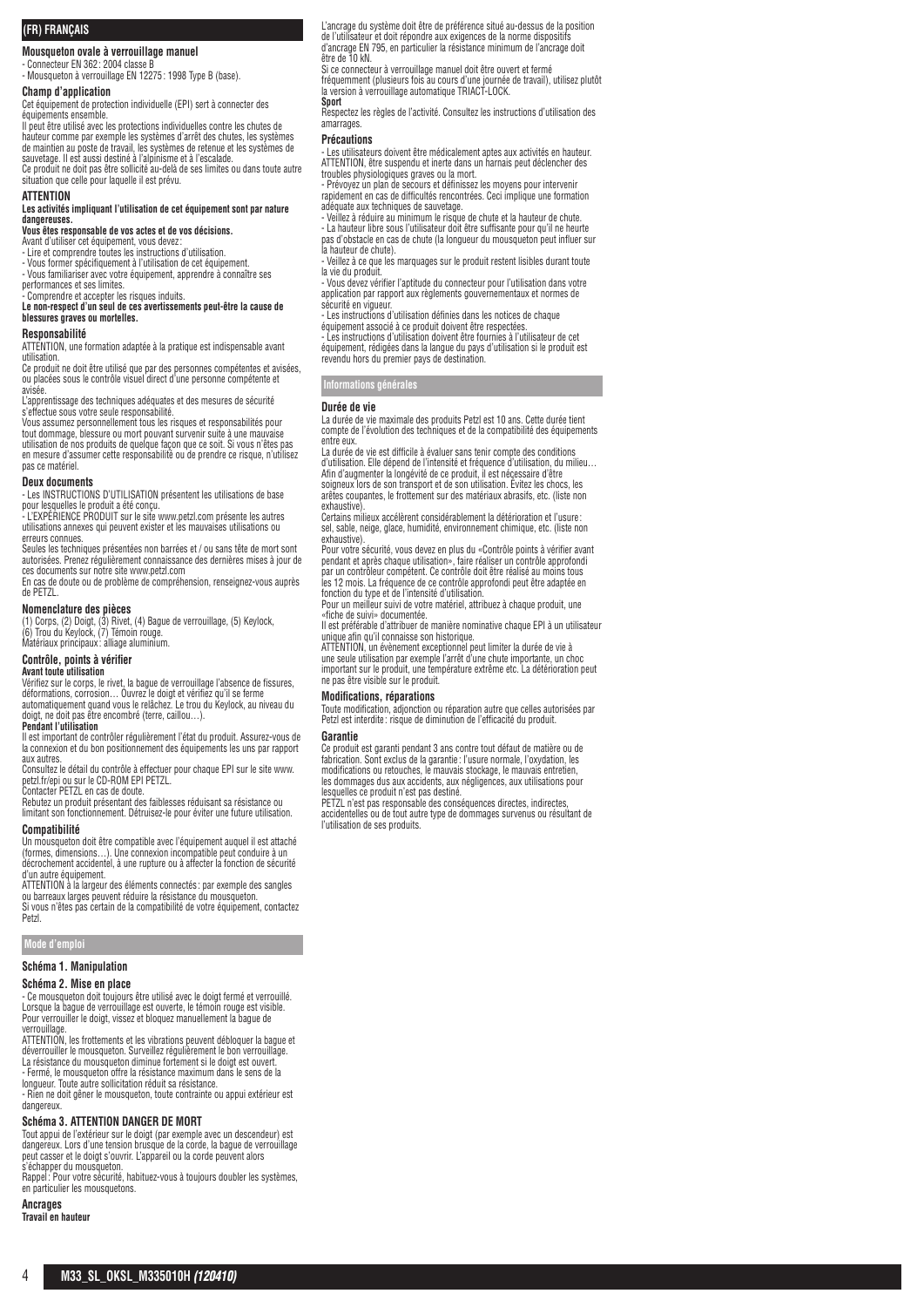## (FR) FRANÇAIS

### Mousqueton ovale à verrouillage manuel

- Connecteur EN 362 : 2004 classe B
- Mousqueton à verrouillage EN 12275 : 1998 Type B (base).

### Champ d'application

Cet équipement de protection individuelle (EPI) sert à connecter des équipements ensemble.

Il peut être utilisé avec les protections individuelles contre les chutes de hauteur comme par exemple les systèmes d'arrêt des chutes, les systèmes de maintien au poste de travail, les systèmes de retenue et les systèmes de sauvetage. Il est aussi destiné à l'alpinisme et à l'escalade.

Ce produit ne doit pas être sollicité au-delà de ses limites ou dans toute autre situation que celle pour laquelle il est prévu.

### ATTENTION

**Les activités impliquant l'utilisation de cet équipement sont par nature dangereuses.**

**Vous êtes responsable de vos actes et de vos décisions.**

Avant d'utiliser cet équipement, vous devez :

- Lire et comprendre toutes les instructions d'utilisation.
- Vous former spécifiquement à l'utilisation de cet équipement.
- Vous familiariser avec votre équipement, apprendre à connaître ses performances et ses limites.
- Comprendre et accepter les risques induits.

**Le non-respect d'un seul de ces avertissements peut-être la cause de blessures graves ou mortelles.**

### Responsabilité

ATTENTION, une formation adaptée à la pratique est indispensable avant utilisation.

Ce produit ne doit être utilisé que par des personnes compétentes et avisées, ou placées sous le contrôle visuel direct d'une personne compétente et avisée.

L'apprentissage des techniques adéquates et des mesures de sécurité s'effectue sous votre seule responsabilité.

Vous assumez personnellement tous les risques et responsabilités pour tout dommage, blessure ou mort pouvant survenir suite à une mauvaise utilisation de nos produits de quelque façon que ce soit. Si vous n'êtes pas en mesure d'assumer cette responsabilité ou de prendre ce risque, n'utilisez pas ce matériel.

### Deux documents

- Les INSTRUCTIONS D'UTILISATION présentent les utilisations de base pour lesquelles le produit a été conçu.
- L'EXPÉRIENCE PRODUIT sur le site www.petzl.com présente les autres utilisations annexes qui peuvent exister et les mauvaises utilisations ou erreurs connues.

Seules les techniques présentées non barrées et / ou sans tête de mort sont autorisées. Prenez régulièrement connaissance des dernières mises à jour de ces documents sur notre site www.petzl.com

En cas de doute ou de problème de compréhension, renseignez-vous auprès de PETZL.

### Nomenclature des pièces

(1) Corps, (2) Doigt, (3) Rivet, (4) Bague de verrouillage, (5) Keylock, (6) Trou du Keylock, (7) Témoin rouge.

Matériaux principaux : alliage aluminium.

### Contrôle, points à vérifier

**Avant toute utilisation**

Vérifiez sur le corps, le rivet, la bague de verrouillage l'absence de fissures, déformations, corrosion… Ouvrez le doigt et vérifiez qu'il se ferme automatiquement quand vous le relâchez. Le trou du Keylock, au niveau du doigt, ne doit pas être encombré (terre, caillou…).

**Pendant l'utilisation**

Il est important de contrôler régulièrement l'état du produit. Assurez-vous de la connexion et du bon positionnement des équipements les uns par rapport aux autres.

Consultez le détail du contrôle à effectuer pour chaque EPI sur le site www.petzl.fr/epi ou sur le CD-ROM EPI PETZL.

Contacter PETZL en cas de doute.

Rebutez un produit présentant des faiblesses réduisant sa résistance ou limitant son fonctionnement. Détruisez-le pour éviter une future utilisation.

### Compatibilité

Un mousqueton doit être compatible avec l'équipement auquel il est attaché (formes, dimensions…). Une connexion incompatible peut conduire à un décrochement accidentel, à une rupture ou à affecter la fonction de sécurité d'un autre équipement.

ATTENTION à la largeur des éléments connectés : par exemple des sangles ou barreaux larges peuvent réduire la résistance du mousqueton.

Si vous n'êtes pas certain de la compatibilité de votre équipement, contactez Petzl.

## Mode d'emploi

### Schéma 1. Manipulation

### Schéma 2. Mise en place

- Ce mousqueton doit toujours être utilisé avec le doigt fermé et verrouillé. Lorsque la bague de verrouillage est ouverte, le témoin rouge est visible. Pour verrouiller le doigt, vissez et bloquez manuellement la bague de verrouillage.

ATTENTION, les frottements et les vibrations peuvent débloquer la bague et déverrouiller le mousqueton. Surveillez régulièrement le bon verrouillage.

La résistance du mousqueton diminue fortement si le doigt est ouvert.

- Fermé, le mousqueton offre la résistance maximum dans le sens de la longueur. Toute autre sollicitation réduit sa résistance.
- Rien ne doit gêner le mousqueton, toute contrainte ou appui extérieur est dangereux.

### Schéma 3. ATTENTION DANGER DE MORT

Tout appui de l'extérieur sur le doigt (par exemple avec un descendeur) est dangereux. Lors d'une tension brusque de la corde, la bague de verrouillage peut casser et le doigt s'ouvrir. L'appareil ou la corde peuvent alors s'échapper du mousqueton.

Rappel : Pour votre sécurité, habituez-vous à toujours doubler les systèmes, en particulier les mousquetons.

### Ancrages

**Travail en hauteur**

L'ancrage du système doit être de préférence situé au-dessus de la position de l'utilisateur et doit répondre aux exigences de la norme dispositifs d'ancrage EN 795, en particulier la résistance minimum de l'ancrage doit être de 10 kN.

Si ce connecteur à verrouillage manuel doit être ouvert et fermé fréquemment (plusieurs fois au cours d'une journée de travail), utilisez plutôt la version à verrouillage automatique TRIACT-LOCK.

**Sport**

Respectez les règles de l'activité. Consultez les instructions d'utilisation des amarrages.

### Précautions

- Les utilisateurs doivent être médicalement aptes aux activités en hauteur. ATTENTION, être suspendu et inerte dans un harnais peut déclencher des troubles physiologiques graves ou la mort.
- Prévoyez un plan de secours et définissez les moyens pour intervenir rapidement en cas de difficultés rencontrées. Ceci implique une formation adéquate aux techniques de sauvetage.
- Veillez à réduire au minimum le risque de chute et la hauteur de chute.
- La hauteur libre sous l'utilisateur doit être suffisante pour qu'il ne heurte pas d'obstacle en cas de chute (la longueur du mousqueton peut influer sur la hauteur de chute).
- Veillez à ce que les marquages sur le produit restent lisibles durant toute la vie du produit.
- Vous devez vérifier l'aptitude du connecteur pour l'utilisation dans votre application par rapport aux règlements gouvernementaux et normes de sécurité en vigueur.
- Les instructions d'utilisation définies dans les notices de chaque équipement associé à ce produit doivent être respectées.
- Les instructions d'utilisation doivent être fournies à l'utilisateur de cet équipement, rédigées dans la langue du pays d'utilisation si le produit est revendu hors du premier pays de destination.

## Informations générales

### Durée de vie

La durée de vie maximale des produits Petzl est 10 ans. Cette durée tient compte de l'évolution des techniques et de la compatibilité des équipements entre eux.

La durée de vie est difficile à évaluer sans tenir compte des conditions d'utilisation. Elle dépend de l'intensité et fréquence d'utilisation, du milieu… Afin d'augmenter la longévité de ce produit, il est nécessaire d'être soigneux lors de son transport et de son utilisation. Évitez les chocs, les arêtes coupantes, le frottement sur des matériaux abrasifs, etc. (liste non exhaustive).

Certains milieux accélèrent considérablement la détérioration et l'usure : sel, sable, neige, glace, humidité, environnement chimique, etc. (liste non exhaustive).

Pour votre sécurité, vous devez en plus du «Contrôle points à vérifier avant pendant et après chaque utilisation», faire réaliser un contrôle approfondi par un contrôleur compétent. Ce contrôle doit être réalisé au moins tous les 12 mois. La fréquence de ce contrôle approfondi peut être adaptée en fonction du type et de l'intensité d'utilisation.

Pour un meilleur suivi de votre matériel, attribuez à chaque produit, une «fiche de suivi» documentée.

Il est préférable d'attribuer de manière nominative chaque EPI à un utilisateur unique afin qu'il connaisse son historique.

ATTENTION, un évènement exceptionnel peut limiter la durée de vie à une seule utilisation par exemple l'arrêt d'une chute importante, un choc important sur le produit, une température extrême etc. La détérioration peut ne pas être visible sur le produit.

### Modifications, réparations

Toute modification, adjonction ou réparation autre que celles autorisées par Petzl est interdite : risque de diminution de l'efficacité du produit.

### Garantie

Ce produit est garanti pendant 3 ans contre tout défaut de matière ou de fabrication. Sont exclus de la garantie : l'usure normale, l'oxydation, les modifications ou retouches, le mauvais stockage, le mauvais entretien, les dommages dus aux accidents, aux négligences, aux utilisations pour lesquelles ce produit n'est pas destiné.

PETZL n'est pas responsable des conséquences directes, indirectes, accidentelles ou de tout autre type de dommages survenus ou résultant de l'utilisation de ses produits.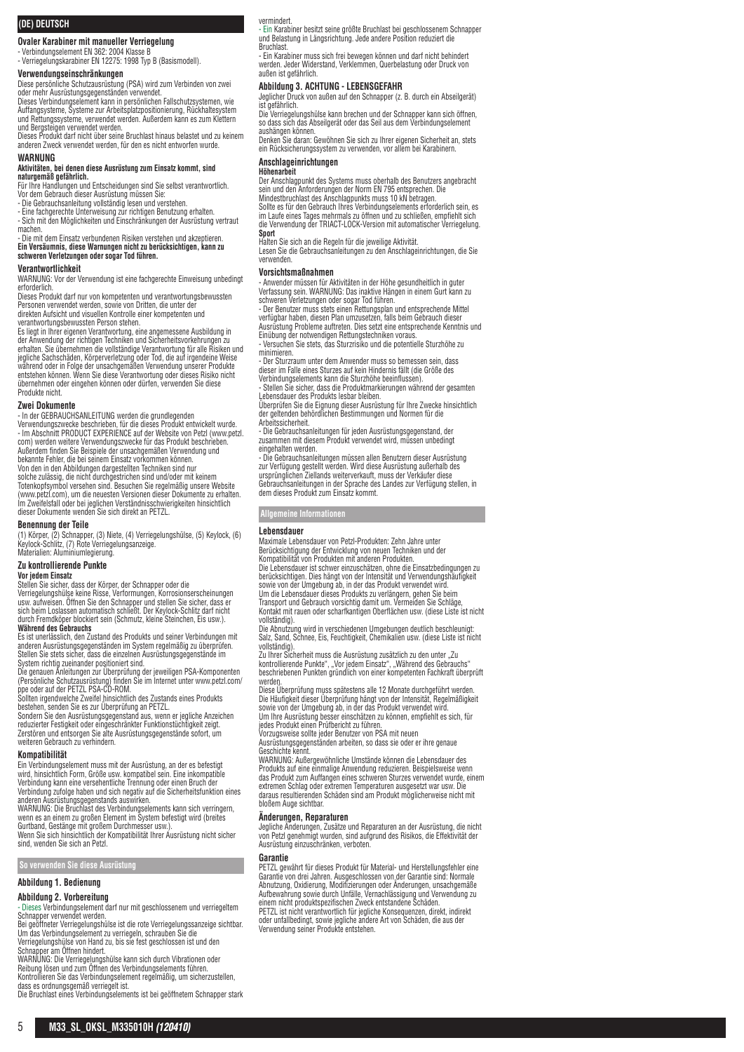## (DE) DEUTSCH

### Ovaler Karabiner mit manueller Verriegelung

- Verbindungselement EN 362: 2004 Klasse B
- Verriegelungskarabiner EN 12275: 1998 Typ B (Basismodell).

### Verwendungseinschränkungen

Diese persönliche Schutzausrüstung (PSA) wird zum Verbinden von zwei oder mehr Ausrüstungsgegenständen verwendet.
Dieses Verbindungselement kann in persönlichen Fallschutzsystemen, wie Auffangsysteme, Systeme zur Arbeitsplatzpositionierung, Rückhaltesystem und Rettungssysteme, verwendet werden. Außerdem kann es zum Klettern und Bergsteigen verwendet werden.
Dieses Produkt darf nicht über seine Bruchlast hinaus belastet und zu keinem anderen Zweck verwendet werden, für den es nicht entworfen wurde.

### WARNUNG

**Aktivitäten, bei denen diese Ausrüstung zum Einsatz kommt, sind naturgemäß gefährlich.**
Für Ihre Handlungen und Entscheidungen sind Sie selbst verantwortlich.
Vor dem Gebrauch dieser Ausrüstung müssen Sie:
- Die Gebrauchsanleitung vollständig lesen und verstehen.
- Eine fachgerechte Unterweisung zur richtigen Benutzung erhalten.
- Sich mit den Möglichkeiten und Einschränkungen der Ausrüstung vertraut machen.
- Die mit dem Einsatz verbundenen Risiken verstehen und akzeptieren.

**Ein Versäumnis, diese Warnungen nicht zu berücksichtigen, kann zu schweren Verletzungen oder sogar Tod führen.**

### Verantwortlichkeit

WARNUNG: Vor der Verwendung ist eine fachgerechte Einweisung unbedingt erforderlich.
Dieses Produkt darf nur von kompetenten und verantwortungsbewussten Personen verwendet werden, sowie von Dritten, die unter der direkten Aufsicht und visuellen Kontrolle einer kompetenten und verantwortungsbewussten Person stehen.
Es liegt in Ihrer eigenen Verantwortung, eine angemessene Ausbildung in der Anwendung der richtigen Techniken und Sicherheitsvorkehrungen zu erhalten. Sie übernehmen die vollständige Verantwortung für alle Risiken und jegliche Sachschäden, Körperverletzung oder Tod, die auf irgendeine Weise während oder in Folge der unsachgemäßen Verwendung unserer Produkte entstehen können. Wenn Sie diese Verantwortung oder dieses Risiko nicht übernehmen oder eingehen können oder dürfen, verwenden Sie diese Produkte nicht.

### Zwei Dokumente

- In der GEBRAUCHSANLEITUNG werden die grundlegenden Verwendungszwecke beschrieben, für die dieses Produkt entwickelt wurde.
- Im Abschnitt PRODUCT EXPERIENCE auf der Website von Petzl (www.petzl.com) werden weitere Verwendungszwecke für das Produkt beschrieben. Außerdem finden Sie Beispiele der unsachgemäßen Verwendung und bekannte Fehler, die bei seinem Einsatz vorkommen können.

Von den in den Abbildungen dargestellten Techniken sind nur solche zulässig, die nicht durchgestrichen sind und/oder mit keinem Totenkopfsymbol versehen sind. Besuchen Sie regelmäßig unsere Website (www.petzl.com), um die neuesten Versionen dieser Dokumente zu erhalten. Im Zweifelsfall oder bei jeglichen Verständnisschwierigkeiten hinsichtlich dieser Dokumente wenden Sie sich direkt an PETZL.

### Benennung der Teile

(1) Körper, (2) Schnapper, (3) Niete, (4) Verriegelungshülse, (5) Keylock, (6) Keylock-Schlitz, (7) Rote Verriegelungsanzeige.
Materialien: Aluminiumlegierung.

### Zu kontrollierende Punkte

**Vor jedem Einsatz**
Stellen Sie sicher, dass der Körper, der Schnapper oder die Verriegelungshülse keine Risse, Verformungen, Korrosionserscheinungen usw. aufweisen. Öffnen Sie den Schnapper und stellen Sie sicher, dass er sich beim Loslassen automatisch schließt. Der Keylock-Schlitz darf nicht durch Fremdkörper blockiert sein (Schmutz, kleine Steinchen, Eis usw.).

**Während des Gebrauchs**
Es ist unerlässlich, den Zustand des Produkts und seiner Verbindungen mit anderen Ausrüstungsgegenständen im System regelmäßig zu überprüfen. Stellen Sie stets sicher, dass die einzelnen Ausrüstungsgegenstände im System richtig zueinander positioniert sind.
Die genauen Anleitungen zur Überprüfung der jeweiligen PSA-Komponenten (Persönliche Schutzausrüstung) finden Sie im Internet unter www.petzl.com/ppe oder auf der PETZL PSA-CD-ROM.
Sollten irgendwelche Zweifel hinsichtlich des Zustands eines Produkts bestehen, senden Sie es zur Überprüfung an PETZL.
Sondern Sie den Ausrüstungsgegenstand aus, wenn er jegliche Anzeichen reduzierter Festigkeit oder eingeschränkter Funktionstüchtigkeit zeigt. Zerstören und entsorgen Sie alte Ausrüstungsgegenstände sofort, um weiteren Gebrauch zu verhindern.

### Kompatibilität

Ein Verbindungselement muss mit der Ausrüstung, an der es befestigt wird, hinsichtlich Form, Größe usw. kompatibel sein. Eine inkompatible Verbindung kann eine versehentliche Trennung oder einen Bruch der Verbindung zufolge haben und sich negativ auf die Sicherheitsfunktion eines anderen Ausrüstungsgegenstands auswirken.
WARNUNG: Die Bruchlast des Verbindungselements kann sich verringern, wenn es an einem zu großen Element im System befestigt wird (breites Gurtband, Gestänge mit großem Durchmesser usw.).
Wenn Sie sich hinsichtlich der Kompatibilität Ihrer Ausrüstung nicht sicher sind, wenden Sie sich an Petzl.

## So verwenden Sie diese Ausrüstung

### Abbildung 1. Bedienung

### Abbildung 2. Vorbereitung

- Dieses Verbindungselement darf nur mit geschlossenem und verriegeltem Schnapper verwendet werden.

Bei geöffneter Verriegelungshülse ist die rote Verriegelungsanzeige sichtbar. Um das Verbindungselement zu verriegeln, schrauben Sie die Verriegelungshülse von Hand zu, bis sie fest geschlossen ist und den Schnapper am Öffnen hindert.
WARNUNG: Die Verriegelungshülse kann sich durch Vibrationen oder Reibung lösen und zum Öffnen des Verbindungselements führen. Kontrollieren Sie das Verbindungselement regelmäßig, um sicherzustellen, dass es ordnungsgemäß verriegelt ist.
Die Bruchlast eines Verbindungselements ist bei geöffnetem Schnapper stark vermindert.
- Ein Karabiner besitzt seine größte Bruchlast bei geschlossenem Schnapper und Belastung in Längsrichtung. Jede andere Position reduziert die Bruchlast.
- Ein Karabiner muss sich frei bewegen können und darf nicht behindert werden. Jeder Widerstand, Verklemmen, Querbelastung oder Druck von außen ist gefährlich.

### Abbildung 3. ACHTUNG - LEBENSGEFAHR

Jeglicher Druck von außen auf den Schnapper (z. B. durch ein Abseilgerät) ist gefährlich.
Die Verriegelungshülse kann brechen und der Schnapper kann sich öffnen, so dass sich das Abseilgerät oder das Seil aus dem Verbindungselement aushängen können.
Denken Sie daran: Gewöhnen Sie sich zu Ihrer eigenen Sicherheit an, stets ein Rücksicherungssystem zu verwenden, vor allem bei Karabinern.

### Anschlageinrichtungen

**Höhenarbeit**
Der Anschlagpunkt des Systems muss oberhalb des Benutzers angebracht sein und den Anforderungen der Norm EN 795 entsprechen. Die Mindestbruchlast des Anschlagpunkts muss 10 kN betragen.
Sollte es für den Gebrauch Ihres Verbindungselements erforderlich sein, es im Laufe eines Tages mehrmals zu öffnen und zu schließen, empfiehlt sich die Verwendung der TRIACT-LOCK-Version mit automatischer Verriegelung.

**Sport**
Halten Sie sich an die Regeln für die jeweilige Aktivität.
Lesen Sie die Gebrauchsanleitungen zu den Anschlageinrichtungen, die Sie verwenden.

### Vorsichtsmaßnahmen

- Anwender müssen für Aktivitäten in der Höhe gesundheitlich in guter Verfassung sein. WARNUNG: Das inaktive Hängen in einem Gurt kann zu schweren Verletzungen oder sogar Tod führen.
- Der Benutzer muss stets einen Rettungsplan und entsprechende Mittel verfügbar haben, diesen Plan umzusetzen, falls beim Gebrauch dieser Ausrüstung Probleme auftreten. Dies setzt eine entsprechende Kenntnis und Einübung der notwendigen Rettungstechniken voraus.
- Versuchen Sie stets, das Sturzrisiko und die potentielle Sturzhöhe zu minimieren.
- Der Sturzraum unter dem Anwender muss so bemessen sein, dass dieser im Falle eines Sturzes auf kein Hindernis fällt (die Größe des Verbindungselements kann die Sturzhöhe beeinflussen).
- Stellen Sie sicher, dass die Produktmarkierungen während der gesamten Lebensdauer des Produkts lesbar bleiben.

Überprüfen Sie die Eignung dieser Ausrüstung für Ihre Zwecke hinsichtlich der geltenden behördlichen Bestimmungen und Normen für die Arbeitssicherheit.
- Die Gebrauchsanleitungen für jeden Ausrüstungsgegenstand, der zusammen mit diesem Produkt verwendet wird, müssen unbedingt eingehalten werden.
- Die Gebrauchsanleitungen müssen allen Benutzern dieser Ausrüstung zur Verfügung gestellt werden. Wird diese Ausrüstung außerhalb des ursprünglichen Zielands weiterverkauft, muss der Verkäufer diese Gebrauchsanleitungen in der Sprache des Landes zur Verfügung stellen, in dem dieses Produkt zum Einsatz kommt.

## Allgemeine Informationen

### Lebensdauer

Maximale Lebensdauer von Petzl-Produkten: Zehn Jahre unter Berücksichtigung der Entwicklung von neuen Techniken und der Kompatibilität von Produkten mit anderen Produkten.
Die Lebensdauer ist schwer einzuschätzen, ohne die Einsatzbedingungen zu berücksichtigen. Dies hängt von der Intensität und Verwendungshäufigkeit sowie von der Umgebung ab, in der das Produkt verwendet wird.
Um die Lebensdauer dieses Produkts zu verlängern, gehen Sie beim Transport und Gebrauch vorsichtig damit um. Vermeiden Sie Schläge, Kontakt mit rauen oder scharfkantigen Oberflächen usw. (diese Liste ist nicht vollständig).
Die Abnutzung wird in verschiedenen Umgebungen deutlich beschleunigt: Salz, Sand, Schnee, Eis, Feuchtigkeit, Chemikalien usw. (diese Liste ist nicht vollständig).
Zu Ihrer Sicherheit muss die Ausrüstung zusätzlich zu den unter „Zu kontrollierende Punkte", „Vor jedem Einsatz", „Während des Gebrauchs" beschriebenen Punkten gründlich von einer kompetenten Fachkraft überprüft werden.
Diese Überprüfung muss spätestens alle 12 Monate durchgeführt werden. Die Häufigkeit dieser Überprüfung hängt von der Intensität, Regelmäßigkeit sowie von der Umgebung ab, in der das Produkt verwendet wird.
Um Ihre Ausrüstung besser einschätzen zu können, empfiehlt es sich, für jedes Produkt einen Prüfbericht zu führen.
Vorzugsweise sollte jeder Benutzer von PSA mit neuen Ausrüstungsgegenständen arbeiten, so dass sie oder er ihre genaue Geschichte kennt.
WARNUNG: Außergewöhnliche Umstände können die Lebensdauer des Produkts auf eine einmalige Anwendung reduzieren. Beispielsweise wenn das Produkt zum Auffangen eines schweren Sturzes verwendet wurde, einem extremen Schlag oder extremen Temperaturen ausgesetzt war usw. Die daraus resultierenden Schäden sind am Produkt möglicherweise nicht mit bloßem Auge sichtbar.

### Änderungen, Reparaturen

Jegliche Änderungen, Zusätze und Reparaturen an der Ausrüstung, die nicht von Petzl genehmigt wurden, sind aufgrund des Risikos, die Effektivität der Ausrüstung einzuschränken, verboten.

### Garantie

PETZL gewährt für dieses Produkt für Material- und Herstellungsfehler eine Garantie von drei Jahren. Ausgeschlossen von der Garantie sind: Normale Abnutzung, Oxidierung, Modifizierungen oder Änderungen, unsachgemäße Aufbewahrung sowie durch Unfälle, Vernachlässigung und Verwendung zu einem nicht produktspezifischen Zweck entstandene Schäden.
PETZL ist nicht verantwortlich für jegliche Konsequenzen, direkt, indirekt oder unfallbedingt, sowie jegliche andere Art von Schäden, die aus der Verwendung seiner Produkte entstehen.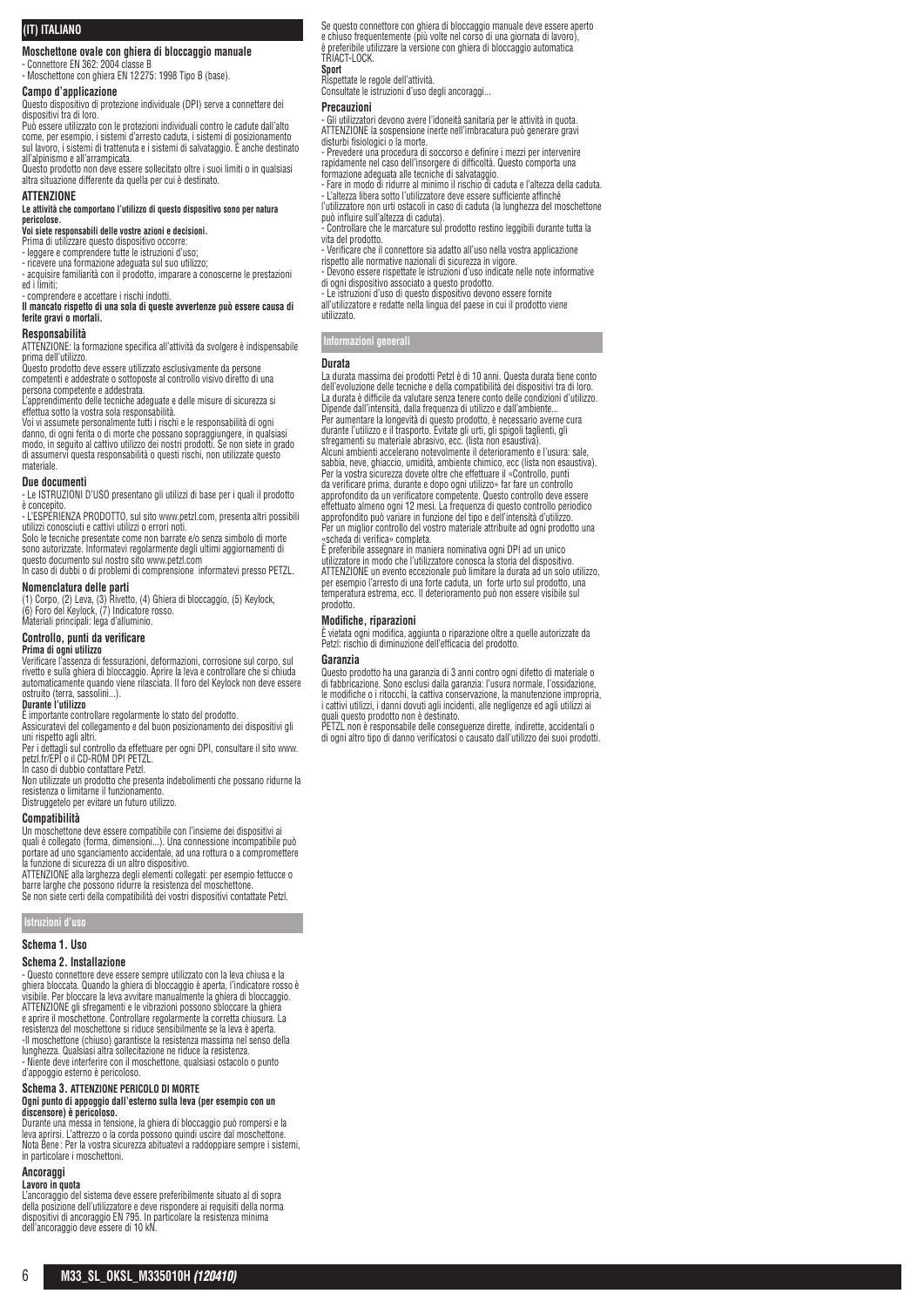## (IT) ITALIANO

### Moschettone ovale con ghiera di bloccaggio manuale

- Connettore EN 362: 2004 classe B
- Moschettone con ghiera EN 12 275: 1998 Tipo B (base).

### Campo d'applicazione

Questo dispositivo di protezione individuale (DPI) serve a connettere dei dispositivi tra di loro.

Può essere utilizzato con le protezioni individuali contro le cadute dall'alto come, per esempio, i sistemi d'arresto caduta, i sistemi di posizionamento sul lavoro, i sistemi di trattenuta e i sistemi di salvataggio. È anche destinato all'alpinismo e all'arrampicata.

Questo prodotto non deve essere sollecitato oltre i suoi limiti o in qualsiasi altra situazione differente da quella per cui è destinato.

### ATTENZIONE

**Le attività che comportano l'utilizzo di questo dispositivo sono per natura pericolose.**

**Voi siete responsabili delle vostre azioni e decisioni.**

Prima di utilizzare questo dispositivo occorre:

- leggere e comprendere tutte le istruzioni d'uso;
- ricevere una formazione adeguata sul suo utilizzo;
- acquisire familiarità con il prodotto, imparare a conoscerne le prestazioni ed i limiti;
- comprendere e accettare i rischi indotti.

**Il mancato rispetto di una sola di queste avvertenze può essere causa di ferite gravi o mortali.**

### Responsabilità

ATTENZIONE: la formazione specifica all'attività da svolgere è indispensabile prima dell'utilizzo.

Questo prodotto deve essere utilizzato esclusivamente da persone competenti e addestrate o sottoposte al controllo visivo diretto di una persona competente e addestrata.

L'apprendimento delle tecniche adeguate e delle misure di sicurezza si effettua sotto la vostra sola responsabilità.

Voi vi assumete personalmente tutti i rischi e le responsabilità di ogni danno, di ogni ferita o di morte che possano sopraggiungere, in qualsiasi modo, in seguito al cattivo utilizzo dei nostri prodotti. Se non siete in grado di assumervi questa responsabilità o questi rischi, non utilizzate questo materiale.

### Due documenti

- Le ISTRUZIONI D'USO presentano gli utilizzi di base per i quali il prodotto è concepito.
- L'ESPERIENZA PRODOTTO, sul sito www.petzl.com, presenta altri possibili utilizzi conosciuti e cattivi utilizzi o errori noti.

Solo le tecniche presentate come non barrate e/o senza simbolo di morte sono autorizzate. Informatevi regolarmente degli ultimi aggiornamenti di questo documento sul nostro sito www.petzl.com

In caso di dubbi o di problemi di comprensione informatevi presso PETZL.

### Nomenclatura delle parti

(1) Corpo, (2) Leva, (3) Rivetto, (4) Ghiera di bloccaggio, (5) Keylock, (6) Foro del Keylock, (7) Indicatore rosso.

Materiali principali: lega d'alluminio.

### Controllo, punti da verificare

**Prima di ogni utilizzo**

Verificare l'assenza di fessurazioni, deformazioni, corrosione sul corpo, sul rivetto e sulla ghiera di bloccaggio. Aprire la leva e controllare che si chiuda automaticamente quando viene rilasciata. Il foro del Keylock non deve essere ostruito (terra, sassolini...).

**Durante l'utilizzo**

È importante controllare regolarmente lo stato del prodotto.

Assicuratevi del collegamento e del buon posizionamento dei dispositivi gli uni rispetto agli altri.

Per i dettagli sul controllo da effettuare per ogni DPI, consultare il sito www.petzl.fr/EPI o il CD-ROM DPI PETZL.

In caso di dubbio contattare Petzl.

Non utilizzate un prodotto che presenta indebolimenti che possano ridurne la resistenza o limitarne il funzionamento.

Distruggetelo per evitare un futuro utilizzo.

### Compatibilità

Un moschettone deve essere compatibile con l'insieme dei dispositivi ai quali è collegato (forma, dimensioni...). Una connessione incompatibile può portare ad uno sganciamento accidentale, ad una rottura o a compromettere la funzione di sicurezza di un altro dispositivo.

ATTENZIONE alla larghezza degli elementi collegati: per esempio fettucce o barre larghe che possono ridurre la resistenza del moschettone.

Se non siete certi della compatibilità dei vostri dispositivi contattate Petzl.

## Istruzioni d'uso

### Schema 1. Uso

### Schema 2. Installazione

- Questo connettore deve essere sempre utilizzato con la leva chiusa e la ghiera bloccata. Quando la ghiera di bloccaggio è aperta, l'indicatore rosso è visibile. Per bloccare la leva avvitare manualmente la ghiera di bloccaggio. ATTENZIONE gli sfregamenti e le vibrazioni possono sbloccare la ghiera e aprire il moschettone. Controllare regolarmente la corretta chiusura. La resistenza del moschettone si riduce sensibilmente se la leva è aperta.
- Il moschettone (chiuso) garantisce la resistenza massima nel senso della lunghezza. Qualsiasi altra sollecitazione ne riduce la resistenza.
- Niente deve interferire con il moschettone, qualsiasi ostacolo o punto d'appoggio esterno è pericoloso.

### Schema 3. ATTENZIONE PERICOLO DI MORTE

**Ogni punto di appoggio dall'esterno sulla leva (per esempio con un discensore) è pericoloso.**

Durante una messa in tensione, la ghiera di bloccaggio può rompersi e la leva aprirsi. L'attrezzo o la corda possono quindi uscire dal moschettone. Nota Bene: Per la vostra sicurezza abituatevi a raddoppiare sempre i sistemi, in particolare i moschettoni.

### Ancoraggi

**Lavoro in quota**

L'ancoraggio del sistema deve essere preferibilmente situato al di sopra della posizione dell'utilizzatore e deve rispondere ai requisiti della norma dispositivi di ancoraggio EN 795. In particolare la resistenza minima dell'ancoraggio deve essere di 10 kN.

Se questo connettore con ghiera di bloccaggio manuale deve essere aperto e chiuso frequentemente (più volte nel corso di una giornata di lavoro), è preferibile utilizzare la versione con ghiera di bloccaggio automatica TRIACT-LOCK.

**Sport**

Rispettate le regole dell'attività.

Consultate le istruzioni d'uso degli ancoraggi...

### Precauzioni

- Gli utilizzatori devono avere l'idoneità sanitaria per le attività in quota. ATTENZIONE la sospensione inerte nell'imbracatura può generare gravi disturbi fisiologici o la morte.
- Prevedere una procedura di soccorso e definire i mezzi per intervenire rapidamente nel caso dell'insorgere di difficoltà. Questo comporta una formazione adeguata alle tecniche di salvataggio.
- Fare in modo di ridurre al minimo il rischio di caduta e l'altezza della caduta.
- L'altezza libera sotto l'utilizzatore deve essere sufficiente affinché l'utilizzatore non urti ostacoli in caso di caduta (la lunghezza del moschettone può influire sull'altezza di caduta).
- Controllare che le marcature sul prodotto restino leggibili durante tutta la vita del prodotto.
- Verificare che il connettore sia adatto all'uso nella vostra applicazione rispetto alle normative nazionali di sicurezza in vigore.
- Devono essere rispettate le istruzioni d'uso indicate nelle note informative di ogni dispositivo associato a questo prodotto.
- Le istruzioni d'uso di questo dispositivo devono essere fornite all'utilizzatore e redatte nella lingua del paese in cui il prodotto viene utilizzato.

## Informazioni generali

### Durata

La durata massima dei prodotti Petzl è di 10 anni. Questa durata tiene conto dell'evoluzione delle tecniche e della compatibilità dei dispositivi tra di loro. La durata è difficile da valutare senza tenere conto delle condizioni d'utilizzo. Dipende dall'intensità, dalla frequenza di utilizzo e dall'ambiente...

Per aumentare la longevità di questo prodotto, è necessario averne cura durante l'utilizzo e il trasporto. Evitate gli urti, gli spigoli taglienti, gli sfregamenti su materiale abrasivo, ecc. (lista non esaustiva).

Alcuni ambienti accelerano notevolmente il deterioramento e l'usura: sale, sabbia, neve, ghiaccio, umidità, ambiente chimico, ecc (lista non esaustiva). Per la vostra sicurezza dovete oltre che effettuare il «Controllo, punti da verificare prima, durante e dopo ogni utilizzo» far fare un controllo approfondito da un verificatore competente. Questo controllo deve essere effettuato almeno ogni 12 mesi. La frequenza di questo controllo periodico approfondito può variare in funzione del tipo e dell'intensità d'utilizzo.

Per un miglior controllo del vostro materiale attribuite ad ogni prodotto una «scheda di verifica» completa.

È preferibile assegnare in maniera nominativa ogni DPI ad un unico utilizzatore in modo che l'utilizzatore conosca la storia del dispositivo.

ATTENZIONE un evento eccezionale può limitare la durata ad un solo utilizzo, per esempio l'arresto di una forte caduta, un forte urto sul prodotto, una temperatura estrema, ecc. Il deterioramento può non essere visibile sul prodotto.

### Modifiche, riparazioni

È vietata ogni modifica, aggiunta o riparazione oltre a quelle autorizzate da Petzl: rischio di diminuzione dell'efficacia del prodotto.

### Garanzia

Questo prodotto ha una garanzia di 3 anni contro ogni difetto di materiale o di fabbricazione. Sono esclusi dalla garanzia: l'usura normale, l'ossidazione, le modifiche o i ritocchi, la cattiva conservazione, la manutenzione impropria, i cattivi utilizzi, i danni dovuti agli incidenti, alle negligenze ed agli utilizzi ai quali questo prodotto non è destinato.

PETZL non è responsabile delle conseguenze dirette, indirette, accidentali o di ogni altro tipo di danno verificatosi o causato dall'utilizzo dei suoi prodotti.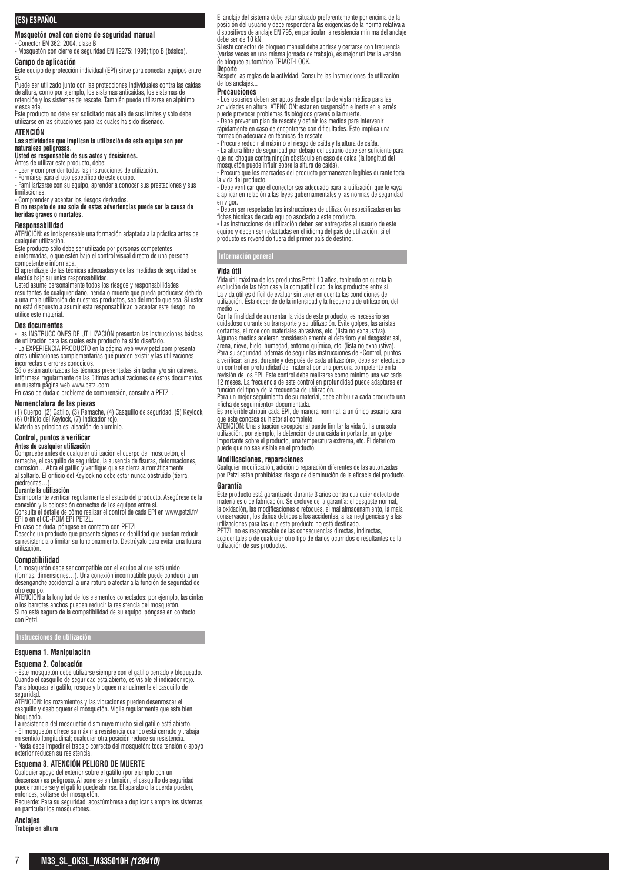# (ES) ESPAÑOL

## Mosquetón oval con cierre de seguridad manual

- Conector EN 362: 2004, clase B
- Mosquetón con cierre de seguridad EN 12275: 1998; tipo B (básico).

### Campo de aplicación

Este equipo de protección individual (EPI) sirve para conectar equipos entre sí.

Puede ser utilizado junto con las protecciones individuales contra las caídas de altura, como por ejemplo, los sistemas anticaídas, los sistemas de retención y los sistemas de rescate. También puede utilizarse en alpinismo y escalada.

Este producto no debe ser solicitado más allá de sus límites y sólo debe utilizarse en las situaciones para las cuales ha sido diseñado.

### ATENCIÓN

**Las actividades que implican la utilización de este equipo son por naturaleza peligrosas.**

**Usted es responsable de sus actos y decisiones.**

Antes de utilizar este producto, debe:

- Leer y comprender todas las instrucciones de utilización.
- Formarse para el uso específico de este equipo.
- Familiarizarse con su equipo, aprender a conocer sus prestaciones y sus limitaciones.
- Comprender y aceptar los riesgos derivados.

**El no respeto de una sola de estas advertencias puede ser la causa de heridas graves o mortales.**

### Responsabilidad

ATENCIÓN: es indispensable una formación adaptada a la práctica antes de cualquier utilización.

Este producto sólo debe ser utilizado por personas competentes e informadas, o que estén bajo el control visual directo de una persona competente e informada.

El aprendizaje de las técnicas adecuadas y de las medidas de seguridad se efectúa bajo su única responsabilidad.

Usted asume personalmente todos los riesgos y responsabilidades resultantes de cualquier daño, herida o muerte que pueda producirse debido a una mala utilización de nuestros productos, sea del modo que sea. Si usted no está dispuesto a asumir esta responsabilidad o aceptar este riesgo, no utilice este material.

### Dos documentos

- Las INSTRUCCIONES DE UTILIZACIÓN presentan las instrucciones básicas de utilización para las cuales este producto ha sido diseñado.
- La EXPERIENCIA PRODUCTO en la página web www.petzl.com presenta otras utilizaciones complementarias que pueden existir y las utilizaciones incorrectas o errores conocidos.

Sólo están autorizadas las técnicas presentadas sin tachar y/o sin calavera. Infórmese regularmente de las últimas actualizaciones de estos documentos en nuestra página web www.petzl.com

En caso de duda o problema de comprensión, consulte a PETZL.

### Nomenclatura de las piezas

(1) Cuerpo, (2) Gatillo, (3) Remache, (4) Casquillo de seguridad, (5) Keylock, (6) Orificio del Keylock, (7) Indicador rojo.

Materiales principales: aleación de aluminio.

### Control, puntos a verificar

**Antes de cualquier utilización**

Compruebe antes de cualquier utilización el cuerpo del mosquetón, el remache, el casquillo de seguridad, la ausencia de fisuras, deformaciones, corrosión… Abra el gatillo y verifique que se cierra automáticamente al soltarlo. El orificio del Keylock no debe estar nunca obstruido (tierra, piedrecitas…).

**Durante la utilización**

Es importante verificar regularmente el estado del producto. Asegúrese de la conexión y la colocación correctas de los equipos entre sí.

Consulte el detalle de cómo realizar el control de cada EPI en www.petzl.fr/EPI o en el CD-ROM EPI PETZL.

En caso de duda, póngase en contacto con PETZL.

Deseche un producto que presente signos de debilidad que puedan reducir su resistencia o limitar su funcionamiento. Destrúyalo para evitar una futura utilización.

### Compatibilidad

Un mosquetón debe ser compatible con el equipo al que está unido (formas, dimensiones…). Una conexión incompatible puede conducir a un desenganche accidental, a una rotura o afectar a la función de seguridad de otro equipo.

ATENCIÓN a la longitud de los elementos conectados: por ejemplo, las cintas o los barrotes anchos pueden reducir la resistencia del mosquetón.

Si no está seguro de la compatibilidad de su equipo, póngase en contacto con Petzl.

## Instrucciones de utilización

### Esquema 1. Manipulación

### Esquema 2. Colocación

- Este mosquetón debe utilizarse siempre con el gatillo cerrado y bloqueado. Cuando el casquillo de seguridad está abierto, es visible el indicador rojo. Para bloquear el gatillo, rosque y bloquee manualmente el casquillo de seguridad.

ATENCIÓN: los rozamientos y las vibraciones pueden desenroscar el casquillo y desbloquear el mosquetón. Vigile regularmente que esté bien bloqueado.

La resistencia del mosquetón disminuye mucho si el gatillo está abierto.

- El mosquetón ofrece su máxima resistencia cuando está cerrado y trabaja en sentido longitudinal; cualquier otra posición reduce su resistencia.
- Nada debe impedir el trabajo correcto del mosquetón: toda tensión o apoyo exterior reducen su resistencia.

### Esquema 3. ATENCIÓN PELIGRO DE MUERTE

Cualquier apoyo del exterior sobre el gatillo (por ejemplo con un descensor) es peligroso. Al ponerse en tensión, el casquillo de seguridad puede romperse y el gatillo puede abrirse. El aparato o la cuerda pueden, entonces, soltarse del mosquetón.

Recuerde: Para su seguridad, acostúmbrese a duplicar siempre los sistemas, en particular los mosquetones.

### Anclajes

**Trabajo en altura**

El anclaje del sistema debe estar situado preferentemente por encima de la posición del usuario y debe responder a las exigencias de la norma relativa a dispositivos de anclaje EN 795, en particular la resistencia mínima del anclaje debe ser de 10 kN.

Si este conector de bloqueo manual debe abrirse y cerrarse con frecuencia (varias veces en una misma jornada de trabajo), es mejor utilizar la versión de bloqueo automático TRIACT-LOCK.

**Deporte**

Respete las reglas de la actividad. Consulte las instrucciones de utilización de los anclajes...

### Precauciones

- Los usuarios deben ser aptos desde el punto de vista médico para las actividades en altura. ATENCIÓN: estar en suspensión e inerte en el arnés puede provocar problemas fisiológicos graves o la muerte.
- Debe prever un plan de rescate y definir los medios para intervenir rápidamente en caso de encontrarse con dificultades. Esto implica una formación adecuada en técnicas de rescate.
- Procure reducir al máximo el riesgo de caída y la altura de caída.
- La altura libre de seguridad por debajo del usuario debe ser suficiente para que no choque contra ningún obstáculo en caso de caída (la longitud del mosquetón puede influir sobre la altura de caída).
- Procure que los marcados del producto permanezcan legibles durante toda la vida del producto.
- Debe verificar que el conector sea adecuado para la utilización que le vaya a aplicar en relación a las leyes gubernamentales y las normas de seguridad en vigor.
- Deben ser respetadas las instrucciones de utilización especificadas en las fichas técnicas de cada equipo asociado a este producto.
- Las instrucciones de utilización deben ser entregadas al usuario de este equipo y deben ser redactadas en el idioma del país de utilización, si el producto es revendido fuera del primer país de destino.

## Información general

### Vida útil

Vida útil máxima de los productos Petzl: 10 años, teniendo en cuenta la evolución de las técnicas y la compatibilidad de los productos entre sí.

La vida útil es difícil de evaluar sin tener en cuenta las condiciones de utilización. Ésta depende de la intensidad y la frecuencia de utilización, del medio…

Con la finalidad de aumentar la vida de este producto, es necesario ser cuidadoso durante su transporte y su utilización. Evite golpes, las aristas cortantes, el roce con materiales abrasivos, etc. (lista no exhaustiva).

Algunos medios aceleran considerablemente el deterioro y el desgaste: sal, arena, nieve, hielo, humedad, entorno químico, etc. (lista no exhaustiva).

Para su seguridad, además de seguir las instrucciones de «Control, puntos a verificar: antes, durante y después de cada utilización», debe ser efectuado un control en profundidad del material por una persona competente en la revisión de los EPI. Este control debe realizarse como mínimo una vez cada 12 meses. La frecuencia de este control en profundidad puede adaptarse en función del tipo y de la frecuencia de utilización.

Para un mejor seguimiento de su material, debe atribuir a cada producto una «ficha de seguimiento» documentada.

Es preferible atribuir cada EPI, de manera nominal, a un único usuario para que éste conozca su historial completo.

ATENCIÓN: Una situación excepcional puede limitar la vida útil a una sola utilización, por ejemplo, la detención de una caída importante, un golpe importante sobre el producto, una temperatura extrema, etc. El deterioro puede que no sea visible en el producto.

### Modificaciones, reparaciones

Cualquier modificación, adición o reparación diferentes de las autorizadas por Petzl están prohibidas: riesgo de disminución de la eficacia del producto.

### Garantía

Este producto está garantizado durante 3 años contra cualquier defecto de materiales o de fabricación. Se excluye de la garantía: el desgaste normal, la oxidación, las modificaciones o retoques, el mal almacenamiento, la mala conservación, los daños debidos a los accidentes, a las negligencias y a las utilizaciones para las que este producto no está destinado.

PETZL no es responsable de las consecuencias directas, indirectas, accidentales o de cualquier otro tipo de daños ocurridos o resultantes de la utilización de sus productos.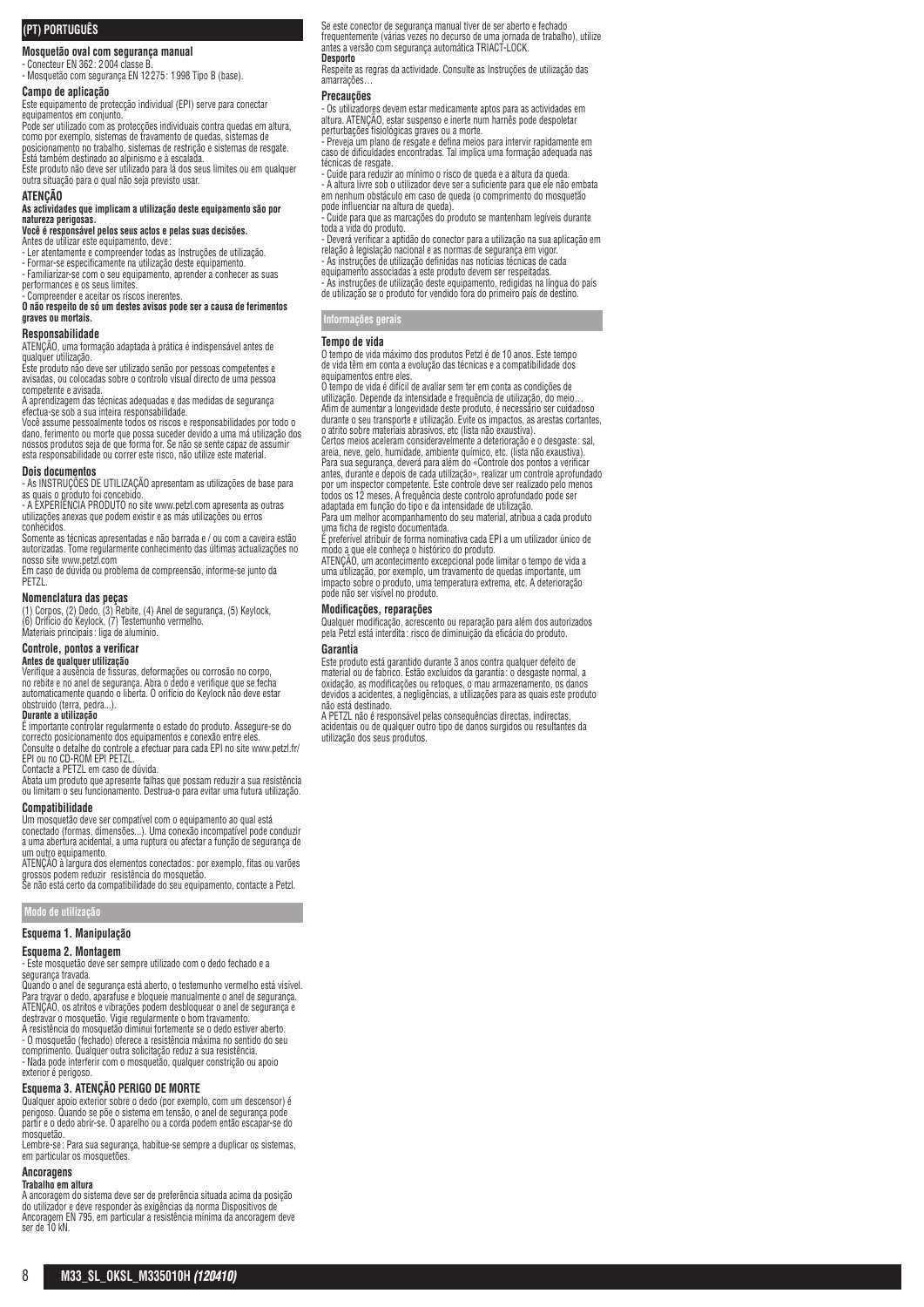## (PT) PORTUGUÊS

### Mosquetão oval com segurança manual

- Conecteur EN 362 : 2004 classe B.
- Mosquetão com segurança EN 12275 : 1998 Tipo B (base).

### Campo de aplicação

Este equipamento de protecção individual (EPI) serve para conectar equipamentos em conjunto.

Pode ser utilizado com as protecções individuais contra quedas em altura, como por exemplo, sistemas de travamento de quedas, sistemas de posicionamento no trabalho, sistemas de restrição e sistemas de resgate. Está também destinado ao alpinismo e à escalada.

Este produto não deve ser utilizado para lá dos seus limites ou em qualquer outra situação para o qual não seja previsto usar.

### ATENÇÃO

**As actividades que implicam a utilização deste equipamento são por natureza perigosas.**

**Você é responsável pelos seus actos e pelas suas decisões.**

Antes de utilizar este equipamento, deve :

- Ler atentamente e compreender todas as Instruções de utilização.
- Formar-se especificamente na utilização deste equipamento.
- Familiarizar-se com o seu equipamento, aprender a conhecer as suas performances e os seus limites.
- Compreender e aceitar os riscos inerentes.

**O não respeito de só um destes avisos pode ser a causa de ferimentos graves ou mortais.**

### Responsabilidade

ATENÇÃO, uma formação adaptada à prática é indispensável antes de qualquer utilização.

Este produto não deve ser utilizado senão por pessoas competentes e avisadas, ou colocadas sobre o controlo visual directo de uma pessoa competente e avisada.

A aprendizagem das técnicas adequadas e das medidas de segurança efectua-se sob a sua inteira responsabilidade.

Você assume pessoalmente todos os riscos e responsabilidades por todo o dano, ferimento ou morte que possa suceder devido a uma má utilização dos nossos produtos seja de que forma for. Se não se sente capaz de assumir esta responsabilidade ou correr este risco, não utilize este material.

### Dois documentos

- As INSTRUÇÕES DE UTILIZAÇÃO apresentam as utilizações de base para as quais o produto foi concebido.
- A EXPERIÊNCIA PRODUTO no site www.petzl.com apresenta as outras utilizações anexas que podem existir e as más utilizações ou erros conhecidos.

Somente as técnicas apresentadas e não barrada e / ou com a caveira estão autorizadas. Tome regularmente conhecimento das últimas actualizações no nosso site www.petzl.com

Em caso de dúvida ou problema de compreensão, informe-se junto da PETZL.

### Nomenclatura das peças

(1) Corpos, (2) Dedo, (3) Rebite, (4) Anel de segurança, (5) Keylock, (6) Orifício do Keylock, (7) Testemunho vermelho.

Materiais principais : liga de alumínio.

### Controle, pontos a verificar

**Antes de qualquer utilização**

Verifique a ausência de fissuras, deformações ou corrosão no corpo, no rebite e no anel de segurança. Abra o dedo e verifique que se fecha automaticamente quando o liberta. O orifício do Keylock não deve estar obstruído (terra, pedra...).

**Durante a utilização**

É importante controlar regularmente o estado do produto. Assegure-se do correcto posicionamento dos equipamentos e conexão entre eles.

Consulte o detalhe do controle a efectuar para cada EPI no site www.petzl.fr/EPI ou no CD-ROM EPI PETZL.

Contacte a PETZL em caso de dúvida.

Abata um produto que apresente falhas que possam reduzir a sua resistência ou limitam o seu funcionamento. Destrua-o para evitar uma futura utilização.

### Compatibilidade

Um mosquetão deve ser compatível com o equipamento ao qual está conectado (formas, dimensões...). Uma conexão incompatível pode conduzir a uma abertura acidental, a uma ruptura ou afectar a função de segurança de um outro equipamento.

ATENÇÃO à largura dos elementos conectados : por exemplo, fitas ou varões grossos podem reduzir resistência do mosquetão.

Se não está certo da compatibilidade do seu equipamento, contacte a Petzl.

## Modo de utilização

### Esquema 1. Manipulação

### Esquema 2. Montagem

- Este mosquetão deve ser sempre utilizado com o dedo fechado e a segurança travada.

Quando o anel de segurança está aberto, o testemunho vermelho está visível. Para travar o dedo, aparafuse e bloqueie manualmente o anel de segurança. ATENÇÃO, os atritos e vibrações podem desbloquear o anel de segurança e destravar o mosquetão. Vigie regularmente o bom travamento.

A resistência do mosquetão diminui fortemente se o dedo estiver aberto.

- O mosquetão (fechado) oferece a resistência máxima no sentido do seu comprimento. Qualquer outra solicitação reduz a sua resistência.
- Nada pode interferir com o mosquetão, qualquer constrição ou apoio exterior é perigoso.

### Esquema 3. ATENÇÃO PERIGO DE MORTE

Qualquer apoio exterior sobre o dedo (por exemplo, com um descensor) é perigoso. Quando se põe o sistema em tensão, o anel de segurança pode partir e o dedo abrir-se. O aparelho ou a corda podem então escapar-se do mosquetão.

Lembre-se : Para sua segurança, habitue-se sempre a duplicar os sistemas, em particular os mosquetões.

### Ancoragens

**Trabalho em altura**

A ancoragem do sistema deve ser de preferência situada acima da posição do utilizador e deve responder às exigências da norma Dispositivos de Ancoragem EN 795, em particular a resistência mínima da ancoragem deve ser de 10 kN.

Se este conector de segurança manual tiver de ser aberto e fechado frequentemente (várias vezes no decurso de uma jornada de trabalho), utilize antes a versão com segurança automática TRIACT-LOCK.

**Desporto**

Respeite as regras da actividade. Consulte as Instruções de utilização das amarrações…

### Precauções

- Os utilizadores devem estar medicamente aptos para as actividades em altura. ATENÇÃO, estar suspenso e inerte num harnês pode despoletar perturbações fisiológicas graves ou a morte.
- Preveja um plano de resgate e defina meios para intervir rapidamente em caso de dificuldades encontradas. Tal implica uma formação adequada nas técnicas de resgate.
- Cuide para reduzir ao mínimo o risco de queda e a altura da queda.
- A altura livre sob o utilizador deve ser a suficiente para que ele não embata em nenhum obstáculo em caso de queda (o comprimento do mosquetão pode influenciar na altura de queda).
- Cuide para que as marcações do produto se mantenham legíveis durante toda a vida do produto.
- Deverá verificar a aptidão do conector para a utilização na sua aplicação em relação à legislação nacional e as normas de segurança em vigor.
- As instruções de utilização definidas nas notícias técnicas de cada equipamento associadas a este produto devem ser respeitadas.
- As instruções de utilização deste equipamento, redigidas na língua do país de utilização se o produto for vendido fora do primeiro país de destino.

## Informações gerais

### Tempo de vida

O tempo de vida máximo dos produtos Petzl é de 10 anos. Este tempo de vida têm em conta a evolução das técnicas e a compatibilidade dos equipamentos entre eles.

O tempo de vida é difícil de avaliar sem ter em conta as condições de utilização. Depende da intensidade e frequência de utilização, do meio… Afim de aumentar a longevidade deste produto, é necessário ser cuidadoso durante o seu transporte e utilização. Evite os impactos, as arestas cortantes, o atrito sobre materiais abrasivos, etc (lista não exaustiva).

Certos meios aceleram consideravelmente a deterioração e o desgaste : sal, areia, neve, gelo, humidade, ambiente químico, etc. (lista não exaustiva).

Para sua segurança, deverá para além do «Controle dos pontos a verificar antes, durante e depois de cada utilização», realizar um controle aprofundado por um inspector competente. Este controle deve ser realizado pelo menos todos os 12 meses. A frequência deste controlo aprofundado pode ser adaptada em função do tipo e da intensidade de utilização.

Para um melhor acompanhamento do seu material, atribua a cada produto uma ficha de registo documentada.

É preferível atribuir de forma nominativa cada EPI a um utilizador único de modo a que ele conheça o histórico do produto.

ATENÇÃO, um acontecimento excepcional pode limitar o tempo de vida a uma utilização, por exemplo, um travamento de quedas importante, um impacto sobre o produto, uma temperatura extrema, etc. A deterioração pode não ser visível no produto.

### Modificações, reparações

Qualquer modificação, acrescento ou reparação para além dos autorizados pela Petzl está interdita : risco de diminuição da eficácia do produto.

### Garantia

Este produto está garantido durante 3 anos contra qualquer defeito de material ou de fabrico. Estão excluídos da garantia : o desgaste normal, a oxidação, as modificações ou retoques, o mau armazenamento, os danos devidos a acidentes, a negligências, a utilizações para as quais este produto não está destinado.

A PETZL não é responsável pelas consequências directas, indirectas, acidentais ou de qualquer outro tipo de danos surgidos ou resultantes da utilização dos seus produtos.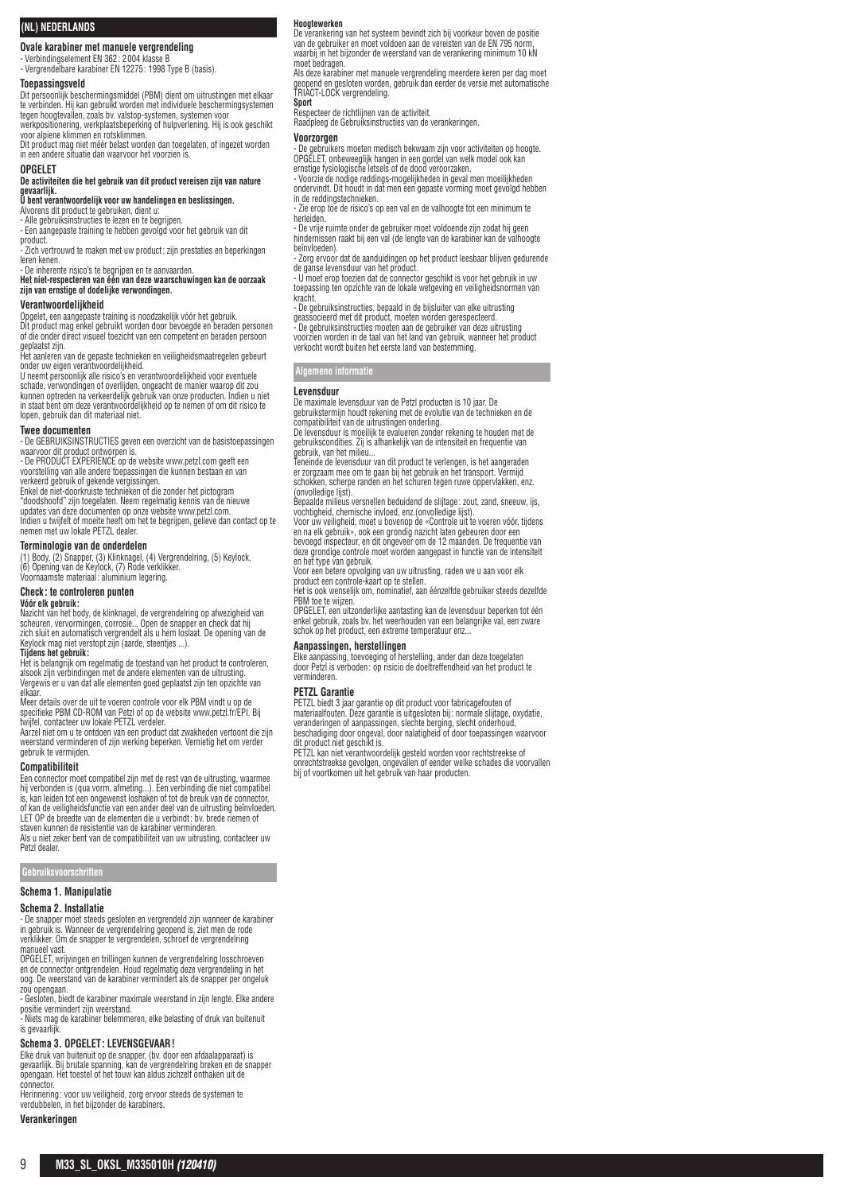## (NL) NEDERLANDS

### Ovale karabiner met manuele vergrendeling

- Verbindingselement EN 362 : 2 004 klasse B
- Vergrendelbare karabiner EN 12275 : 1998 Type B (basis).

### Toepassingsveld

Dit persoonlijk beschermingsmiddel (PBM) dient om uitrustingen met elkaar te verbinden. Hij kan gebruikt worden met individuele beschermingsystemen tegen hoogtevallen, zoals bv. valstop-systemen, systemen voor werkpositionering, werkplaatsbeperking of hulpverlening. Hij is ook geschikt voor alpiene klimmen en rotsklimmen.

Dit product mag niet méér belast worden dan toegelaten, of ingezet worden in een andere situatie dan waarvoor het voorzien is.

### OPGELET

**De activiteiten die het gebruik van dit product vereisen zijn van nature gevaarlijk.**

**U bent verantwoordelijk voor uw handelingen en beslissingen.**

Alvorens dit product te gebruiken, dient u:

- Alle gebruiksinstructies te lezen en te begrijpen.
- Een aangepaste training te hebben gevolgd voor het gebruik van dit product.
- Zich vertrouwd te maken met uw product ; zijn prestaties en beperkingen leren kenen.
- De inherente risico's te begrijpen en te aanvaarden.

**Het niet-respecteren van één van deze waarschuwingen kan de oorzaak zijn van ernstige of dodelijke verwondingen.**

### Verantwoordelijkheid

Opgelet, een aangepaste training is noodzakelijk vóór het gebruik.

Dit product mag enkel gebruikt worden door bevoegde en beraden personen of die onder direct visueel toezicht van een competent en beraden persoon geplaatst zijn.

Het aanleren van de gepaste technieken en veiligheidsmaatregelen gebeurt onder uw eigen verantwoordelijkheid.

U neemt persoonlijk alle risico's en verantwoordelijkheid voor eventuele schade, verwondingen of overlijden, ongeacht de manier waarop dit zou kunnen optreden na verkeerdelijk gebruik van onze producten. Indien u niet in staat bent om deze verantwoordelijkheid op te nemen of om dit risico te lopen, gebruik dan dit materiaal niet.

### Twee documenten

- De GEBRUIKSINSTRUCTIES geven een overzicht van de basistoepassingen waarvoor dit product ontworpen is.
- De PRODUCT EXPERIENCE op de website www.petzl.com geeft een voorstelling van alle andere toepassingen die kunnen bestaan en van verkeerd gebruik of gekende vergissingen.

Enkel de niet-doorkruiste technieken of die zonder het pictogram "doodshoofd" zijn toegelaten. Neem regelmatig kennis van de nieuwe updates van deze documenten op onze website www.petzl.com.

Indien u twijfelt of moeite heeft om het te begrijpen, gelieve dan contact op te nemen met uw lokale PETZL dealer.

### Terminologie van de onderdelen

(1) Body, (2) Snapper, (3) Klinknagel, (4) Vergrendelring, (5) Keylock, (6) Opening van de Keylock, (7) Rode verklikker.

Voornaamste materiaal : aluminium legering.

### Check : te controleren punten

**Vóór elk gebruik :**

Nazicht van het body, de klinknagel, de vergrendelring op afwezigheid van scheuren, vervormingen, corrosie... Open de snapper en check dat hij zich sluit en automatisch vergrendelt als u hem loslaat. De opening van de Keylock mag niet verstopt zijn (aarde, steentjes ...).

**Tijdens het gebruik :**

Het is belangrijk om regelmatig de toestand van het product te controleren, alsook zijn verbindingen met de andere elementen van de uitrusting. Vergewis er u van dat alle elementen goed geplaatst zijn ten opzichte van elkaar.

Meer details over de uit te voeren controle voor elk PBM vindt u op de specifieke PBM CD-ROM van Petzl of op de website www.petzl.fr/EPI. Bij twijfel, contacteer uw lokale PETZL verdeler.

Aarzel niet om u te ontdoen van een product dat zwakheden vertoont die zijn weerstand verminderen of zijn werking beperken. Vernietig het om verder gebruik te vermijden.

### Compatibiliteit

Een connector moet compatibel zijn met de rest van de uitrusting, waarmee hij verbonden is (qua vorm, afmeting...). Een verbinding die niet compatibel is, kan leiden tot een ongewenst loshaken of tot de breuk van de connector, of kan de veiligheidsfunctie van een ander deel van de uitrusting beïnvloeden. LET OP de breedte van de elementen die u verbindt : bv. brede riemen of staven kunnen de resistentie van de karabiner verminderen.

Als u niet zeker bent van de compatibiliteit van uw uitrusting, contacteer uw Petzl dealer.

## Gebruiksvoorschriften

### Schema 1. Manipulatie

### Schema 2. Installatie

- De snapper moet steeds gesloten en vergrendeld zijn wanneer de karabiner in gebruik is. Wanneer de vergrendelring geopend is, ziet men de rode verklikker. Om de snapper te vergrendelen, schroef de vergrendelring manueel vast.

OPGELET, wrijvingen en trillingen kunnen de vergrendelring losschroeven en de connector ontgrendelen. Houd regelmatig deze vergrendeling in het oog. De weerstand van de karabiner vermindert als de snapper per ongeluk zou opengaan.

- Gesloten, biedt de karabiner maximale weerstand in zijn lengte. Elke andere positie vermindert zijn weerstand.
- Niets mag de karabiner belemmeren, elke belasting of druk van buitenuit is gevaarlijk.

### Schema 3. OPGELET : LEVENSGEVAAR !

Elke druk van buitenuit op de snapper, (bv. door een afdaalapparaat) is gevaarlijk. Bij brutale spanning, kan de vergrendelring breken en de snapper opengaan. Het toestel of het touw kan aldus zichzelf onthaken uit de connector.

Herinnering : voor uw veiligheid, zorg ervoor steeds de systemen te verdubbelen, in het bijzonder de karabiners.

### Verankeringen

**Hoogtewerken**

De verankering van het systeem bevindt zich bij voorkeur boven de positie van de gebruiker en moet voldoen aan de vereisten van de EN 795 norm, waarbij in het bijzonder de weerstand van de verankering minimum 10 kN moet bedragen.

Als deze karabiner met manuele vergrendeling meerdere keren per dag moet geopend en gesloten worden, gebruik dan eerder de versie met automatische TRIACT-LOCK vergrendeling.

**Sport**

Respecteer de richtlijnen van de activiteit.

Raadpleeg de Gebruiksinstructies van de verankeringen.

### Voorzorgen

- De gebruikers moeten medisch bekwaam zijn voor activiteiten op hoogte. OPGELET, onbeweeglijk hangen in een gordel van welk model ook kan ernstige fysiologische letsels of de dood veroorzaken.
- Voorzie de nodige reddings-mogelijkheden in geval men moeilijkheden ondervindt. Dit houdt in dat men een gepaste vorming moet gevolgd hebben in de reddingstechnieken.
- Zie erop toe de risico's op een val en de valhoogte tot een minimum te herleiden.
- De vrije ruimte onder de gebruiker moet voldoende zijn zodat hij geen hindernissen raakt bij een val (de lengte van de karabiner kan de valhoogte beïnvloeden).
- Zorg ervoor dat de aanduidingen op het product leesbaar blijven gedurende de ganse levensduur van het product.
- U moet erop toezien dat de connector geschikt is voor het gebruik in uw toepassing ten opzichte van de lokale wetgeving en veiligheidsnormen van kracht.
- De gebruiksinstructies, bepaald in de bijsluiter van elke uitrusting geassocieerd met dit product, moeten worden gerespecteerd.
- De gebruiksinstructies moeten aan de gebruiker van deze uitrusting voorzien worden in de taal van het land van gebruik, wanneer het product verkocht wordt buiten het eerste land van bestemming.

## Algemene informatie

### Levensduur

De maximale levensduur van de Petzl producten is 10 jaar. De gebruikstermijn houdt rekening met de evolutie van de technieken en de compatibiliteit van de uitrustingen onderling.

De levensduur is moeilijk te evalueren zonder rekening te houden met de gebruikscondities. Zij is afhankelijk van de intensiteit en frequentie van gebruik, van het milieu...

Teneinde de levensduur van dit product te verlengen, is het aangeraden er zorgzaam mee om te gaan bij het gebruik en het transport. Vermijd schokken, scherpe randen en het schuren tegen ruwe oppervlakken, enz. (onvolledige lijst).

Bepaalde milieus versnellen beduidend de slijtage : zout, zand, sneeuw, ijs, vochtigheid, chemische invloed, enz.(onvolledige lijst).

Voor uw veiligheid, moet u bovenop de «Controle uit te voeren vóór, tijdens en na elk gebruik», ook een grondig nazicht laten gebeuren door een bevoegd inspecteur, en dit ongeveer om de 12 maanden. De frequentie van deze grondige controle moet worden aangepast in functie van de intensiteit en het type van gebruik.

Voor een betere opvolging van uw uitrusting, raden we u aan voor elk product een controle-kaart op te stellen.

Het is ook wenselijk om, nominatief, aan éénzelfde gebruiker steeds dezelfde PBM toe te wijzen.

OPGELET, een uitzonderlijke aantasting kan de levensduur beperken tot één enkel gebruik, zoals bv. het weerhouden van een belangrijke val, een zware schok op het product, een extreme temperatuur enz...

### Aanpassingen, herstellingen

Elke aanpassing, toevoeging of herstelling, ander dan deze toegelaten door Petzl is verboden : op risicio de doeltreffendheid van het product te verminderen.

### PETZL Garantie

PETZL biedt 3 jaar garantie op dit product voor fabricagefouten of materiaalfouten. Deze garantie is uitgesloten bij : normale slijtage, oxydatie, veranderingen of aanpassingen, slechte berging, slecht onderhoud, beschadiging door ongeval, door nalatigheid of door toepassingen waarvoor dit product niet geschikt is.

PETZL kan niet verantwoordelijk gesteld worden voor rechtstreekse of onrechtstreekse gevolgen, ongevallen of eender welke schades die voorvallen bij of voortkomen uit het gebruik van haar producten.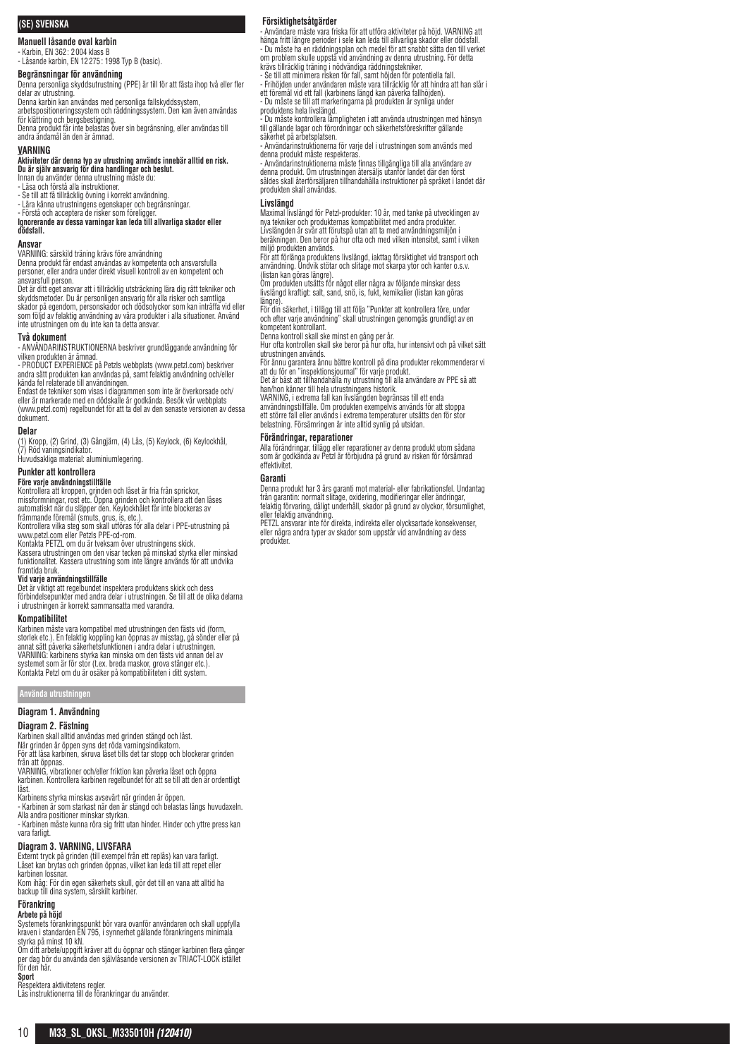## (SE) SVENSKA

### Manuell låsande oval karbin

- Karbin, EN 362: 2004 klass B
- Låsande karbin, EN 12275: 1998 Typ B (basic).

### Begränsningar för användning

Denna personliga skyddsutrustning (PPE) är till för att fästa ihop två eller fler delar av utrustning.

Denna karbin kan användas med personliga fallskyddssystem, arbetspositioneringssystem och räddningssystem. Den kan även användas för klättring och bergsbestigning.

Denna produkt får inte belastas över sin begränsning, eller användas till andra ändamål än den är ämnad.

### VARNING

**Aktiviteter där denna typ av utrustning används innebär alltid en risk. Du är själv ansvarig för dina handlingar och beslut.**

Innan du använder denna utrustning måste du:

- Läsa och förstå alla instruktioner.
- Se till att få tillräcklig övning i korrekt användning.
- Lära känna utrustningens egenskaper och begränsningar.
- Förstå och acceptera de risker som föreligger.

**Ignorerande av dessa varningar kan leda till allvarliga skador eller dödsfall.**

### Ansvar

VARNING: särskild träning krävs före användning

Denna produkt får endast användas av kompetenta och ansvarsfulla personer, eller andra under direkt visuell kontroll av en kompetent och ansvarsfull person.

Det är ditt eget ansvar att i tillräcklig utsträckning lära dig rätt tekniker och skyddsmetoder. Du är personligen ansvarig för alla risker och samtliga skador på egendom, personskador och dödsolyckor som kan inträffa vid eller som följd av felaktig användning av våra produkter i alla situationer. Använd inte utrustningen om du inte kan ta detta ansvar.

### Två dokument

- ANVÄNDARINSTRUKTIONERNA beskriver grundläggande användning för vilken produkten är ämnad.
- PRODUCT EXPERIENCE på Petzls webbplats (www.petzl.com) beskriver andra sätt produkten kan användas på, samt felaktig användning och/eller kända fel relaterade till användningen.

Endast de tekniker som visas i diagrammen som inte är överkorsade och/eller är markerade med en dödskalle är godkända. Besök vår webbplats (www.petzl.com) regelbundet för att ta del av den senaste versionen av dessa dokument.

### Delar

(1) Kropp, (2) Grind, (3) Gångjärn, (4) Lås, (5) Keylock, (6) Keylockhål, (7) Röd varningsindikator.

Huvudsakliga material: aluminiumlegering.

### Punkter att kontrollera

**Före varje användningstillfälle**

Kontrollera att kroppen, grinden och låset är fria från sprickor, missformningar, rost etc. Öppna grinden och kontrollera att den låses automatiskt när du släpper den. Keylockhålet får inte blockeras av främmande föremål (smuts, grus, is, etc.).

Kontrollera vilka steg som skall utföras för alla delar i PPE-utrustning på www.petzl.com eller Petzls PPE-cd-rom.

Kontakta PETZL om du är tveksam över utrustningens skick.

Kassera utrustningen om den visar tecken på minskad styrka eller minskad funktionalitet. Kassera utrustning som inte längre används för att undvika framtida bruk.

**Vid varje användningstillfälle**

Det är viktigt att regelbundet inspektera produktens skick och dess förbindelsepunkter med andra delar i utrustningen. Se till att de olika delarna i utrustningen är korrekt sammansatta med varandra.

### Kompatibilitet

Karbinen måste vara kompatibel med utrustningen den fästs vid (form, storlek etc.). En felaktig koppling kan öppnas av misstag, gå sönder eller på annat sätt påverka säkerhetsfunktionen i andra delar i utrustningen.

VARNING: karbinens styrka kan minska om den fästs vid annan del av systemet som är för stor (t.ex. breda maskor, grova stänger etc.).

Kontakta Petzl om du är osäker på kompatibiliteten i ditt system.

## Använda utrustningen

### Diagram 1. Användning

### Diagram 2. Fästning

Karbinen skall alltid användas med grinden stängd och låst.

När grinden är öppen syns det röda varningsindikatorn.

För att låsa karbinen, skruva låset tills det tar stopp och blockerar grinden från att öppnas.

VARNING, vibrationer och/eller friktion kan påverka låset och öppna karbinen. Kontrollera karbinen regelbundet för att se till att den är ordentligt låst.

Karbinens styrka minskas avsevärt när grinden är öppen.

- Karbinen är som starkast när den är stängd och belastas längs huvudaxeln. Alla andra positioner minskar styrkan.
- Karbinen måste kunna röra sig fritt utan hinder. Hinder och yttre press kan vara farligt.

### Diagram 3. VARNING, LIVSFARA

Externt tryck på grinden (till exempel från ett repläs) kan vara farligt. Låset kan brytas och grinden öppnas, vilket kan leda till att repet eller karbinen lossnar.

Kom ihåg: För din egen säkerhets skull, gör det till en vana att alltid ha backup till dina system, särskilt karbiner.

### Förankring

**Arbete på höjd**

Systemets förankringspunkt bör vara ovanför användaren och skall uppfylla kraven i standarden EN 795, i synnerhet gällande förankringens minimala styrka på minst 10 kN.

Om ditt arbete/uppgift kräver att du öppnar och stänger karbinen flera gånger per dag bör du använda den självlåsande versionen av TRIACT-LOCK istället för den här.

**Sport**

Respektera aktivitetens regler.

Läs instruktionerna till de förankringar du använder.

### Försiktighetsåtgärder

- Användare måste vara friska för att utföra aktiviteter på höjd. VARNING att hänga fritt längre perioder i sele kan leda till allvarliga skador eller dödsfall.
- Du måste ha en räddningsplan och medel för att snabbt sätta den till verket om problem skulle uppstå vid användning av denna utrustning. För detta krävs tillräcklig träning i nödvändiga räddningstekniker.
- Se till att minimera risken för fall, samt höjden för potentiella fall.
- Frihöjden under användaren måste vara tillräcklig för att hindra att han slår i ett föremål vid ett fall (karbinens längd kan påverka fallhöjden).
- Du måste se till att markeringarna på produkten är synliga under produktens hela livslängd.
- Du måste kontrollera lämpligheten i att använda utrustningen med hänsyn till gällande lagar och förordningar och säkerhetsföreskrifter gällande säkerhet på arbetsplatsen.
- Användarinstruktionerna för varje del i utrustningen som används med denna produkt måste respekteras.
- Användarinstruktionerna måste finnas tillgängliga till alla användare av denna produkt. Om utrustningen återsäljs utanför landet där den först såldes skall återförsäljaren tillhandahålla instruktioner på språket i landet där produkten skall användas.

### Livslängd

Maximal livslängd för Petzl-produkter: 10 år, med tanke på utvecklingen av nya tekniker och produkternas kompatibilitet med andra produkter.

Livslängden är svår att förutspå utan att ta med användningsmiljön i beräkningen. Den beror på hur ofta och med vilken intensitet, samt i vilken miljö produkten används.

För att förlänga produktens livslängd, iakttag försiktighet vid transport och användning. Undvik stötar och slitage mot skarpa ytor och kanter o.s.v. (listan kan göras längre).

Om produkten utsätts för något eller några av följande minskar dess livslängd kraftigt: salt, sand, snö, is, fukt, kemikalier (listan kan göras längre).

För din säkerhet, i tillägg till att följa "Punkter att kontrollera före, under och efter varje användning" skall utrustningen genomgås grundligt av en kompetent kontrollant.

Denna kontroll skall ske minst en gång per år.

Hur ofta kontrollen skall ske beror på hur ofta, hur intensivt och på vilket sätt utrustningen används.

För ännu garantera ännu bättre kontroll på dina produkter rekommenderar vi att du för en "inspektionsjournal" för varje produkt.

Det är bäst att tillhandahålla ny utrustning till alla användare av PPE så att han/hon känner till hela utrustningens historik.

VARNING, i extrema fall kan livslängden begränsas till ett enda användningstillfälle. Om produkten exempelvis används för att stoppa ett större fall eller används i extrema temperaturer utsätts den för stor belastning. Försämringen är inte alltid synlig på utsidan.

### Förändringar, reparationer

Alla förändringar, tillägg eller reparationer av denna produkt utom sådana som är godkända av Petzl är förbjudna på grund av risken för försämrad effektivitet.

### Garanti

Denna produkt har 3 års garanti mot material- eller fabrikationsfel. Undantag från garantin: normalt slitage, oxidering, modifieringar eller ändringar, felaktig förvaring, dåligt underhåll, skador på grund av olyckor, försumlighet, eller felaktig användning.

PETZL ansvarar inte för direkta, indirekta eller olycksartade konsekvenser, eller några andra typer av skador som uppstår vid användning av dess produkter.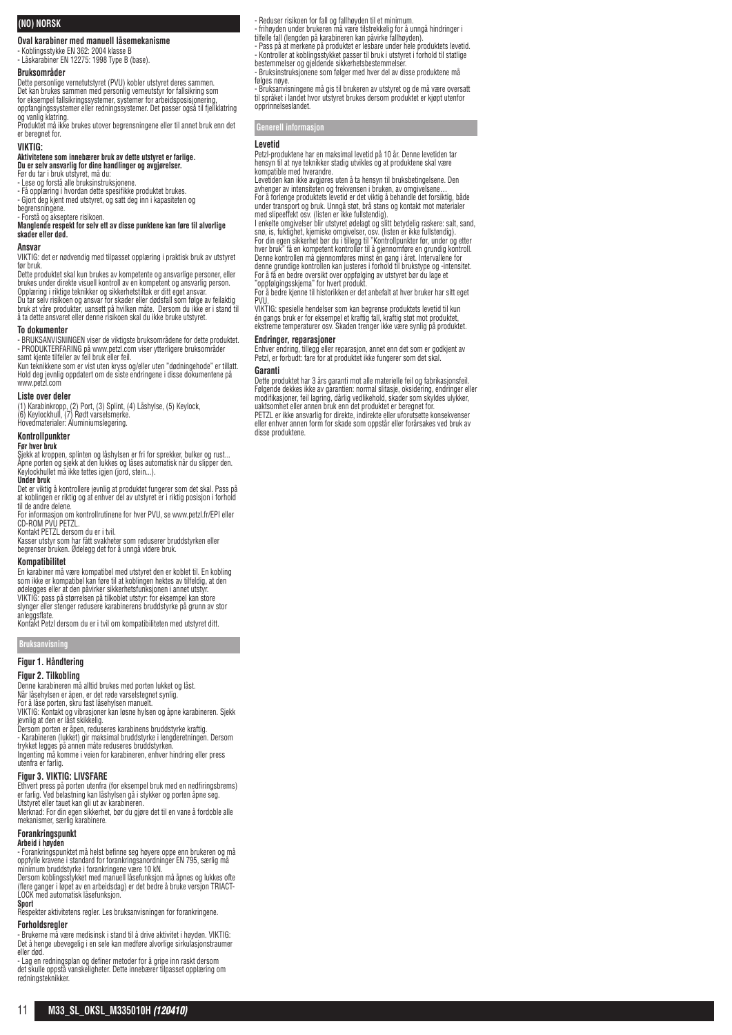## (NO) NORSK

### Oval karabiner med manuell låsemekanisme

- Koblingsstykke EN 362: 2004 klasse B
- Låskarabiner EN 12275: 1998 Type B (base).

### Bruksområder

Dette personlige vernetutstyret (PVU) kobler utstyret deres sammen. Det kan brukes sammen med personlig verneutstyr for fallsikring som for eksempel fallsikringssystemer, systemer for arbeidsposisjonering, oppfangingssystemer eller redningssystemer. Det passer også til fjellklatring og vanlig klatring.

Produktet må ikke brukes utover begrensningene eller til annet bruk enn det er beregnet for.

### VIKTIG:

**Aktivitetene som innebærer bruk av dette utstyret er farlige.**
**Du er selv ansvarlig for dine handlinger og avgjørelser.**

Før du tar i bruk utstyret, må du:

- Lese og forstå alle bruksinstruksjonene.
- Få opplæring i hvordan dette spesifikke produktet brukes.
- Gjort deg kjent med utstyret, og satt deg inn i kapasiteten og begrensningene.
- Forstå og akseptere risikoen.

**Manglende respekt for selv ett av disse punktene kan føre til alvorlige skader eller død.**

### Ansvar

VIKTIG: det er nødvendig med tilpasset opplæring i praktisk bruk av utstyret før bruk.

Dette produktet skal kun brukes av kompetente og ansvarlige personer, eller brukes under direkte visuell kontroll av en kompetent og ansvarlig person. Opplæring i riktige teknikker og sikkerhetstiltak er ditt eget ansvar.

Du tar selv risikoen og ansvar for skader eller dødsfall som følge av feilaktig bruk at våre produkter, uansett på hvilken måte. Dersom du ikke er i stand til å ta dette ansvaret eller denne risikoen skal du ikke bruke utstyret.

### To dokumenter

- BRUKSANVISNINGEN viser de viktigste bruksområdene for dette produktet.
- PRODUKTERFARING på www.petzl.com viser ytterligere bruksområder samt kjente tilfeller av feil bruk eller feil.

Kun teknikkene som er vist uten kryss og/eller uten "dødningehode" er tillatt. Hold deg jevnlig oppdatert om de siste endringene i disse dokumentene på www.petzl.com

### Liste over deler

(1) Karabinkropp, (2) Port, (3) Splint, (4) Låshylse, (5) Keylock, (6) Keylockhull, (7) Rødt varselsmerke.
Hovedmaterialer: Aluminiumslegering.

### Kontrollpunkter

**Før hver bruk**

Sjekk at kroppen, splinten og låshylsen er fri for sprekker, bulker og rust... Åpne porten og sjekk at den lukkes og låses automatisk når du slipper den. Keylockhullet må ikke tettes igjen (jord, stein...).

**Under bruk**

Det er viktig å kontrollere jevnlig at produktet fungerer som det skal. Pass på at koblingen er riktig og at enhver del av utstyret er i riktig posisjon i forhold til de andre delene.

For informasjon om kontrollrutinene for hver PVU, se www.petzl.fr/EPI eller CD-ROM PVU PETZL.

Kontakt PETZL dersom du er i tvil.

Kasser utstyr som har fått svakheter som reduserer bruddstyrken eller begrenser bruken. Ødelegg det for å unngå videre bruk.

### Kompatibilitet

En karabiner må være kompatibel med utstyret den er koblet til. En kobling som ikke er kompatibel kan føre til at koblingen hektes av tilfeldig, at den ødelegges eller at den påvirker sikkerhetsfunksjonen i annet utstyr.

VIKTIG: pass på størrelsen på tilkoblet utstyr: for eksempel kan store slynger eller stenger redusere karabinerens bruddstyrke på grunn av stor anleggsflate.

Kontakt Petzl dersom du er i tvil om kompatibiliteten med utstyret ditt.

## Bruksanvisning

### Figur 1. Håndtering

### Figur 2. Tilkobling

Denne karabineren må alltid brukes med porten lukket og låst.
Når låsehylsen er åpen, er det røde varselstegnet synlig.
For å låse porten, skru fast låsehylsen manuelt.
VIKTIG: Kontakt og vibrasjoner kan løsne hylsen og åpne karabineren. Sjekk jevnlig at den er låst skikkelig.
Dersom porten er åpen, reduseres karabinens bruddstyrke kraftig.
- Karabineren (lukket) gir maksimal bruddstyrke i lengderetningen. Dersom trykket legges på annen måte reduseres bruddstyrken.
Ingenting må komme i veien for karabineren, enhver hindring eller press utenfra er farlig.

### Figur 3. VIKTIG: LIVSFARE

Ethvert press på porten utenfra (for eksempel bruk med en nedfiringsbrems) er farlig. Ved belastning kan låshylsen gå i stykker og porten åpne seg. Utstyret eller tauet kan gli ut av karabineren.
Merknad: For din egen sikkerhet, bør du gjøre det til en vane å fordoble alle mekanismer, særlig karabinere.

### Forankringspunkt

**Arbeid i høyden**

- Forankringspunktet må helst befinne seg høyere oppe enn brukeren og må oppfylle kravene i standard for forankringsanordninger EN 795, særlig må minimum bruddstyrke i forankringene være 10 kN.
Dersom koblingsstykket med manuell låsefunksjon må åpnes og lukkes ofte (flere ganger i løpet av en arbeidsdag) er det bedre å bruke versjon TRIACT-LOCK med automatisk låsefunksjon.

**Sport**

Respekter aktivitetens regler. Les bruksanvisningen for forankringene.

### Forholdsregler

- Brukerne må være medisinsk i stand til å drive aktivitet i høyden. VIKTIG: Det å henge ubevegelig i en sele kan medføre alvorlige sirkulasjonstraumer eller død.
- Lag en redningsplan og definer metoder for å gripe inn raskt dersom det skulle oppstå vanskeligheter. Dette innebærer tilpasset opplæring om redningsteknikker.
- Reduser risikoen for fall og fallhøyden til et minimum.
- frihøyden under brukeren må være tilstrekkelig for å unngå hindringer i tilfelle fall (lengden på karabineren kan påvirke fallhøyden).
- Pass på at merkene på produktet er lesbare under hele produktets levetid.
- Kontroller at koblingsstykket passer til bruk i utstyret i forhold til statlige bestemmelser og gjeldende sikkerhetsbestemmelser.
- Bruksinstruksjonene som følger med hver del av disse produktene må følges nøye.
- Bruksanvisningene må gis til brukeren av utstyret og de må være oversatt til språket i landet hvor utstyret brukes dersom produktet er kjøpt utenfor opprinnelseslandet.

## Generell informasjon

### Levetid

Petzl-produktene har en maksimal levetid på 10 år. Denne levetiden tar hensyn til at nye teknikker stadig utvikles og at produktene skal være kompatible med hverandre.

Levetiden kan ikke avgjøres uten å ta hensyn til bruksbetingelsene. Den avhenger av intensiteten og frekvensen i bruken, av omgivelsene…

For å forlenge produktets levetid er det viktig å behandle det forsiktig, både under transport og bruk. Unngå støt, brå stans og kontakt mot materialer med slipeeffekt osv. (listen er ikke fullstendig).

I enkelte omgivelser blir utstyret ødelagt og slitt betydelig raskere: salt, sand, snø, is, fuktighet, kjemiske omgivelser, osv. (listen er ikke fullstendig).

For din egen sikkerhet bør du i tillegg til "Kontrollpunkter før, under og etter hver bruk" få en kompetent kontrollør til å gjennomføre en grundig kontroll. Denne kontrollen må gjennomføres minst én gang i året. Intervallene for denne grundige kontrollen kan justeres i forhold til brukstype og -intensitet. For å få en bedre oversikt over oppfølging av utstyret bør du lage et "oppfølgingsskjema" for hvert produkt.

For å bedre kjenne til historikken er det anbefalt at hver bruker har sitt eget PVU.

VIKTIG: spesielle hendelser som kan begrense produktets levetid til kun én gangs bruk er for eksempel et kraftig fall, kraftig støt mot produktet, ekstreme temperaturer osv. Skaden trenger ikke være synlig på produktet.

### Endringer, reparasjoner

Enhver endring, tillegg eller reparasjon, annet enn det som er godkjent av Petzl, er forbudt: fare for at produktet ikke fungerer som det skal.

### Garanti

Dette produktet har 3 års garanti mot alle materielle feil og fabrikasjonsfeil. Følgende dekkes ikke av garantien: normal slitasje, oksidering, endringer eller modifikasjoner, feil lagring, dårlig vedlikehold, skader som skyldes ulykker, uaktsomhet eller annen bruk enn det produktet er beregnet for.

PETZL er ikke ansvarlig for direkte, indirekte eller uforutsette konsekvenser eller enhver annen form for skade som oppstår eller forårsakes ved bruk av disse produktene.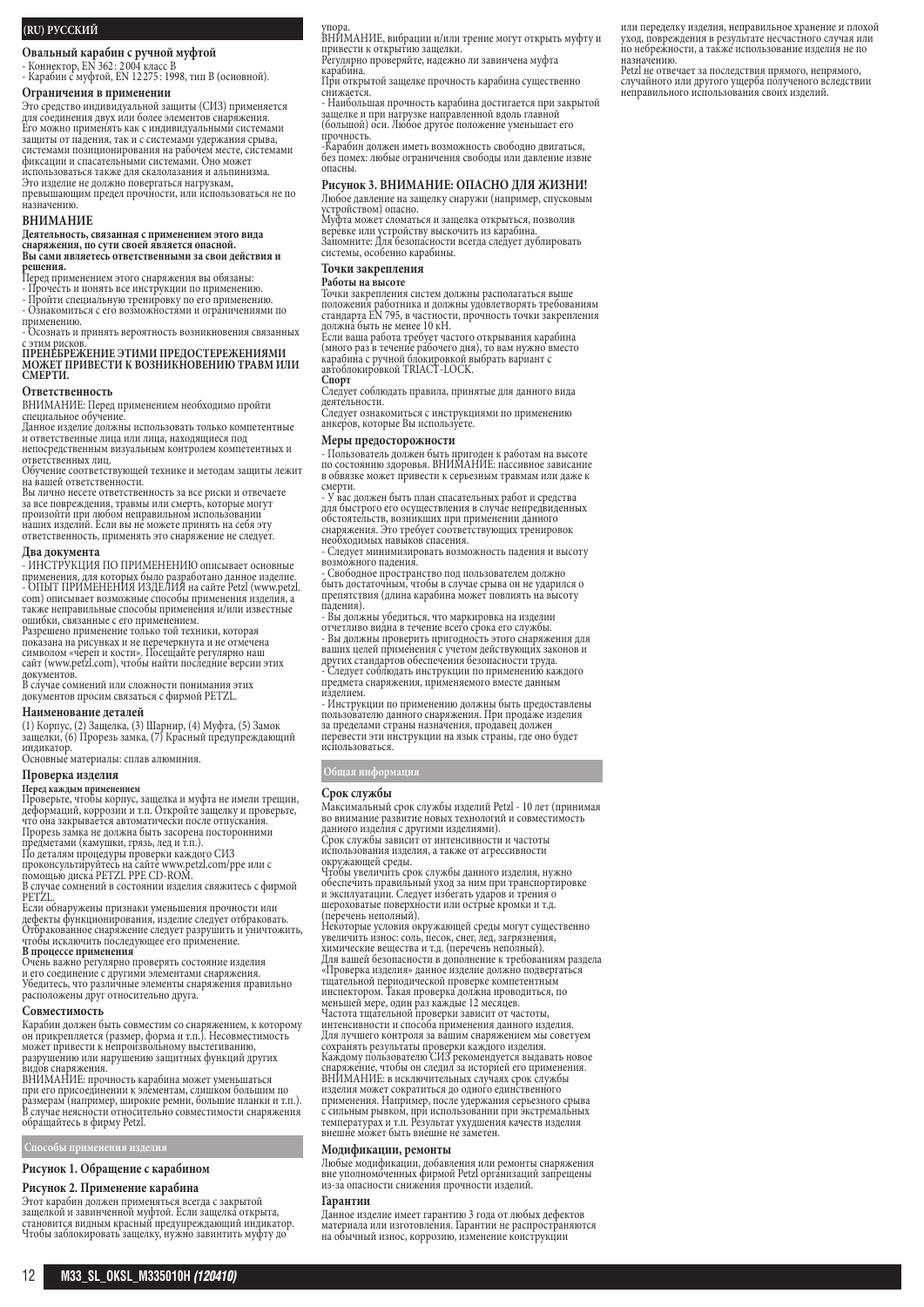## (RU) РУССКИЙ

### Овальный карабин с ручной муфтой

- Коннектор, EN 362 : 2004 класс B
- Карабин с муфтой, EN 12275 : 1998, тип B (основной).

### Ограничения в применении

Это средство индивидуальной защиты (СИЗ) применяется для соединения двух или более элементов снаряжения. Его можно применять как с индивидуальными системами защиты от падения, так и с системами удержания срыва, системами позиционирования на рабочем месте, системами фиксации и спасательными системами. Оно может использоваться также для скалолазания и альпинизма. Это изделие не должно подвергаться нагрузкам, превышающим предел прочности, или использоваться не по назначению.

### ВНИМАНИЕ

**Деятельность, связанная с применением этого вида снаряжения, по сути своей является опасной.**
**Вы сами являетесь ответственными за свои действия и решения.**

Перед применением этого снаряжения вы обязаны:
- Прочесть и понять все инструкции по применению.
- Пройти специальную тренировку по его применению.
- Ознакомиться с его возможностями и ограничениями по применению.
- Осознать и принять вероятность возникновения связанных с этим рисков.

**ПРЕНЕБРЕЖЕНИЕ ЭТИМИ ПРЕДОСТЕРЕЖЕНИЯМИ МОЖЕТ ПРИВЕСТИ К ВОЗНИКНОВЕНИЮ ТРАВМ ИЛИ СМЕРТИ.**

### Ответственность

ВНИМАНИЕ: Перед применением необходимо пройти специальное обучение.

Данное изделие должны использовать только компетентные и ответственные лица или лица, находящиеся под непосредственным визуальным контролем компетентных и ответственных лиц.

Обучение соответствующей технике и методам защиты лежит на вашей ответственности.

Вы лично несете ответственность за все риски и отвечаете за все повреждения, травмы или смерть, которые могут произойти при любом неправильном использовании наших изделий. Если вы не можете принять на себя эту ответственность, применять это снаряжение не следует.

### Два документа

- ИНСТРУКЦИЯ ПО ПРИМЕНЕНИЮ описывает основные применения, для которых было разработано данное изделие.
- ОПЫТ ПРИМЕНЕНИЯ ИЗДЕЛИЯ на сайте Petzl (www.petzl.com) описывает возможные способы применения изделия, а также неправильные способы применения и/или известные ошибки, связанные с его применением.

Разрешено применение только той техники, которая показана на рисунках и не перечеркнута и не отмечена символом «череп и кости». Посещайте регулярно наш сайт (www.petzl.com), чтобы найти последние версии этих документов.

В случае сомнений или сложности понимания этих документов просим связаться с фирмой PETZL.

### Наименование деталей

(1) Корпус, (2) Защелка, (3) Шарнир, (4) Муфта, (5) Замок защелки, (6) Прорезь замка, (7) Красный предупреждающий индикатор.

Основные материалы: сплав алюминия.

### Проверка изделия

**Перед каждым применением**

Проверьте, чтобы корпус, защелка и муфта не имели трещин, деформаций, коррозии и т.п. Откройте защелку и проверьте, что она закрывается автоматически после отпускания. Прорезь замка не должна быть засорена посторонними предметами (камушки, грязь, лед и т.п.).

По деталям процедуры проверки каждого СИЗ проконсультируйтесь на сайте www.petzl.com/ppe или с помощью диска PETZL PPE CD-ROM.

В случае сомнений в состоянии изделия свяжитесь с фирмой PETZL.

Если обнаружены признаки уменьшения прочности или дефекты функционирования, изделие следует отбраковать. Отбракованное снаряжение следует разрушить и уничтожить, чтобы исключить последующее его применение.

**В процессе применения**

Очень важно регулярно проверять состояние изделия и его соединение с другими элементами снаряжения. Убедитесь, что различные элементы снаряжения правильно расположены друг относительно друга.

### Совместимость

Карабин должен быть совместим со снаряжением, к которому он прикрепляется (размер, форма и т.п.). Несовместимость может привести к непроизвольному выстегиванию, разрушению или нарушению защитных функций других видов снаряжения.

ВНИМАНИЕ: прочность карабина может уменьшаться при его присоединении к элементам, слишком большим по размерам (например, широкие ремни, большие планки и т.п.). В случае неясности относительно совместимости снаряжения обращайтесь в фирму Petzl.

## Способы применения изделия

### Рисунок 1. Обращение с карабином

### Рисунок 2. Применение карабина

Этот карабин должен применяться всегда с закрытой защелкой и завинченной муфтой. Если защелка открыта, становится видным красный предупреждающий индикатор. Чтобы заблокировать защелку, нужно завинтить муфту до упора.

ВНИМАНИЕ, вибрации и/или трение могут открыть муфту и привести к открытию защелки.

Регулярно проверяйте, надежно ли завинчена муфта карабина.

При открытой защелке прочность карабина существенно снижается.

- Наибольшая прочность карабина достигается при закрытой защелке и при нагрузке направленной вдоль главной (большой) оси. Любое другое положение уменьшает его прочность.

-Карабин должен иметь возможность свободно двигаться, без помех: любые ограничения свободы или давление извне опасны.

### Рисунок 3. ВНИМАНИЕ: ОПАСНО ДЛЯ ЖИЗНИ!

Любое давление на защелку снаружи (например, спусковым устройством) опасно.

Муфта может сломаться и защелка открыться, позволив веревке или устройству выскочить из карабина.

Запомните: Для безопасности всегда следует дублировать системы, особенно карабины.

### Точки закрепления

**Работы на высоте**

Точки закрепления систем должны располагаться выше положения работника и должны удовлетворять требованиям стандарта EN 795, в частности, прочность точки закрепления должна быть не менее 10 кН.

Если ваша работа требует частого открывания карабина (много раз в течение рабочего дня), то вам нужно вместо карабина с ручной блокировкой выбрать вариант с автоблокировкой TRIACT-LOCK.

**Спорт**

Следует соблюдать правила, принятые для данного вида деятельности.

Следует ознакомиться с инструкциями по применению анкеров, которые Вы используете.

### Меры предосторожности

- Пользователь должен быть пригоден к работам на высоте по состоянию здоровья. ВНИМАНИЕ: пассивное зависание в обвязке может привести к серьезным травмам или даже к смерти.
- У вас должен быть план спасательных работ и средства для быстрого его осуществления в случае непредвиденных обстоятельств, возникших при применении данного снаряжения. Это требует соответствующих тренировок необходимых навыков спасения.
- Следует минимизировать возможность падения и высоту возможного падения.
- Свободное пространство под пользователем должно быть достаточным, чтобы в случае срыва он не ударился о препятствия (длина карабина может повлиять на высоту падения).
- Вы должны убедиться, что маркировка на изделии отчетливо видна в течение всего срока его службы.
- Вы должны проверить пригодность этого снаряжения для ваших целей применения с учетом действующих законов и других стандартов обеспечения безопасности труда.
- Следует соблюдать инструкции по применению каждого предмета снаряжения, применяемого вместе данным изделием.
- Инструкции по применению должны быть предоставлены пользователю данного снаряжения. При продаже изделия за пределами страны назначения, продавец должен перевести эти инструкции на язык страны, где оно будет использоваться.

## Общая информация

### Срок службы

Максимальный срок службы изделий Petzl - 10 лет (принимая во внимание развитие новых технологий и совместимость данного изделия с другими изделиями).

Срок службы зависит от интенсивности и частоты использования изделия, а также от агрессивности окружающей среды.

Чтобы увеличить срок службы данного изделия, нужно обеспечить правильный уход за ним при транспортировке и эксплуатации. Следует избегать ударов и трения о шероховатые поверхности или острые кромки и т.д. (перечень неполный).

Некоторые условия окружающей среды могут существенно увеличить износ: соль, песок, снег, лед, загрязнения, химические вещества и т.д. (перечень неполный).

Для вашей безопасности в дополнение к требованиям раздела «Проверка изделия» данное изделие должно подвергаться тщательной периодической проверке компетентным инспектором. Такая проверка должна проводиться, по меньшей мере, один раз каждые 12 месяцев.

Частота тщательной проверки зависит от частоты, интенсивности и способа применения данного изделия. Для лучшего контроля за вашим снаряжением мы советуем сохранять результаты проверки каждого изделия.

Каждому пользователю СИЗ рекомендуется выдавать новое снаряжение, чтобы он следил за историей его применения.

ВНИМАНИЕ: в исключительных случаях срок службы изделия может сократиться до одного единственного применения. Например, после удержания серьезного срыва с сильным рывком, при использовании при экстремальных температурах и т.п. Результат ухудшения качеств изделия внешне может быть внешне не заметен.

### Модификации, ремонты

Любые модификации, добавления или ремонты снаряжения вне уполномоченных фирмой Petzl организаций запрещены из-за опасности снижения прочности изделий.

### Гарантии

Данное изделие имеет гарантию 3 года от любых дефектов материала или изготовления. Гарантии не распространяются на обычный износ, коррозию, изменение конструкции или переделку изделия, неправильное хранение и плохой уход, повреждения в результате несчастного случая или по небрежности, а также использование изделия не по назначению.

Petzl не отвечает за последствия прямого, непрямого, случайного или другого ущерба полученного вследствии неправильного использования своих изделий.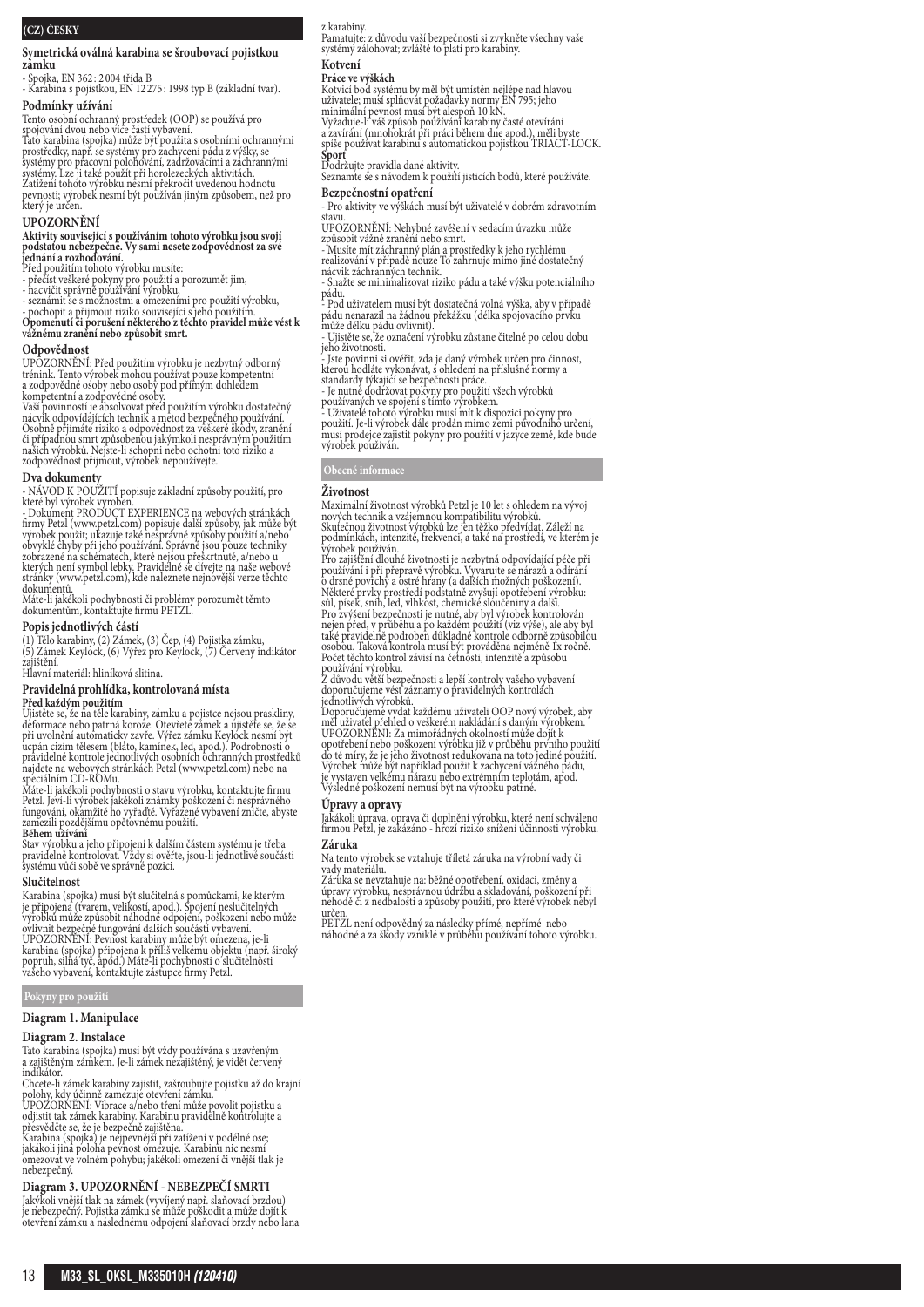## (CZ) ČESKY

### Symetrická oválná karabina se šroubovací pojistkou zámku

- Spojka, EN 362: 2004 třída B
- Karabina s pojistkou, EN 12275: 1998 typ B (základní tvar).

### Podmínky užívání

Tento osobní ochranný prostředek (OOP) se používá pro spojování dvou nebo více částí vybavení.
Tato karabina (spojka) může být použita s osobními ochrannými prostředky, např. se systémy pro zachycení pádu z výšky, se systémy pro pracovní polohování, zadržovacími a záchrannými systémy. Lze ji také použít při horolezeckých aktivitách.
Zatížení tohoto výrobku nesmí překročit uvedenou hodnotu pevnosti; výrobek nesmí být používán jiným způsobem, než pro který je určen.

### UPOZORNĚNÍ

**Aktivity související s používáním tohoto výrobku jsou svojí podstatou nebezpečné. Vy sami nesete zodpovědnost za své jednání a rozhodování.**
Před použitím tohoto výrobku musíte:
- přečíst veškeré pokyny pro použití a porozumět jim,
- nacvičit správné používání výrobku,
- seznámit se s možnostmi a omezeními pro použití výrobku,
- pochopit a přijmout riziko související s jeho použitím.

**Opomenutí či porušení některého z těchto pravidel může vést k vážnému zranění nebo způsobit smrt.**

### Odpovědnost

UPOZORNĚNÍ: Před použitím výrobku je nezbytný odborný trénink. Tento výrobek mohou používat pouze kompetentní a zodpovědné osoby nebo osoby pod přímým dohledem kompetentní a zodpovědné osoby.
Vaší povinností je absolvovat před použitím výrobku dostatečný nácvik odpovídajících technik a metod bezpečného používání.
Osobně přijímáte riziko a odpovědnost za veškeré škody, zranění či případnou smrt způsobenou jakýmkoli nesprávným použitím našich výrobků. Nejste-li schopni nebo ochotni toto riziko a zodpovědnost přijmout, výrobek nepoužívejte.

### Dva dokumenty

- NÁVOD K POUŽITÍ popisuje základní způsoby použití, pro které byl výrobek vyroben.
- Dokument PRODUCT EXPERIENCE na webových stránkách firmy Petzl (www.petzl.com) popisuje další způsoby, jak může být výrobek použit; ukazuje také nesprávné způsoby použití a/nebo obvyklé chyby při jeho používání. Správné jsou pouze techniky zobrazené na schématech, které nejsou přeškrtnuté, a/nebo u kterých není symbol lebky. Pravidelně se dívejte na naše webové stránky (www.petzl.com), kde naleznete nejnovější verze těchto dokumentů.

Máte-li jakékoli pochybnosti či problémy porozumět těmto dokumentům, kontaktujte firmu PETZL.

### Popis jednotlivých částí

(1) Tělo karabiny, (2) Zámek, (3) Čep, (4) Pojistka zámku, (5) Zámek Keylock, (6) Výřez pro Keylock, (7) Červený indikátor zajištění.
Hlavní materiál: hliníková slitina.

### Pravidelná prohlídka, kontrolovaná místa

**Před každým použitím**
Ujistěte se, že na těle karabiny, zámku a pojistce nejsou praskliny, deformace nebo patrná koroze. Otevřete zámek a ujistěte se, že se při uvolnění automaticky zavře. Výřez zámku Keylock nesmí být ucpán cizím tělesem (bláto, kamínek, led, apod.). Podrobnosti o pravidelné kontrole jednotlivých osobních ochranných prostředků najdete na webových stránkách Petzl (www.petzl.com) nebo na speciálním CD-ROMu.
Máte-li jakékoli pochybnosti o stavu výrobku, kontaktujte firmu Petzl. Jeví-li výrobek jakékoli známky poškození či nesprávného fungování, okamžitě ho vyřaďte. Vyřazené vybavení zničte, abyste zamezili pozdějšímu opětovnému použití.
**Během užívání**
Stav výrobku a jeho připojení k dalším částem systému je třeba pravidelně kontrolovat. Vždy si ověřte, jsou-li jednotlivé součásti systému vůči sobě ve správné pozici.

### Slučitelnost

Karabina (spojka) musí být slučitelná s pomůckami, ke kterým je připojena (tvarem, velikostí, apod.). Spojení neslučitelných výrobků může způsobit náhodné odpojení, poškození nebo může ovlivnit bezpečné fungování dalších součástí vybavení.
UPOZORNĚNÍ: Pevnost karabiny může být omezena, je-li karabina (spojka) připojena k příliš velkému objektu (např. široký popruh, silná tyč, apod.) Máte-li pochybnosti o slučitelnosti vašeho vybavení, kontaktujte zástupce firmy Petzl.

## Pokyny pro použití

### Diagram 1. Manipulace

### Diagram 2. Instalace

Tato karabina (spojka) musí být vždy používána s uzavřeným a zajištěným zámkem. Je-li zámek nezajištěný, je vidět červený indikátor.
Chcete-li zámek karabiny zajistit, zašroubujte pojistku až do krajní polohy, kdy účinně zamezuje otevření zámku.
UPOZORNĚNÍ: Vibrace a/nebo tření může povolit pojistku a odjistit tak zámek karabiny. Karabinu pravidelně kontrolujte a přesvědčte se, že je bezpečně zajištěna.
Karabina (spojka) je nejpevnější při zatížení v podélné ose; jakákoli jiná poloha pevnost omezuje. Karabinu nic nesmí omezovat ve volném pohybu; jakékoli omezení či vnější tlak je nebezpečný.

### Diagram 3. UPOZORNĚNÍ - NEBEZPEČÍ SMRTI

Jakýkoli vnější tlak na zámek (vyvíjený např. slaňovací brzdou) je nebezpečný. Pojistka zámku se může poškodit a může dojít k otevření zámku a následnému odpojení slaňovací brzdy nebo lana z karabiny.
Pamatujte: z důvodu vaší bezpečnosti si zvykněte všechny vaše systémy zálohovat; zvláště to platí pro karabiny.

### Kotvení

**Práce ve výškách**
Kotvicí bod systému by měl být umístěn nejlépe nad hlavou uživatele; musí splňovat požadavky normy EN 795; jeho minimální pevnost musí být alespoň 10 kN.
Vyžaduje-li váš způsob používání karabiny časté otevírání a zavírání (mnohokrát při práci během dne apod.), měli byste spíše používat karabinu s automatickou pojistkou TRIACT-LOCK.
**Sport**
Dodržujte pravidla dané aktivity.
Seznamte se s návodem k použití jisticích bodů, které používáte.

### Bezpečnostní opatření

- Pro aktivity ve výškách musí být uživatelé v dobrém zdravotním stavu.
UPOZORNĚNÍ: Nehybné zavěšení v sedacím úvazku může způsobit vážné zranění nebo smrt.
- Musíte mít záchranný plán a prostředky k jeho rychlému realizování v případě nouze To zahrnuje mimo jiné dostatečný nácvik záchranných technik.
- Snažte se minimalizovat riziko pádu a také výšku potenciálního pádu.
- Pod uživatelem musí být dostatečná volná výška, aby v případě pádu nenarazil na žádnou překážku (délka spojovacího prvku může délku pádu ovlivnit).
- Ujistěte se, že označení výrobku zůstane čitelné po celou dobu jeho životnosti.
- Jste povinni si ověřit, zda je daný výrobek určen pro činnost, kterou hodláte vykonávat, s ohledem na příslušné normy a standardy týkající se bezpečnosti práce.
- Je nutné dodržovat pokyny pro použití všech výrobků používaných ve spojení s tímto výrobkem.
- Uživatelé tohoto výrobku musí mít k dispozici pokyny pro použití. Je-li výrobek dále prodán mimo zemi původního určení, musí prodejce zajistit pokyny pro použití v jazyce země, kde bude výrobek používán.

## Obecné informace

### Životnost

Maximální životnost výrobků Petzl je 10 let s ohledem na vývoj nových technik a vzájemnou kompatibilitu výrobků.
Skutečnou životnost výrobků lze jen těžko předvídat. Záleží na podmínkách, intenzitě, frekvenci, a také na prostředí, ve kterém je výrobek používán.
Pro zajištění dlouhé životnosti je nezbytná odpovídající péče při používání i při přepravě výrobku. Vyvarujte se nárazů a odírání o drsné povrchy a ostré hrany (a dalších možných poškození).
Některé prvky prostředí podstatně zvyšují opotřebení výrobku: sůl, písek, sníh, led, vlhkost, chemické sloučeniny a další.
Pro zvýšení bezpečnosti je nutné, aby byl výrobek kontrolován nejen před, v průběhu a po každém použití (viz výše), ale aby byl také pravidelně podroben důkladné kontrole odborně způsobilou osobou. Taková kontrola musí být prováděna nejméně 1x ročně.
Počet těchto kontrol závisí na četnosti, intenzitě a způsobu používání výrobku.
Z důvodu větší bezpečnosti a lepší kontroly vašeho vybavení doporučujeme vést záznamy o pravidelných kontrolách jednotlivých výrobků.
Doporučujeme vydat každému uživateli OOP nový výrobek, aby měl uživatel přehled o veškerém nakládání s daným výrobkem.
UPOZORNĚNÍ: Za mimořádných okolností může dojít k opotřebení nebo poškození výrobku již v průběhu prvního použití do té míry, že je jeho životnost redukována na toto jediné použití.
Výrobek může být například použit k zachycení vážného pádu, je vystaven velkému nárazu nebo extrémním teplotám, apod.
Výsledné poškození nemusí být na výrobku patrné.

### Úpravy a opravy

Jakákoli úprava, oprava či doplnění výrobku, které není schváleno firmou Petzl, je zakázáno - hrozí riziko snížení účinnosti výrobku.

### Záruka

Na tento výrobek se vztahuje tříletá záruka na výrobní vady či vady materiálu.
Záruka se nevztahuje na: běžné opotřebení, oxidaci, změny a úpravy výrobku, nesprávnou údržbu a skladování, poškození při nehodě či z nedbalosti a způsoby použití, pro které výrobek nebyl určen.
PETZL není odpovědný za následky přímé, nepřímé nebo náhodné a za škody vzniklé v průběhu používání tohoto výrobku.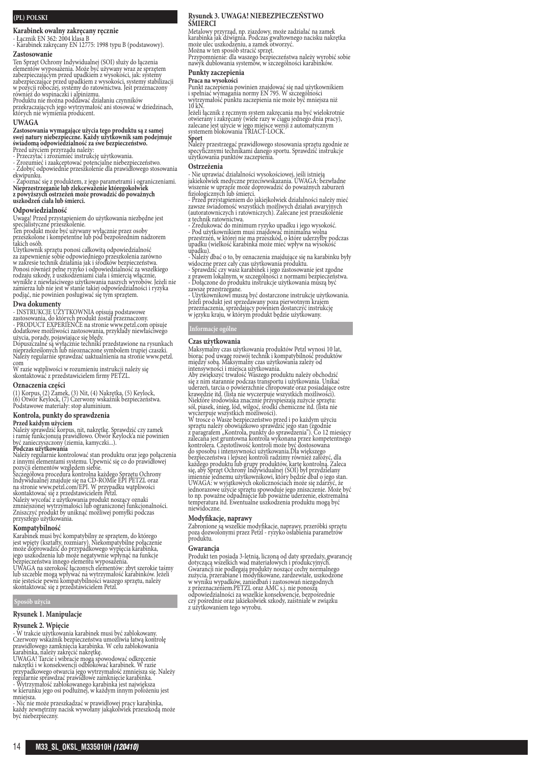(PL) POLSKI

## Karabinek owalny zakręcany ręcznie

- Łącznik EN 362: 2004 klasa B
- Karabinek zakręcany EN 12775: 1998 typu B (podstawowy).

### Zastosowanie

Ten Sprzęt Ochrony Indywidualnej (SOI) służy do łączenia elementów wyposażenia. Może być używany wraz ze sprzętem zabezpieczającym przed upadkiem z wysokości, jak: systemy zabezpieczające przed upadkiem z wysokości, systemy stabilizacji w pozycji roboczej, systemy do ratownictwa. Jest przeznaczony również do wspinaczki i alpinizmu.
Produktu nie można poddawać działaniu czynników przekraczających jego wytrzymałość ani stosować w dziedzinach, których nie wymienia producent.

### UWAGA

**Zastosowania wymagające użycia tego produktu są z samej swej natury niebezpieczne. Każdy użytkownik sam podejmuje świadomą odpowiedzialność za swe bezpieczeństwo.**
Przed użyciem przyrządu należy:
- Przeczytać i zrozumieć instrukcję użytkowania.
- Zrozumieć i zaakceptować potencjalne niebezpieczeństwo.
- Zdobyć odpowiednie przeszkolenie dla prawidłowego stosowania ekwipunku.
- Zapoznać się z produktem, z jego parametrami i ograniczeniami.

**Nieprzestrzeganie lub zlekceważenie któregokolwiek z powyższych ostrzeżeń może prowadzić do poważnych uszkodzeń ciała lub śmierci.**

### Odpowiedzialność

Uwaga! Przed przystąpieniem do użytkowania niezbędne jest specjalistyczne przeszkolenie.
Ten produkt może być używany wyłącznie przez osoby przeszkolone i kompetentne lub pod bezpośrednim nadzorem takich osób.
Użytkownik sprzętu ponosi całkowitą odpowiedzialność za zapewnienie sobie odpowiedniego przeszkolenia zarówno w zakresie technik działania jak i środków bezpieczeństwa. Ponosi również pełne ryzyko i odpowiedzialność za wszelkiego rodzaju szkody, z uszkodzeniami ciała i śmiercią włącznie, wynikłe z niewłaściwego użytkowania naszych wyrobów. Jeżeli nie zamierza lub nie jest w stanie takiej odpowiedzialności i ryzyka podjąć, nie powinien posługiwać się tym sprzętem.

### Dwa dokumenty

- INSTRUKCJE UŻYTKOWNIA opisują podstawowe zastosowania, do których produkt został przeznaczony.
- PRODUCT EXPERIENCE na stronie www.petzl.com opisuje dodatkowe możliwości zastosowania, przykłady niewłaściwego użycia, porady, pojawiające się błędy.

Dopuszczalne są wyłącznie techniki przedstawione na rysunkach nieprzekreślonych lub nieoznaczone symbolem trupiej czaszki.
Należy regularnie sprawdzać uaktualnienia na stronie www.petzl.com
W razie wątpliwości w rozumieniu instrukcji należy się skontaktować z przedstawicielem firmy PETZL.

### Oznaczenia części

(1) Korpus, (2) Zamek, (3) Nit, (4) Nakrętka, (5) Keylock, (6) Otwór Keylock, (7) Czerwony wskaźnik bezpieczeństwa.
Podstawowe materiały: stop aluminium.

### Kontrola, punkty do sprawdzenia

**Przed każdym użyciem**
Należy sprawdzić korpus, nit, nakrętkę. Sprawdzić czy zamek i ramię funkcjonują prawidłowo. Otwór Keylock'a nie powinien być zanieczyszczony (ziemia, kamyczki...).
**Podczas użytkowania**
Należy regularnie kontrolować stan produktu oraz jego połączenia z innymi elementami systemu. Upewnić się co do prawidłowej pozycji elementów względem siebie.
Szczegółowa procedura kontrolna każdego Sprzętu Ochrony Indywidualnej znajduje się na CD-ROMie EPI PETZL oraz na stronie www.petzl.com/EPI. W przypadku wątpliwości skontaktować się z przedstawicielem Petzl.
Należy wycofać z użytkowania produkt noszący oznaki zmniejszonej wytrzymałości lub ograniczonej funkcjonalności. Zniszczyć produkt by uniknąć możliwej pomyłki podczas przyszłego użytkowania.

### Kompatybilność

Karabinek musi być kompatybilny ze sprzętem, do którego jest wpięty (kształty, rozmiary). Niekompatybilne połączenie może doprowadzić do przypadkowego wypięcia karabinka, jego uszkodzenia lub może negatywnie wpłynąć na funkcje bezpieczeństwa innego elementu wyposażenia.
UWAGA na szerokość łączonych elementów: zbyt szerokie taśmy lub szczeble mogą wpływać na wytrzymałość karabinków. Jeżeli nie jesteście pewni kompatybilności waszego sprzętu, należy skontaktować się z przedstawicielem Petzl.

## Sposób użycia

### Rysunek 1. Manipulacje

### Rysunek 2. Wpięcie

- W trakcie użytkowania karabinek musi być zablokowany. Czerwony wskaźnik bezpieczeństwa umożliwia łatwą kontrolę prawidłowego zamknięcia karabinka. W celu zablokowania karabinka, należy zakręcić nakrętkę.
UWAGA! Tarcie i wibracje mogą spowodować odkręcenie nakrętki i w konsekwencji odblokować karabinek. W razie przypadkowego otwarcia jego wytrzymałość zmniejsza się. Należy regularnie sprawdzać prawidłowe zamknięcie karabinka.
- Wytrzymałość zablokowanego karabinka jest największa w kierunku jego osi podłużnej, w każdym innym położeniu jest mniejsza.
- Nic nie może przeszkadzać w prawidłowej pracy karabinka, każdy zewnętrzny nacisk wywołany jakąkolwiek przeszkodą może być niebezpieczny.

### Rysunek 3. UWAGA! NIEBEZPIECZEŃSTWO ŚMIERCI

Metalowy przyrząd, np. zjazdowy, może zadziałać na zamek karabinka jak dźwignia. Podczas gwałtownego nacisku nakrętka może ulec uszkodzeniu, a zamek otworzyć.
Można w ten sposób stracić sprzęt.
Przypomnienie: dla waszego bezpieczeństwa należy wyrobić sobie nawyk dublowania systemów, w szczególności karabinków.

### Punkty zaczepienia

**Praca na wysokości**
Punkt zaczepienia powinien znajdować się nad użytkownikiem i spełniać wymagania normy EN 795. W szczególności wytrzymałość punktu zaczepienia nie może być mniejsza niż 10 kN.
Jeżeli łącznik z ręcznym system zakręcania ma być wielokrotnie otwierany i zakręcany (wiele razy w ciągu jednego dnia pracy), zalecane jest użycie w jego miejsce wersji z automatycznym systemem blokowania TRIACT-LOCK.
**Sport**
Należy przestrzegać prawidłowego stosowania sprzętu zgodnie ze specyficznymi technikami danego sportu. Sprawdzić instrukcje użytkowania punktów zaczepienia.

### Ostrzeżenia

- Nie uprawiać działalności wysokościowej, jeśli istnieją jakiekolwiek medyczne przeciwwskazania. UWAGA: bezwładne wiszenie w uprzęży może doprowadzić do poważnych zaburzeń fizjologicznych lub śmierci.
- Przed przystąpieniem do jakiejkolwiek działalności należy mieć zawsze świadomość wszystkich możliwych działań awaryjnych (autoratowniczych i ratowniczych). Zalecane jest przeszkolenie z technik ratownictwa.
- Zredukować do minimum ryzyko upadku i jego wysokość.
- Pod użytkownikiem musi znajdować minimalna wolna przestrzeń, w której nie ma przeszkód, o które uderzyłby podczas upadku (wielkość karabinka może mieć wpływ na wysokość upadku).
- Należy dbać o to, by oznaczenia znajdujące się na karabinku były widoczne przez cały czas użytkowania produktu.
- Sprawdzić czy wasz karabinek i jego zastosowanie jest zgodne z prawem lokalnym, w szczególności z normami bezpieczeństwa.
- Dołączone do produktu instrukcje użytkowania muszą być zawsze przestrzegane.
- Użytkownikowi muszą być dostarczone instrukcje użytkowania. Jeżeli produkt jest sprzedawany poza pierwotnym krajem przeznaczenia, sprzedający powinien dostarczyć instrukcję w języku kraju, w którym produkt będzie użytkowany.

## Informacje ogólne

### Czas użytkowania

Maksymalny czas użytkowania produktów Petzl wynosi 10 lat, biorąc pod uwagę rozwój technik i kompatybilność produktów między sobą. Maksymalny czas użytkowania zależy od intensywności i miejsca użytkowania.
Aby zwiększyć trwałość Waszego produktu należy obchodzić się z nim starannie podczas transportu i użytkowania. Unikać uderzeń, tarcia o powierzchnie chropowate oraz posiadające ostre krawędzie itd. (lista nie wyczerpuje wszystkich możliwości).
Niektóre środowiska znacznie przyspieszają zużycie sprzętu: sól, piasek, śnieg, lód, wilgoć, środki chemiczne itd. (lista nie wyczerpuje wszystkich możliwości).
W trosce o Wasze bezpieczeństwo przed i po każdym użyciu sprzętu należy obowiązkowo sprawdzić jego stan (zgodnie z paragrafem „Kontrola, punkty do sprawdzenia"). Co 12 miesięcy zalecana jest gruntowna kontrola wykonana przez kompetentnego kontrolera. Częstotliwość kontroli może być dostosowana do sposobu i intensywności użytkowania.Dla większego bezpieczeństwa i lepszej kontroli radzimy również założyć, dla każdego produktu lub grupy produktów, kartę kontrolną. Zaleca się, aby Sprzęt Ochrony Indywidualnej (SOI) był przydzielany imiennie jednemu użytkownikowi, który będzie dbał o jego stan.
UWAGA: w wyjątkowych okolicznościach może się zdarzyć, że jednorazowe użycie sprzętu spowoduje jego zniszczenie. Może być to np. poważne odpadnięcie lub poważne uderzenie, ekstremalna temperatura itd. Ewentualne uszkodzenia produktu mogą być niewidoczne.

### Modyfikacje, naprawy

Zabronione są wszelkie modyfikacje, naprawy, przeróbki sprzętu poza dozwolonymi przez Petzl - ryzyko osłabienia parametrów produktu.

### Gwarancja

Produkt ten posiada 3-letnią, liczoną od daty sprzedaży, gwarancję dotyczącą wszelkich wad materiałowych i produkcyjnych. Gwarancji nie podlegają produkty noszące cechy normalnego zużycia, przerabiane i modyfikowane, zardzewiałe, uszkodzone w wyniku wypadków, zaniedbań i zastosowań niezgodnych z przeznaczeniem.PETZL oraz AMC s.j. nie ponoszą odpowiedzialności za wszelkie konsekwencje, bezpośrednie czy pośrednie oraz jakiekolwiek szkody, zaistniałe w związku z użytkowaniem tego wyrobu.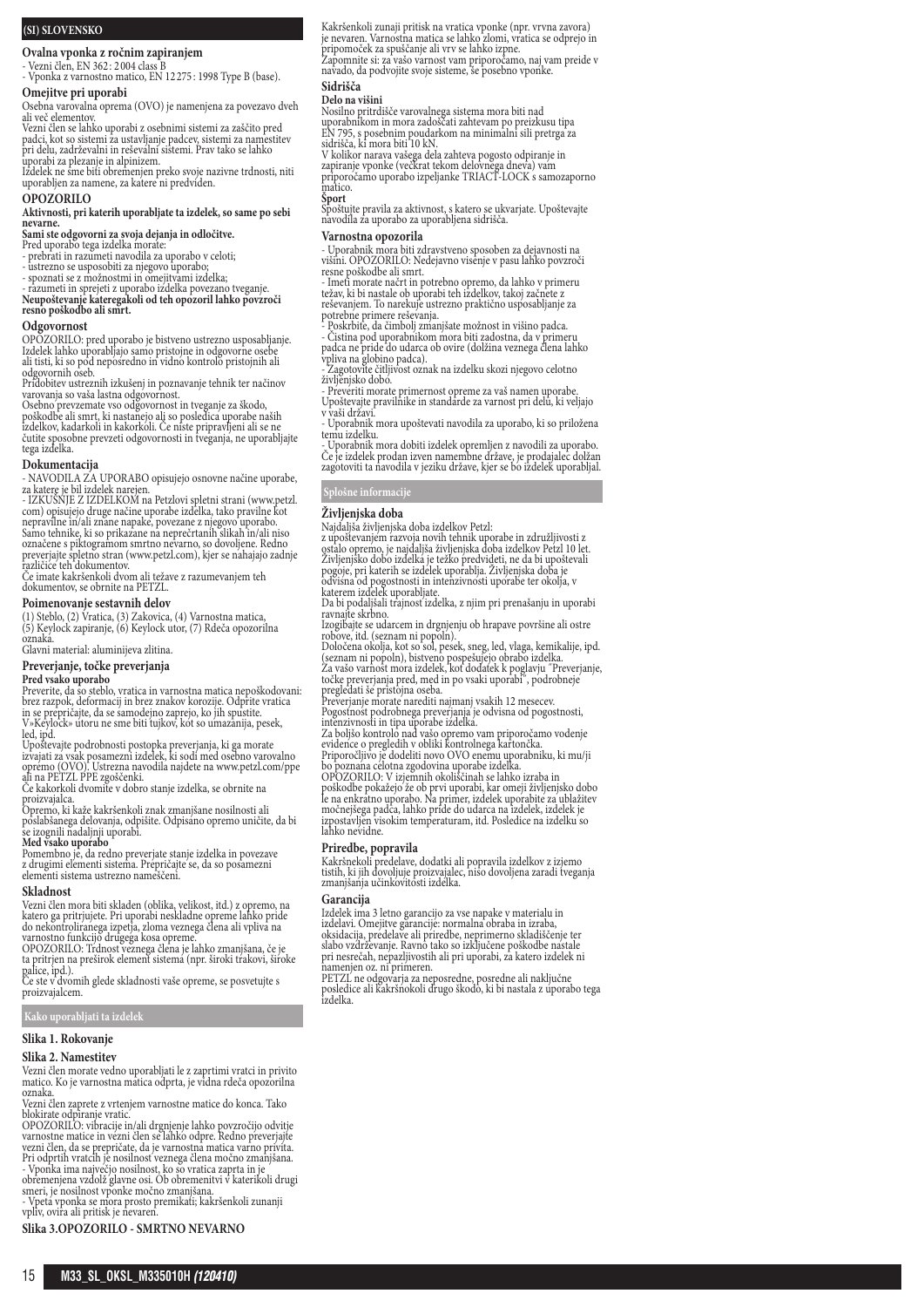## (SI) SLOVENSKO

### Ovalna vponka z ročnim zapiranjem

- Vezni člen, EN 362 : 2004 class B
- Vponka z varnostno matico, EN 12275 : 1998 Type B (base).

### Omejitve pri uporabi

Osebna varovalna oprema (OVO) je namenjena za povezavo dveh ali več elementov.

Vezni člen se lahko uporabi z osebnimi sistemi za zaščito pred padci, kot so sistemi za ustavljanje padcev, sistemi za namestitev pri delu, zadrževalni in reševalni sistemi. Prav tako se lahko uporabi za plezanje in alpinizem.

Izdelek ne sme biti obremenjen preko svoje nazivne trdnosti, niti uporabljen za namene, za katere ni predviden.

### OPOZORILO

**Aktivnosti, pri katerih uporabljate ta izdelek, so same po sebi nevarne.**

**Sami ste odgovorni za svoja dejanja in odločitve.**

Pred uporabo tega izdelka morate:

- prebrati in razumeti navodila za uporabo v celoti;
- ustrezno se usposobiti za njegovo uporabo;
- spoznati se z možnostmi in omejitvami izdelka;
- razumeti in sprejeti z uporabo izdelka povezano tveganje.

**Neupoštevanje kateregakoli od teh opozoril lahko povzroči resno poškodbo ali smrt.**

### Odgovornost

OPOZORILO: pred uporabo je bistveno ustrezno usposabljanje. Izdelek lahko uporabljajo samo pristojne in odgovorne osebe ali tisti, ki so pod neposredno in vidno kontrolo pristojnih ali odgovornih oseb.

Pridobitev ustreznih izkušenj in poznavanje tehnik ter načinov varovanja so vaša lastna odgovornost.

Osebno prevzemate vso odgovornost in tveganje za škodo, poškodbe ali smrt, ki nastanejo ali so posledica uporabe naših izdelkov, kadarkoli in kakorkoli. Če niste pripravljeni ali se ne čutite sposobne prevzeti odgovornosti in tveganja, ne uporabljajte tega izdelka.

### Dokumentacija

- NAVODILA ZA UPORABO opisujejo osnovne načine uporabe, za katere je bil izdelek narejen.
- IZKUŠNJE Z IZDELKOM na Petzlovi spletni strani (www.petzl.com) opisujejo druge načine uporabe izdelka, tako pravilne kot nepravilne in/ali znane napake, povezane z njegovo uporabo.

Samo tehnike, ki so prikazane na neprečrtanih slikah in/ali niso označene s piktogramom smrtno nevarno, so dovoljene. Redno preverjajte spletno stran (www.petzl.com), kjer se nahajajo zadnje različice teh dokumentov.

Če imate kakršnekoli dvome ali težave z razumevanjem teh dokumentov, se obrnite na PETZL.

### Poimenovanje sestavnih delov

(1) Steblo, (2) Vratica, (3) Zakovica, (4) Varnostna matica, (5) Keylock zapiranje, (6) Keylock utor, (7) Rdeča opozorilna oznaka.

Glavni material: aluminijeva zlitina.

### Preverjanje, točke preverjanja

**Pred vsako uporabo**

Preverite, da so steblo, vratica in varnostna matica nepoškodovani: brez razpok, deformacij in brez znakov korozije. Odprite vratica in se prepričajte, da se samodejno zaprejo, ko jih spustite. V»Keylock« utoru ne sme biti tujkov, kot so umazanija, pesek, led, ipd.

Upoštevajte podrobnosti postopka preverjanja, ki ga morate izvajati za vsak posamezni izdelek, ki sodi med osebno varovalno opremo (OVO). Ustrezna navodila najdete na www.petzl.com/ppe ali na PETZL PPE zgoščenki.

Če kakorkoli dvomite v dobro stanje izdelka, se obrnite na proizvajalca.

Opremo, ki kaže kakršenkoli znak zmanjšane nosilnosti ali poslabšanega delovanja, odpišite. Odpisano opremo uničite, da bi se izognili nadaljnji uporabi.

**Med vsako uporabo**

Pomembno je, da redno preverjate stanje izdelka in povezave z drugimi elementi sistema. Prepričajte se, da so posamezni elementi sistema ustrezno nameščeni.

### Skladnost

Vezni člen mora biti skladen (oblika, velikost, itd.) z opremo, na katero ga pritrjujete. Pri uporabi neskladne opreme lahko pride do nekontroliranega izpetja, zloma veznega člena ali vpliva na varnostno funkcijo drugega kosa opreme.

OPOZORILO: Trdnost veznega člena je lahko zmanjšana, če je ta pritrjen na preširok element sistema (npr. široki trakovi, široke palice, ipd.).

Če ste v dvomih glede skladnosti vaše opreme, se posvetujte s proizvajalcem.

## Kako uporabljati ta izdelek

### Slika 1. Rokovanje

### Slika 2. Namestitev

Vezni člen morate vedno uporabljati le z zaprtimi vratci in privito matico. Ko je varnostna matica odprta, je vidna rdeča opozorilna oznaka.

Vezni člen zaprete z vrtenjem varnostne matice do konca. Tako blokirate odpiranje vratic.

OPOZORILO: vibracije in/ali drgnjenje lahko povzročijo odvitje varnostne matice in vezni člen se lahko odpre. Redno preverjajte vezni člen, da se prepričate, da je varnostna matica varno privita. Pri odprtih vratcih je nosilnost veznega člena močno zmanjšana.

- Vponka ima največjo nosilnost, ko so vratica zaprta in je obremenjena vzdolž glavne osi. Ob obremenitvi v katerikoli drugi smeri, je nosilnost vponke močno zmanjšana.
- Vpeta vponka se mora prosto premikati; kakršenkoli zunanji vpliv, ovira ali pritisk je nevaren.

### Slika 3.OPOZORILO - SMRTNO NEVARNO

Kakršenkoli zunaji pritisk na vratica vponke (npr. vrvna zavora) je nevaren. Varnostna matica se lahko zlomi, vratica se odprejo in pripomoček za spuščanje ali vrv se lahko izpne.

Zapomnite si: za vašo varnost vam priporočamo, naj vam preide v navado, da podvojite svoje sisteme, še posebno vponke.

### Sidrišča

**Delo na višini**

Nosilno pritrdišče varovalnega sistema mora biti nad uporabnikom in mora zadoščati zahtevam po preizkusu tipa EN 795, s posebnim poudarkom na minimalni sili pretrga za sidrišča, ki mora biti 10 kN.

V kolikor narava vašega dela zahteva pogosto odpiranje in zapiranje vponke (večkrat tekom delovnega dneva) vam priporočamo uporabo izpeljanke TRIACT-LOCK s samozaporno matico.

**Šport**

Spoštujte pravila za aktivnost, s katero se ukvarjate. Upoštevajte navodila za uporabo za uporabljena sidrišča.

### Varnostna opozorila

- Uporabnik mora biti zdravstveno sposoben za dejavnosti na višini. OPOZORILO: Nedejavno visenje v pasu lahko povzroči resne poškodbe ali smrt.
- Imeti morate načrt in potrebno opremo, da lahko v primeru težav, ki bi nastale ob uporabi teh izdelkov, takoj začnete z reševanjem. To narekuje ustrezno praktično usposabljanje za potrebne primere reševanja.
- Poskrbite, da čimbolj zmanjšate možnost in višino padca.
- Čistina pod uporabnikom mora biti zadostna, da v primeru padca ne pride do udarca ob ovire (dolžina veznega člena lahko vpliva na globino padca).
- Zagotovite čitljivost oznak na izdelku skozi njegovo celotno življenjsko dobo.
- Preveriti morate primernost opreme za vaš namen uporabe. Upoštevajte pravilnike in standarde za varnost pri delu, ki veljajo v vaši državi.
- Uporabnik mora upoštevati navodila za uporabo, ki so priložena temu izdelku.
- Uporabnik mora dobiti izdelek opremljen z navodili za uporabo. Če je izdelek prodan izven namembne države, je prodajalec dolžan zagotoviti ta navodila v jeziku države, kjer se bo izdelek uporabljal.

## Splošne informacije

### Življenjska doba

Najdaljša življenjska doba izdelkov Petzl:

z upoštevanjem razvoja novih tehnik uporabe in združljivosti z ostalo opremo, je najdaljša življenjska doba izdelkov Petzl 10 let. Življenjsko dobo izdelka je težko predvideti, ne da bi upoštevali pogoje, pri katerih se izdelek uporablja. Življenjska doba je odvisna od pogostnosti in intenzivnosti uporabe ter okolja, v katerem izdelek uporabljate.

Da bi podaljšali trajnost izdelka, z njim pri prenašanju in uporabi ravnajte skrbno.

Izogibajte se udarcem in drgnjenju ob hrapave površine ali ostre robove, itd. (seznam ni popoln).

Določena okolja, kot so sol, pesek, sneg, led, vlaga, kemikalije, ipd. (seznam ni popoln), bistveno pospešujejo obrabo izdelka.

Za vašo varnost mora izdelek, kot dodatek k poglavju "Preverjanje, točke preverjanja pred, med in po vsaki uporabi", podrobneje pregledati še pristojna oseba.

Preverjanje morate narediti najmanj vsakih 12 mesecev.

Pogostnost podrobnega preverjanja je odvisna od pogostnosti, intenzivnosti in tipa uporabe izdelka.

Za boljšo kontrolo nad vašo opremo vam priporočamo vodenje evidence o pregledih v obliki kontrolnega kartončka.

Priporočljivo je dodeliti novo OVO enemu uporabniku, ki mu/ji bo poznana celotna zgodovina uporabe izdelka.

OPOZORILO: V izjemnih okoliščinah se lahko izraba in poškodbe pokažejo že ob prvi uporabi, kar omeji življenjsko dobo le na enkratno uporabo. Na primer, izdelek uporabite za ublažitev močnejšega padca, lahko pride do udarca na izdelek, izdelek je izpostavljen visokim temperaturam, itd. Posledice na izdelku so lahko nevidne.

### Priredbe, popravila

Kakršnekoli predelave, dodatki ali popravila izdelkov z izjemo tistih, ki jih dovoljuje proizvajalec, niso dovoljena zaradi tveganja zmanjšanja učinkovitosti izdelka.

### Garancija

Izdelek ima 3 letno garancijo za vse napake v materialu in izdelavi. Omejitve garancije: normalna obraba in izraba, oksidacija, predelave ali priredbe, neprimerno skladiščenje ter slabo vzdrževanje. Ravno tako so izključene poškodbe nastale pri nesrečah, nepazljivostih ali pri uporabi, za katero izdelek ni namenjen oz. ni primeren.

PETZL ne odgovarja za neposredne, posredne ali naključne posledice ali kakršnokoli drugo škodo, ki bi nastala z uporabo tega izdelka.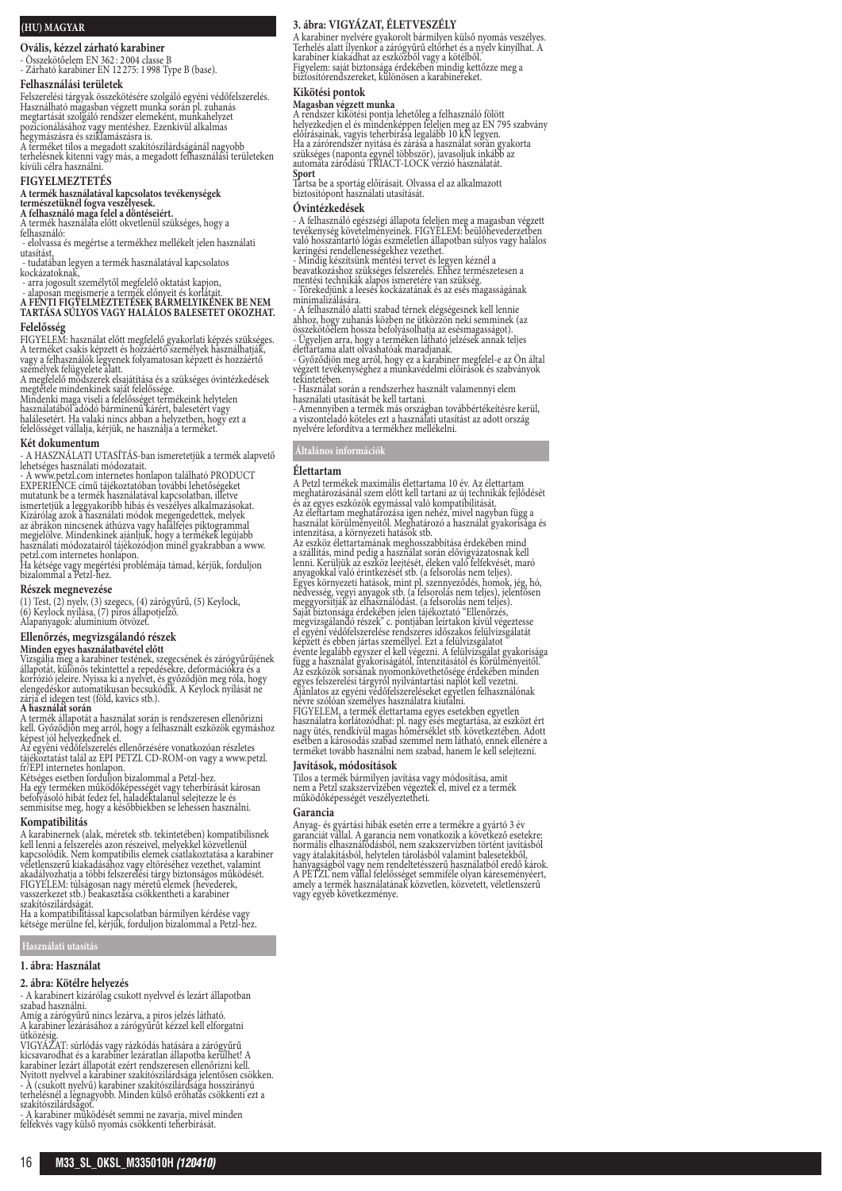## (HU) MAGYAR

### Ovális, kézzel zárható karabiner

- Összekötőelem EN 362 : 2004 classe B
- Zárható karabiner EN 12275: 1998 Type B (base).

### Felhasználási területek

Felszerelési tárgyak összekötésére szolgáló egyéni védőfelszerelés. Használható magasban végzett munka során pl. zuhanás megtartását szolgáló rendszer elemeként, munkahelyzet pozicionálásához vagy mentéshez. Ezenkívül alkalmas hegymászásra és sziklamászásra is.

A terméket tilos a megadott szakítószilárdságánál nagyobb terhelésnek kitenni vagy más, a megadott felhasználási területeken kívüli célra használni.

### FIGYELMEZTETÉS

**A termék használatával kapcsolatos tevékenységek természetüknél fogva veszélyesek.**

**A felhasználó maga felel a döntéseiért.**

A termék használata előtt okvetlenül szükséges, hogy a felhasználó:

- elolvassa és megértse a termékhez mellékelt jelen használati utasítást,
- tudatában legyen a termék használatával kapcsolatos kockázatoknak,
- arra jogosult személytől megfelelő oktatást kapjon,
- alaposan megismerje a termék előnyeit és korlátait.

**A FENTI FIGYELMEZTETÉSEK BÁRMELYIKÉNEK BE NEM TARTÁSA SÚLYOS VAGY HALÁLOS BALESETET OKOZHAT.**

### Felelősség

FIGYELEM: használat előtt megfelelő gyakorlati képzés szükséges. A terméket csakis képzett és hozzáértő személyek használhatják, vagy a felhasználók legyenek folyamatosan képzett és hozzáértő személyek felügyelete alatt.

A megfelelő módszerek elsajátítása és a szükséges óvintézkedések megtétele mindenkinek saját felelőssége.

Mindenki maga viseli a felelősséget termékeink helytelen használatából adódó bárminemű kárért, balesetért vagy halálesetért. Ha valaki nincs abban a helyzetben, hogy ezt a felelősséget vállalja, kérjük, ne használja a terméket.

### Két dokumentum

- A HASZNÁLATI UTASÍTÁS-ban ismertetjük a termék alapvető lehetséges használati módozatait.
- A www.petzl.com internetes honlapon található PRODUCT EXPERIENCE című tájékoztatóban további lehetőségeket mutatunk be a termék használatával kapcsolatban, illetve ismertetjük a leggyakoribb hibás és veszélyes alkalmazásokat. Kizárólag azok a használati módok megengedettek, melyek az ábrákon nincsenek áthúzva vagy halálfejes piktogrammal megjelölve. Mindenkinek ajánljuk, hogy a termékek legújabb használati módozatairól tájékozódjon minél gyakrabban a www.petzl.com internetes honlapon.

Ha kétség vagy megértési problémája támad, kérjük, forduljon bizalommal a Petzl-hez.

### Részek megnevezése

(1) Test, (2) nyelv, (3) szegecs, (4) zárógyűrű, (5) Keylock, (6) Keylock nyílása, (7) piros állapotjelző.

Alapanyagok: alumínium ötvözet.

### Ellenőrzés, megvizsgálandó részek

**Minden egyes használatbavétel előtt**

Vizsgálja meg a karabiner testének, szegecsének és zárógyűrűjének állapotát, különös tekintettel a repedésekre, deformációkra és a korrózió jeleire. Nyissa ki a nyelvet, és győződjön meg róla, hogy elengedésére automatikusan becsukódik. A Keylock nyílását ne zárja el idegen test (föld, kavics stb.).

**A használat során**

A termék állapotát a használat során is rendszeresen ellenőrizni kell. Győződjön meg arról, hogy a felhasznált eszközök egymáshoz képest jól helyezkednek el.

Az egyéni védőfelszerelés ellenőrzésére vonatkozóan részletes tájékoztatást talál az EPI PETZL CD-ROM-on vagy a www.petzl.fr/EPI internetes honlapon.

Kétséges esetben forduljon bizalommal a Petzl-hez.

Ha egy terméken működőképességét vagy teherbírását károsan befolyásoló hibát fedez fel, haladéktalanul selejtezze le és semmisítse meg, hogy a későbbiekben se lehessen használni.

### Kompatibilitás

A karabinernek (alak, méretek stb. tekintetében) kompatibilisnek kell lenni a felszerelés azon részeivel, melyekkel közvetlenül kapcsolódik. Nem kompatibilis elemek csatlakoztatása a karabiner véletlenszerű kiakadásához vagy eltöréséhez vezethet, valamint akadályozhatja a többi felszerelési tárgy biztonságos működését. FIGYELEM: túlságosan nagy méretű elemek (hevederek, vasszerkezet stb.) beakasztása csökkentheti a karabiner szakítószilárdságát.

Ha a kompatibilitással kapcsolatban bármilyen kérdése vagy kétsége merülne fel, kérjük, forduljon bizalommal a Petzl-hez.

## Használati utasítás

### 1. ábra: Használat

### 2. ábra: Kötélre helyezés

- A karabinert kizárólag csukott nyelvvel és lezárt állapotban szabad használni.

Amíg a zárógyűrű nincs lezárva, a piros jelzés látható.

A karabiner lezárásához a zárógyűrűt kézzel kell elforgatni ütközésig.

VIGYÁZAT: súrlódás vagy rázkódás hatására a zárógyűrű kicsavarodhat és a karabiner lezáratlan állapotba kerülhet! A karabiner lezárt állapotát ezért rendszeresen ellenőrizni kell. Nyitott nyelvvel a karabiner szakítószilárdsága jelentősen csökken.

- A (csukott nyelvű) karabiner szakítószilárdsága hosszirányú terhelésnél a legnagyobb. Minden külső erőhatás csökkenti ezt a szakítószilárdságot.
- A karabiner működését semmi ne zavarja, mivel minden felfekvés vagy külső nyomás csökkenti teherbírását.

### 3. ábra: VIGYÁZAT, ÉLETVESZÉLY

A karabiner nyelvére gyakorolt bármilyen külső nyomás veszélyes. Terhelés alatt ilyenkor a zárógyűrű eltörhet és a nyelv kinyílhat. A karabiner kiakadhat az eszközből vagy a kötélből.

Figyelem: saját biztonsága érdekében mindig kettőzze meg a biztosítórendszereket, különösen a karabinereket.

### Kikötési pontok

**Magasban végzett munka**

A rendszer kikötési pontja lehetőleg a felhasználó fölött helyezkedjen el és mindenképpen feleljen meg az EN 795 szabvány előírásainak, vagyis teherbírása legalább 10 kN legyen.

Ha a zárórendszer nyitása és zárása a használat során gyakorta szükséges (naponta egynél többször), javasoljuk inkább az automata záródású TRIACT-LOCK verzió használatát.

**Sport**

Tartsa be a sportág előírásait. Olvassa el az alkalmazott biztosítópont használati utasítását.

### Óvintézkedések

- A felhasználó egészségi állapota feleljen meg a magasban végzett tevékenység követelményeinek. FIGYELEM: beülőhevederzetben való hosszantartó lógás eszméletlen állapotban súlyos vagy halálos keringési rendellenességekhez vezethet.
- Mindig készítsünk mentési tervet és legyen kéznél a beavatkozáshoz szükséges felszerelés. Ehhez természetesen a mentési technikák alapos ismeretére van szükség.
- Törekedjünk a leesés kockázatának és az esés magasságának minimalizálására.
- A felhasználó alatti szabad térnek elégségesnek kell lennie ahhoz, hogy zuhanás közben ne ütközzön neki semminek (az összekötőelem hossza befolyásolhatja az esésmagasságot).
- Ügyeljen arra, hogy a terméken látható jelzések annak teljes élettartama alatt olvashatóak maradjanak.
- Győződjön meg arról, hogy ez a karabiner megfelel-e az Ön által végzett tevékenységhez a munkavédelmi előírások és szabványok tekintetében.
- Használat során a rendszerhez használt valamennyi elem használati utasítását be kell tartani.
- Amennyiben a termék más országban továbbértékesítésre kerül, a viszonteladó köteles ezt a használati utasítást az adott ország nyelvére lefordítva a termékhez mellékelni.

## Általános információk

### Élettartam

A Petzl termékek maximális élettartama 10 év. Az élettartam meghatározásánál szem előtt kell tartani az új technikák fejlődését és az egyes eszközök egymással való kompatibilitását.

Az élettartam meghatározása igen nehéz, mivel nagyban függ a használat körülményeitől. Meghatározó a használat gyakorisága és intenzitása, a környezeti hatások stb.

Az eszköz élettartamának meghosszabbítása érdekében mind a szállítás, mind pedig a használat során elővigyázatosnak kell lenni. Kerüljük az eszköz leejtését, éleken való felfekvését, maró anyagokkal való érintkezését stb. (a felsorolás nem teljes).

Egyes környezeti hatások, mint pl. szennyeződés, homok, jég, hó, nedvesség, vegyi anyagok stb. (a felsorolás nem teljes), jelentősen meggyorsítják az elhasználódást. (a felsorolás nem teljes).

Saját biztonsága érdekében jelen tájékoztató "Ellenőrzés, megvizsgálandó részek" c. pontjában leírtakon kívül végeztesse el egyéni védőfelszerelése rendszeres időszakos felülvizsgálatát képzett és ebben jártas személlyel. Ezt a felülvizsgálatot évente legalább egyszer el kell végezni. A felülvizsgálat gyakorisága függ a használat gyakoriságától, intenzitásától és körülményeitől. Az eszközök sorsának nyomonkövethetősége érdekében minden egyes felszerelési tárgyról nyilvántartási naplót kell vezetni. Ajánlatos az egyéni védőfelszereléseket egyetlen felhasználónak névre szólóan személyes használatra kiutalni.

FIGYELEM, a termék élettartama egyes esetekben egyetlen használatra korlátozódhat: pl. nagy esés megtartása, az eszközt ért nagy ütés, rendkívül magas hőmérséklet stb. következtében. Adott esetben a károsodás szabad szemmel nem látható, ennek ellenére a terméket tovább használni nem szabad, hanem le kell selejtezni.

### Javítások, módosítások

Tilos a termék bármilyen javítása vagy módosítása, amit nem a Petzl szakszervizében végeztek el, mivel ez a termék működőképességét veszélyeztetheti.

### Garancia

Anyag- és gyártási hibák esetén erre a termékre a gyártó 3 év garanciát vállal. A garancia nem vonatkozik a következő esetekre: normális elhasználódásból, nem szakszervizben történt javításból vagy átalakításból, helytelen tárolásból valamint balesetekből, hanyagságból vagy nem rendeltetésszerű használatból eredő károk. A PETZL nem vállal felelősséget semmiféle olyan káreseményért, amely a termék használatának közvetlen, közvetett, véletlenszerű vagy egyéb következménye.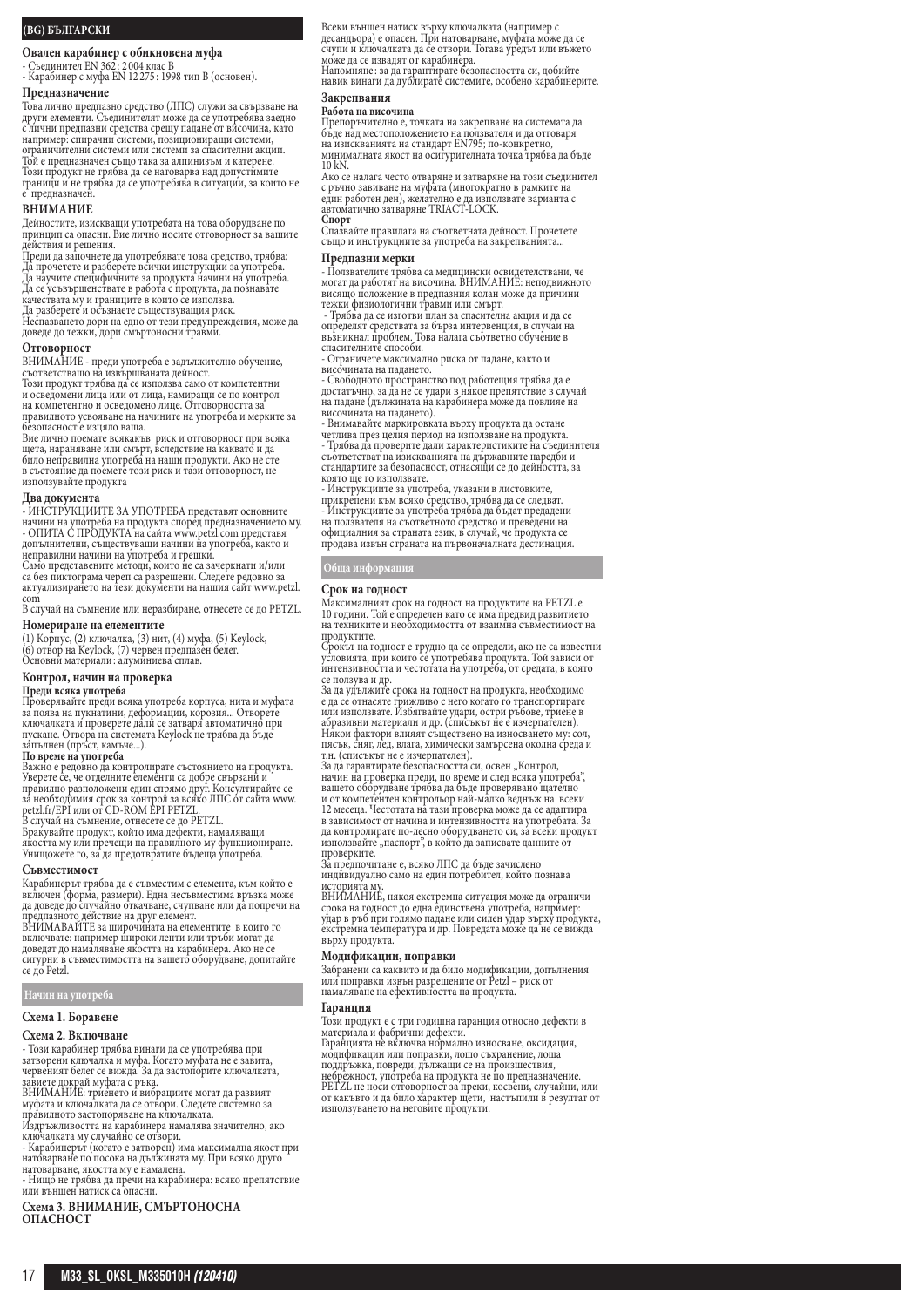## (BG) БЪЛГАРСКИ

### Овален карабинер с обикновена муфа

- Съединител EN 362 : 2 004 клас B
- Карабинер с муфа EN 12 275 : 1998 тип B (основен).

### Предназначение

Това лично предпазно средство (ЛПС) служи за свързване на други елементи. Съединителят може да се употребява заедно с лични предпазни средства срещу падане от височина, като например: спирачни системи, позициониращи системи, ограничителни системи или системи за спасителни акции. Той е предназначен също така за алпинизъм и катерене.
Този продукт не трябва да се натоварва над допустимите граници и не трябва да се употребява в ситуации, за които не е предназначен.

### ВНИМАНИЕ

Дейностите, изискващи употребата на това оборудване по принцип са опасни. Вие лично носите отговорност за вашите действия и решения.
Преди да започнете да употребявате това средство, трябва:
Да прочетете и разберете всички инструкции за употреба.
Да научите специфичните за продукта начини на употреба.
Да се усъвършенствате в работа с продукта, да познавате качествата му и границите в които се използва.
Да разберете и осъзнаете съществуващия риск.
Несъзнаването дори на едно от тези предупреждения, може да доведе до тежки, дори смъртоносни травми.

### Отговорност

ВНИМАНИЕ - преди употреба е задължително обучение, съответстващо на извършваната дейност.
Този продукт трябва да се използва само от компетентни и осведомени лица или от лица, намиращи се по контрол на компетентно и осведомено лице. Отговорността за правилното усвояване на начините на употреба и мерките за безопасност е изцяло ваша.
Вие лично поемате всякакъв риск и отговорност при всяка щета, нараняване или смърт, вследствие на каквато и да било неправилна употреба на наши продукти. Ако не сте в състояние да поемете този риск и тази отговорност, не използвайте продукта

### Два документа

- ИНСТРУКЦИИТЕ ЗА УПОТРЕБА представят основните начини на употреба на продукта според предназначението му.
- ОПИТА С ПРОДУКТА на сайта www.petzl.com представя допълнителни, съществуващи начини на употреба, както и неправилни начини на употреба и грешки.
Само представените методи, които не са зачеркнати и/или са без пиктограма череп са разрешени. Следете редовно за актуализирането на тези документи на нашия сайт www.petzl.com
В случай на съмнение или неразбиране, отнесете се до PETZL.

### Номериране на елементите

(1) Корпус, (2) ключалка, (3) нит, (4) муфа, (5) Keylock, (6) отвор на Keylock, (7) червен предпазен белег.
Основни материали: алуминиева сплав.

### Контрол, начин на проверка

**Преди всяка употреба**
Проверявайте преди всяка употреба корпуса, нита и муфата за поява на пукнатини, деформации, корозия... Отворете ключалката и проверете дали се затваря автоматично при пускане. Отвора на системата Keylock не трябва да бъде запълнен (пръст, камъче...).
**По време на употреба**
Важно е редовно да контролирате състоянието на продукта. Уверете се, че отделните елементи са добре свързани и правилно разположени един спрямо друг. Консултирайте се за необходимия срок за контрол за всяко ЛПС от сайта www.petzl.fr/EPI или от CD-ROM EPI PETZL.
В случай на съмнение, отнесете се до PETZL.
Бракувайте продукт, който има дефекти, намаляващи якостта му или пречещи на правилното му функциониране. Унищожете го, за да предотвратите бъдеща употреба.

### Съвместимост

Карабинерът трябва да е съвместим с елемента, към който е включен (форма, размери). Една несъвместима връзка може да доведе до случайно откачване, счупване или да попречи на предпазното действие на друг елемент.
ВНИМАВАЙТЕ за широчината на елементите в които го включвате: например широки ленти или тръби могат да доведат до намаляване якостта на карабинера. Ако не се сигурни в съвместимостта на вашето оборудване, допитайте се до Petzl.

## Начин на употреба

### Схема 1. Боравене

### Схема 2. Включване

- Този карабинер трябва винаги да се употребява при затворени ключалка и муфа. Когато муфата не е завита, червеният белег се вижда. За да застопорите ключалката, завиете докрай муфата с ръка.
ВНИМАНИЕ: триенето и вибрациите могат да развият муфата и ключалката да се отвори. Следете системно за правилното застопоряване на ключалката.
Издръжливостта на карабинера намалява значително, ако ключалката му случайно се отвори.
- Карабинерът (когато е затворен) има максимална якост при натоварване по посока на дължината му. При всяко друго натоварване, якостта му е намалена.
- Нищо не трябва да пречи на карабинера: всяко препятствие или външен натиск са опасни.

### Схема 3. ВНИМАНИЕ, СМЪРТОНОСНА ОПАСНОСТ

Всеки външен натиск върху ключалката (например с десандьора) е опасен. При натоварване, муфата може да се счупи и ключалката да се отвори. Тогава уредът или въжето може да се извадят от карабинера.
Напомняне: за да гарантирате безопасността си, добийте навик винаги да дублирате системите, особено карабинерите.

### Закрепвания

**Работа на височина**
Препоръчително е, точката на закрепване на системата да бъде над местоположението на ползвателя и да отговаря на изискванията на стандарт EN795; по-конкретно, минималната якост на осигурителната точка трябва да бъде 10 kN.
Ако се налага често отваряне и затваряне на този съединител с ръчно завиване на муфата (многократно в рамките на един работен ден), желателно е да използвате варианта с автоматично затваряне TRIACT-LOCK.
**Спорт**
Спазвайте правилата на съответната дейност. Прочетете също и инструкциите за употреба на закрепванията...

### Предпазни мерки

- Ползвателите трябва са медицински освидетелствани, че могат да работят на височина. ВНИМАНИЕ: неподвижното висящо положение в предпазния колан може да причини тежки физиологични травми или смърт.
- Трябва да се изготви план за спасителна акция и да се определят средствата за бърза интервенция, в случай на възникнал проблем. Това налага съответно обучение в спасителните способи.
- Ограничете максимално риска от падане, както и височината на падането.
- Свободното пространство под работещия трябва да е достатъчно, за да не се удари в някое препятствие в случай на падане (дължината на карабинера може да повлияе на височината на падането).
- Внимавайте маркировката върху продукта да остане четлива през целия период на използване на продукта.
- Трябва да проверите дали характеристиките на съединителя съответстват на изискванията на държавните наредби и стандартите за безопасност, отнасящи се до дейността, за която ще го използвате.
- Инструкциите за употреба, указани в листовките, прикрепени към всяко средство, трябва да се следват.
- Инструкциите за употреба трябва да бъдат предадени на ползвателя на съответното средство и преведени на официалния за страната език, в случай, че продукта се продава извън страната на първоначалната дестинация.

## Обща информация

### Срок на годност

Максималният срок на годност на продуктите на PETZL е 10 години. Той е определен като се има предвид развитието на техниките и необходимостта от взаимна съвместимост на продуктите.
Срокът на годност е трудно да се определи, ако не са известни условията, при които се употребява продукта. Той зависи от интензивността и честотата на употреба, от средата, в която се ползва и др.
За да удължите срока на годност на продукта, необходимо е да се отнасяте грижливо с него когато го транспортирате или използвате. Избягвайте удари, остри ръбове, триене в абразивни материали и др. (списъкът не е изчерпателен).
Някои фактори влияят съществено на износването му: сол, пясък, сняг, лед, влага, химически замърсена околна среда и т.н. (списъкът не е изчерпателен).
За да гарантирате безопасността си, освен „Контрол, начин на проверка преди, по време и след всяка употреба", вашето оборудване трябва да бъде проверявано щателно и от компетентен контрольор най-малко веднъж на всеки 12 месеца. Честотата на тази проверка може да се адаптира в зависимост от начина и интензивността на употребата. За да контролирате по-лесно оборудването си, за всеки продукт използвайте „паспорт", в който да записвате данните от проверките.
За предпочитане е, всяко ЛПС да бъде зачислено индивидуално само на един потребител, който познава историята му.
ВНИМАНИЕ, някоя екстремна ситуация може да ограничи срока на годност до една единствена употреба, например: удар в ръб при голямо падане или силен удар върху продукта, екстремна температура и др. Повредата може да не се вижда върху продукта.

### Модификации, поправки

Забранени са каквито и да било модификации, допълнения или поправки извън разрешените от Petzl – риск от намаляване на ефективността на продукта.

### Гаранция

Този продукт е с три годишна гаранция относно дефекти в материала и фабрични дефекти.
Гаранцията не включва нормално износване, оксидация, модификации или поправки, лошо съхранение, лоша поддръжка, повреди, дължащи се на произшествия, небрежност, употреба на продукта не по предназначение.
PETZL не носи отговорност за преки, косвени, случайни, или от каквато и да било характер щети, настъпили в резултат от използването на неговите продукти.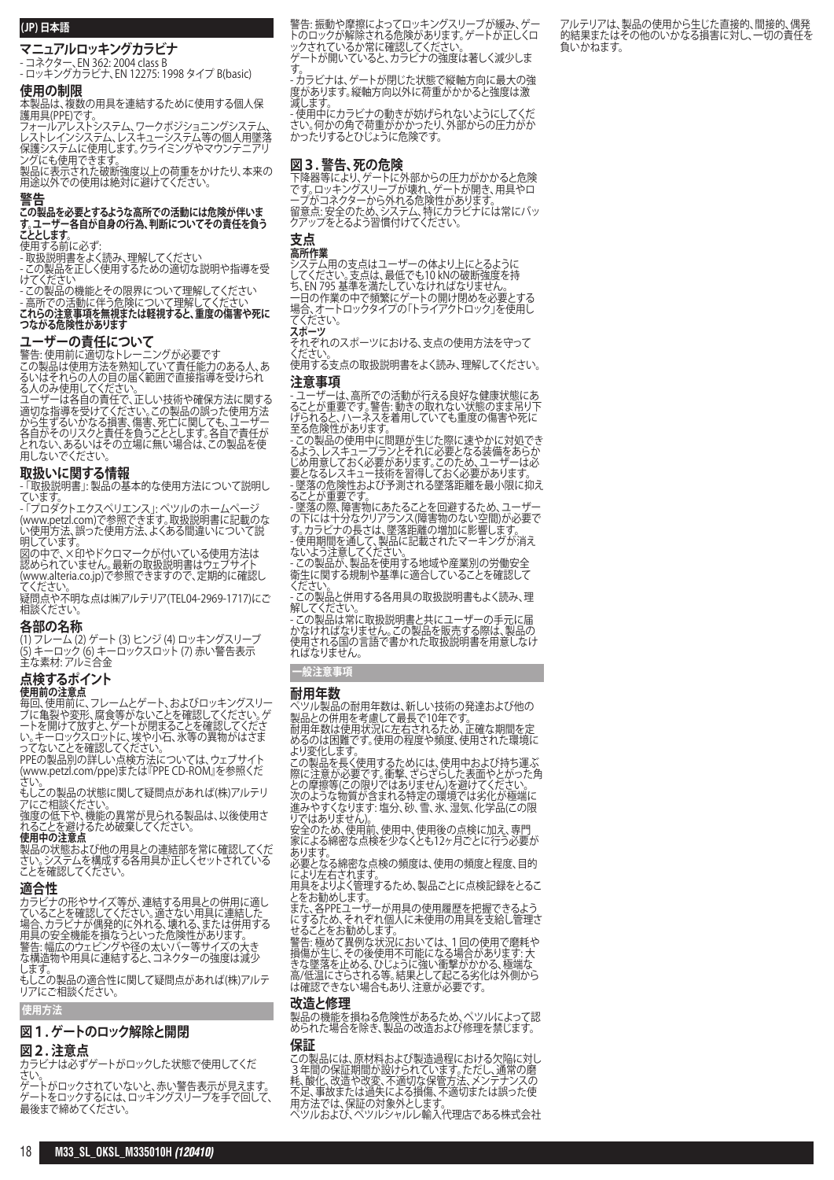(JP) 日本語

# マニュアルロッキングカラビナ

- コネクター、EN 362: 2004 class B
- ロッキングカラビナ、EN 12275: 1998 タイプ B(basic)

## 使用の制限

本製品は、複数の用具を連結するために使用する個人保護用具(PPE)です。
フォールアレストシステム、ワークポジショニングシステム、レストレインシステム、レスキューシステム等の個人用墜落保護システムに使用します。クライミングやマウンテニアリングにも使用できます。
製品に表示された破断強度以上の荷重をかけたり、本来の用途以外での使用は絶対に避けてください。

## 警告

**この製品を必要とするような高所での活動には危険が伴います。ユーザー各自が自身の行為、判断についてその責任を負うこととします。**

使用する前に必ず:
- 取扱説明書をよく読み、理解してください
- この製品を正しく使用するための適切な説明や指導を受けてください
- この製品の機能とその限界について理解してください
- 高所での活動に伴う危険について理解してください

**これらの注意事項を無視または軽視すると、重度の傷害や死につながる危険性があります**

## ユーザーの責任について

警告: 使用前に適切なトレーニングが必要です
この製品は使用方法を熟知していて責任能力のある人、あるいはそれらの人の目の届く範囲で直接指導を受けられる人のみ使用してください。
ユーザーは各自の責任で、正しい技術や確保方法に関する適切な指導を受けてください。この製品の誤った使用方法から生ずるいかなる損害、傷害、死亡に関しても、ユーザー各自がそのリスクと責任を負うこととします。各自で責任がとれない、あるいはその立場に無い場合は、この製品を使用しないでください。

## 取扱いに関する情報

-「取扱説明書」: 製品の基本的な使用方法について説明しています。
-「プロダクトエクスペリエンス」: ペツルのホームページ(www.petzl.com)で参照できます。取扱説明書に記載のない使用方法、誤った使用方法、よくある間違いについて説明しています。
図の中で、×印やドクロマークが付いている使用方法は認められていません。最新の取扱説明書はウェブサイト(www.alteria.co.jp)で参照できますので、定期的に確認してください。
疑問点や不明な点は㈱アルテリア(TEL04-2969-1717)にご相談ください。

## 各部の名称

(1) フレーム (2) ゲート (3) ヒンジ (4) ロッキングスリーブ (5) キーロック (6) キーロックスロット (7) 赤い警告表示
主な素材: アルミ合金

## 点検するポイント

### 使用前の注意点

毎回、使用前に、フレームとゲート、およびロッキングスリーブに亀裂や変形、腐食等がないことを確認してください。ゲートを開けて放すと、ゲートが閉まることを確認してください。キーロックスロットに、埃や小石、氷等の異物がはさまってないことを確認してください。
PPEの製品別の詳しい点検方法については、ウェブサイト(www.petzl.com/ppe)または『PPE CD-ROM』を参照ください。
もしこの製品の状態に関して疑問点があれば(株)アルテリアにご相談ください。
強度の低下や、機能の異常が見られる製品は、以後使用されることを避けるため破棄してください。

### 使用中の注意点

製品の状態および他の用具との連結部を常に確認してください。システムを構成する各用具が正しくセットされていることを確認してください。

## 適合性

カラビナの形やサイズ等が、連結する用具との併用に適していることを確認してください。適さない用具に連結した場合、カラビナが偶発的に外れる、壊れる、または併用する用具の安全機能を損なうといった危険性があります。
警告: 幅広のウェビングや径の太いバー等サイズの大きな構造物や用具に連結すると、コネクターの強度は減少します。
もしこの製品の適合性に関して疑問点があれば(株)アルテリアにご相談ください。

## 使用方法

### 図1. ゲートのロック解除と開閉

### 図2. 注意点

カラビナは必ずゲートがロックした状態で使用してください。
ゲートがロックされていないと、赤い警告表示が見えます。ゲートをロックするには、ロッキングスリーブを手で回して、最後まで締めてください。
警告: 振動や摩擦によってロッキングスリーブが緩み、ゲートのロックが解除される危険があります。ゲートが正しくロックされているか常に確認してください。
ゲートが開いていると、カラビナの強度は著しく減少します。
- カラビナは、ゲートが閉じた状態で縦軸方向に最大の強度があります。縦軸方向以外に荷重がかかると強度は激減します。
- 使用中にカラビナの動きが妨げられないようにしてください。何かの角で荷重がかかったり、外部からの圧力がかかったりするとひじょうに危険です。

### 図3. 警告、死の危険

下降器等により、ゲートに外部からの圧力がかかると危険です。ロッキングスリーブが壊れ、ゲートが開き、用具やロープがコネクターから外れる危険性があります。
留意点: 安全のため、システム、特にカラビナには常にバックアップをとるよう習慣付けてください。

## 支点

### 高所作業

システム用の支点はユーザーの体より上にとるようにしてください。支点は、最低でも10 kNの破断強度を持ち、EN 795 基準を満たしていなければなりません。
一日の作業の中で頻繁にゲートの開け閉めを必要とする場合、オートロックタイプの「トライアクトロック」を使用してください。

### スポーツ

それぞれのスポーツにおける、支点の使用方法を守ってください。
使用する支点の取扱説明書をよく読み、理解してください。

## 注意事項

- ユーザーは、高所での活動が行える良好な健康状態にあることが重要です。警告: 動きの取れない状態のまま吊り下げられると、ハーネスを着用していても重度の傷害や死に至る危険性があります。
- この製品の使用中に問題が生じた際に速やかに対処できるよう、レスキュープランとそれに必要となる装備をあらかじめ用意しておく必要があります。このため、ユーザーは必要となるレスキュー技術を習得しておく必要があります。
- 墜落の危険性および予測される墜落距離を最小限に抑えることが重要です。
- 墜落の際、障害物にあたることを回避するため、ユーザーの下には十分なクリアランス(障害物のない空間)が必要です。カラビナの長さは、墜落距離の増加に影響します。
- 使用期間を通して、製品に記載されたマーキングが消えないよう注意してください。
- この製品が、製品を使用する地域や産業別の労働安全衛生に関する規制や基準に適合していることを確認してください。
- この製品と併用する各用具の取扱説明書もよく読み、理解してください。
- この製品は常に取扱説明書と共にユーザーの手元に届かなければなりません。この製品を販売する際は、製品の使用される国の言語で書かれた取扱説明書を用意しなければなりません。

## 一般注意事項

### 耐用年数

ペツル製品の耐用年数は、新しい技術の発達および他の製品との併用を考慮して最長で10年です。
耐用年数は使用状況に左右されるため、正確な期間を定めるのは困難です。使用の程度や頻度、使用された環境により変化します。
この製品を長く使用するためには、使用中および持ち運ぶ際に注意が必要です。衝撃、ざらざらした表面やとがった角との摩擦等(この限りではありません)を避けてください。
次のような物質が含まれる特定の環境では劣化が極端に進みやすくなります: 塩分、砂、雪、氷、湿気、化学品(この限りではありません)。
安全のため、使用前、使用中、使用後の点検に加え、専門家による綿密な点検を少なくとも12ヶ月ごとに行う必要があります。
必要となる綿密な点検の頻度は、使用の頻度と程度、目的により左右されます。
用具をよりよく管理するため、製品ごとに点検記録をとることをお勧めします。
また、各PPEユーザーが用具の使用履歴を把握できるようにするため、それぞれ個人に未使用の用具を支給し管理させることをお勧めします。
警告: 極めて異例な状況においては、1回の使用で磨耗や損傷が生じ、その後使用不可能になる場合があります: 大きな墜落を止める、ひじょうに強い衝撃がかかる、極端な高/低温にさらされる等。結果として起こる劣化は外側からは確認できない場合もあり、注意が必要です。

### 改造と修理

製品の機能を損ねる危険性があるため、ペツルによって認められた場合を除き、製品の改造および修理を禁じます。

### 保証

この製品には、原材料および製造過程における欠陥に対し3年間の保証期間が設けられています。ただし、通常の磨耗、酸化、改造や改変、不適切な保管方法、メンテナンスの不足、事故または過失による損傷、不適切または誤った使用方法では、保証の対象外とします。
ペツルおよび、ペツルシャルレ輸入代理店である株式会社アルテリアは、製品の使用から生じた直接的、間接的、偶発的結果またはその他のいかなる損害に対し、一切の責任を負いかねます。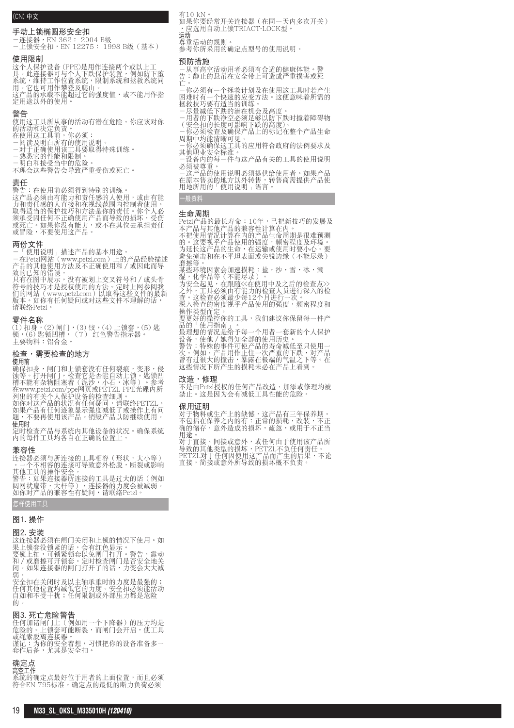(CN) 中文

## 手动上锁椭圆形安全扣

－连接器，EN 362： 2004 B级
－上锁安全扣，EN 12275： 1998 B级（基本）

### 使用限制

这个人保护设备(PPE)是用作连接两个或以上工具。此连接器可与个人下跌保护装置，例如防下堕系统，维持工作位置系统，限制系统和拯救系统同用。它也可用作攀登及爬山。
这产品的承载不能超过它的强度值，或不能用作指定用途以外的使用。

### 警告

使用这工具所从事的活动有潜在危险。你应该对你的活动和决定负责。
在使用这工具前，你必须：
－阅读及明白所有的使用说明。
－对于正确使用该工具要取得特殊训练。
－熟悉它的性能和限制。
－明白和接受当中的危险。
不理会这些警告会导致严重受伤或死亡。

### 责任

警告：在使用前必须得到特别的训练。
这产品必须由有能力和有责任感的人使用，或由有能力和有责任感的人直接和在视线范围内控制着使用。
取得适当的保护技巧和方法是你的责任。你个人必须承受因任何不正确使用产品而导致的损坏，受伤或死亡。如果你没有能力，或不在其位去承担责任或冒险，不要使用这产品。

### 两份文件

－「使用说明」描述产品的基本用途。
－在Petzl网站（www.petzl.com）上的产品经验描述产品的其他使用方法及不正确使用和／或因此而导致的已知的错误。
只有在图中展示，没有被划上交叉符号和／或头骨符号的技巧才是授权使用的方法。定时上网参阅我们的网站（www.petzl.com）以取得这些文件的最新版本。如你有任何疑问或对这些文件不理解的话，请联络Petzl。

### 零件名称

(1) 扣身，(2) 闸门，(3) 铰，(4) 上锁套，(5) 匙锁，(6) 匙锁凹槽，（7） 红色警告指示器。
主要物料：铝合金。

### 检查，需要检查的地方

**使用前**
确保扣身，闸门和上锁套没有任何裂痕，变形，侵蚀等。打开闸门，检查它是否能自动上锁。匙锁凹槽不能有杂物阻塞着（泥沙，小石，冰等）。参考在www.petzl.com/ppe网页或PETZL PPE光碟内所列出的有关个人保护设备的检查细则。
如你对这产品的状况有任何疑问，请联络PETZL。
如果产品有任何迹象显示强度减低了或操作上有问题，不要再使用该产品。销毁产品以防继续使用。
**使用时**
定时检查产品与系统内其他设备的状况。确保系统内的每件工具均各自在正确的位置上。

### 兼容性

连接器必须与所连接的工具相容（形状，大小等）。一个不相容的连接可导致意外松脱，断裂或影响其他工具的操作安全。
警告：如果连接器所连接的工具是过大的话（例如阔网状扁带，大杆等），连接器的力度会被减弱。
如你对产品的兼容性有疑问，请联络Petzl。

## 怎样使用工具

### 图1. 操作

### 图2. 安装

这连接器必须在闸门关闭和上锁的情况下使用。如果上锁套没锁紧的话，会有红色显示。
要锁上扣，可锁紧锁套以免闸门打开。警告，震动和／或磨擦可开锁套。定时检查闸门是否安全地关闭。如果连接器的闸门打开了的话，力度会大大减弱。
安全扣在关闭时及以主轴承重时的力度是最强的；任何其他位置均减低它的力度。安全扣必须能活动自如和不受干扰；任何限制或外部压力都是危险的。

### 图3. 死亡危险警告

任何加诸闸门上（例如用一个下降器）的压力均是危险的。上锁套可能断裂，而闸门会开启，使工具或绳索脱离连接器。
谨记：为你的安全着想，习惯把你的设备准备多一套作后备，尤其是安全扣。

### 确定点

**高空工作**
系统的确定点最好位于用者的上面位置，而且必须符合EN 795标准，确定点的最低的断力负荷必须有10 kN。
如果你要经常开关连接器（在同一天内多次开关），应选用自动上锁TRIACT-LOCK型。
**运动**
尊重活动的规则。
参考你所采用的确定点型号的使用说明。

### 预防措施

－从事高空活动用者必须有合适的健康体能。警告：静止的悬吊在安全带上可造成严重损害或死亡。
－你必须有一个拯救计划及在使用这工具时若产生困难时有一个快速的应变方法。这便意味着所需的拯救技巧要有适当的训练。
－尽量减低下跌的潜在机会及高度。
－用者的下跌净空必须足够以防下跌时撞着障碍物（安全扣的长度可影响下跌的高度）。
－你必须检查及确保产品上的标记在整个产品生命周期中均能清晰可见。
－你必须确保这工具的应用符合政府的法例要求及其他职业安全标准。
－设备内的每一件与这产品有关的工具的使用说明必须被尊重。
－这产品的使用说明必须提供给使用者。如果产品在原本售卖的地方以外转售，转售商需提供产品使用地所用的「使用说明」语言。

## 一般资料

### 生命周期

Petzl产品的最长寿命：10年，已把新技巧的发展及本产品与其他产品的兼容性计算在内。
不把使用情况计算在内的产品生命周期是很难预测的。这要视乎产品使用的强度，频密程度及环境。为延长这产品的生命，在运输或使用时要小心。要避免撞击和在不平坦表面或尖锐边缘（不能尽录）磨擦等。
某些环境因素会加速损耗：盐，沙，雪，冰，潮湿，化学品等（不能尽录）。
为安全起见，在跟随<<在使用中及之后的检查点>>之外，工具必须由有能力的检查人员进行深入的检查。这检查必须最少每12个月进行一次。
深入检查的密度视乎产品使用的强度，频密程度和操作类型而定。
要更好的操控你的工具，我们建议你保留每一件产品的「使用指南」。
最理想的情况是给予每一个用者一套新的个人保护设备，使他／她得知全部的使用历史。
警告：特殊的事件可使产品的寿命减低至只使用一次。例如，产品用作止住一次严重的下跌，对产品曾有过很大的撞击，暴露在极端的气温之下等。在这些情况下所产生的损耗未必在产品上看到。

### 改造，修理

不是由Petzl授权的任何产品改造、加添或修理均被禁止。这是因为会有减低工具性能的危险。

### 保用证明

对于物料或生产上的缺憾，这产品有三年保养期。不包括在保养之内的有：正常的损耗，改装，不正确的储存，意外造成的损坏，疏忽，或用于不正当用途。
对于直接、间接或意外，或任何由于使用该产品所导致的其他类型的损坏，PETZL不负任何责任。
PETZL对于任何因使用这产品而产生的后果，不论直接，简接或意外所导致的损坏概不负责。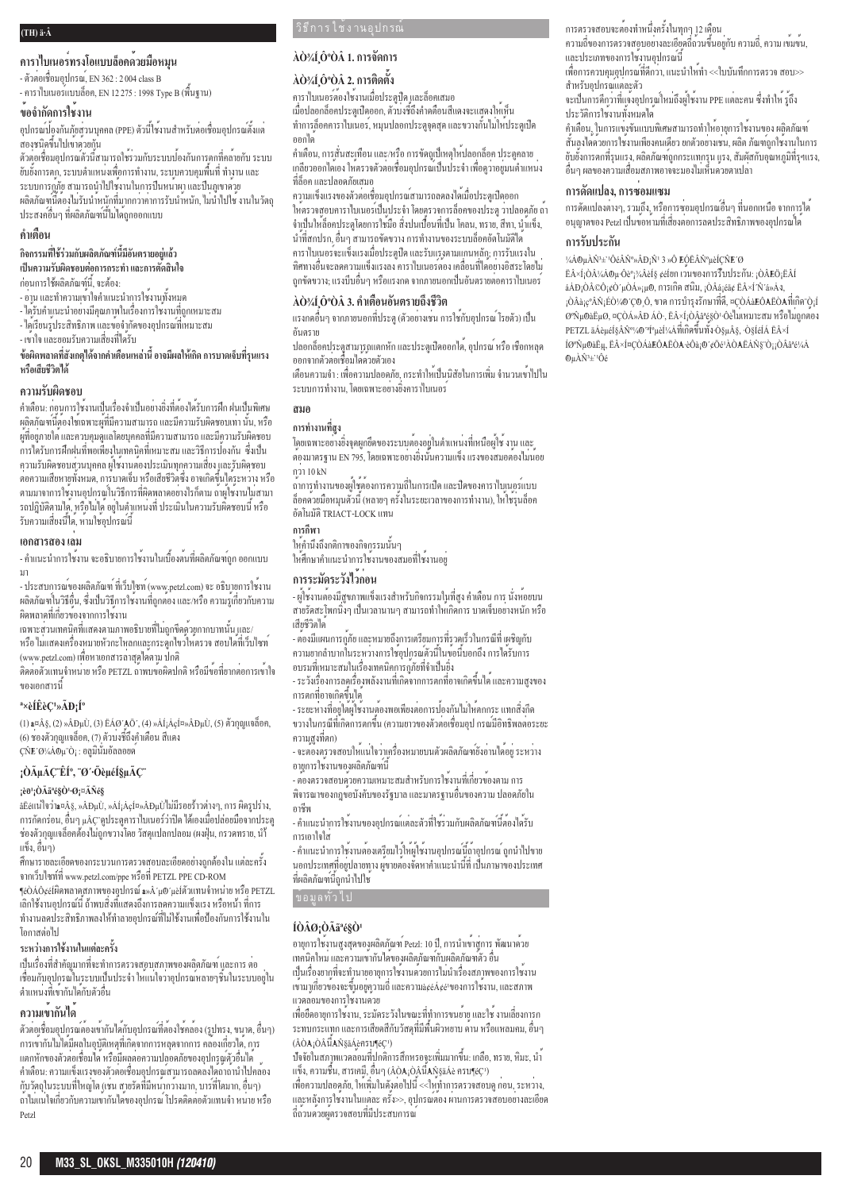(TH) ä·Â

## คาราไบเนอร์ทรงโอแบบล็อคด้วยมือหมุน

- ตัวต่อเชื่อมอุปกรณ์, EN 362 : 2 004 class B
- คาราไบเนอร์แบบล็อค, EN 12 275 : 1998 Type B (พื้นฐาน)

## ข้อจำกัดการใช้งาน

อุปกรณ์ป้องกันภัยส่วนบุคคล (PPE) ตัวนี้ใช้งานสำหรับต่อเชื่อมอุปกรณ์ตั้งแต่สองชนิดขึ้นไปเข้าด้วยกัน

ตัวต่อเชื่อมอุปกรณ์ตัวนี้สามารถใช้ร่วมกับระบบป้องกันการตกที่คล้ายกับ ระบบยับยั้งการตก, ระบบตำแหน่งเพื่อการทำงาน, ระบบควบคุมพื้นที่ ทำงาน และระบบการกู้ภัย สามารถนำไปใช้งานในการปีนหน้าผา และปีนภูเขาด้วย

ผลิตภัณฑ์นี้ต้องไม่รับน้ำหนักที่มากกว่าการรับน้ำหนัก, ไม่นำไปใช้ งานในวัตถุประสงค์อื่นๆ ที่ผลิตภัณฑ์นี้ไม่ได้ถูกออกแบบ

## คำเตือน

**กิจกรรมที่ใช้ร่วมกับผลิตภัณฑ์นี้มีอันตรายอยู่แล้ว**

**เป็นความรับผิดชอบต่อการกระทำ และการตัดสินใจ**

ก่อนการใช้ผลิตภัณฑ์นี้, จะต้อง:

- อ่าน และทำความเข้าใจคำแนะนำการใช้งานทั้งหมด
- ได้รับคำแนะนำอย่างมีคุณภาพในเรื่องการใช้งานที่ถูกเหมาะสม
- ได้เรียนรู้ประสิทธิภาพ และข้อจำกัดของอุปกรณ์ที่เหมาะสม
- เข้าใจ และยอมรับความเสี่ยงที่ได้รับ

**ข้อผิดพลาดที่สังเกตุได้จากคำเตือนเหล่านี้ อาจมีผลให้เกิด การบาดเจ็บที่รุนแรง หรือเสียชีวิตได้**

## ความรับผิดชอบ

คำเตือน: ก่อนการใช้งานเป็นเรื่องจำเป็นอย่างยิ่งที่ต้องได้รับการฝึก ฝนเป็นพิเศษ ผลิตภัณฑ์นี้ต้องใช้เฉพาะผู้ที่มีความสามารถ และมีความรับผิดชอบเท่า นั้น, หรือผู้ที่อยู่ภายใต้ และความควบคุมดูแลโดยบุคคลที่มีความสามารถ และมีความรับผิดชอบ

การได้รับการฝึกฝนที่เพียงพอในเทคนิคที่เหมาะสม และวิธีการป้องกัน ซึ่งเป็นความรับผิดชอบส่วนบุคคล ผู้ใช้งานต้องประเมินทุกความเสี่ยง และรับผิดชอบต่อความเสียหายทั้งหมด, การบาดเจ็บ หรือเสียชีวิตซึ่ง อาจเกิดขึ้นได้ระหว่าง หรือตามมาจากการใช้งานอุปกรณ์ในวิธีการที่ผิดพลาดอย่างไรก็ตาม ถ้าผู้ใช้งานไม่สามารถปฏิบัติตามได้, หรือไม่ได้ อยู่ในตำแหน่งที่ประเมินในความรับผิดชอบนี้ หรือรับความเสี่ยงนี้ได้, ห้ามใช้อุปกรณ์นี้

## เอกสารสอง เล่ม

- คำแนะนำการใช้งาน จะอธิบายการใช้งานในเบื้องต้นที่ผลิตภัณฑ์ถูก ออกแบบมา
- ประสบการณ์ของผลิตภัณฑ์ ที่เว็บไซท์ (www.petzl.com) จะ อธิบายการใช้งานผลิตภัณฑ์ในวิธีอื่น, ซึ่งเป็นวิธีการใช้งานที่ถูกต้อง และ/หรือ ความรู้เกี่ยวกับความผิดพลาดที่เกี่ยวข้องจากการใช้งาน

เฉพาะส่วนเทคนิคที่แสดงตามภาพอธิบายที่ไม่ถูกขีดฆ่าถูกอนุญาตเท่านั้น และ/หรือ ไม่แสดงเครื่องหมายหัวกะโหลกและกระดูกไขว้ให้ตรวจ สอบได้ที่เว็บไซท์ (www.petzl.com) เพื่อหาเอกสารล่าสุดได้ตาม ปกติ

ติดต่อตัวแทนจำหน่าย หรือ PETZL ถ้าพบข้อผิดปกติ หรือมีข้อที่ยากต่อการเข้าใจของเอกสารนี้

## ª×èÍÊèÇ¹¢Í§ÍØ»¡Ã³ì

(1) ¡ÃÍ§, (2) »ÃÐµÙ, (3) ËÁØ´ÂÖ´, (4) »Å¡¤ÍÁ»ÃÐµÙ, (5) ตัวกุญแจล็อค, (6) ช่องตัวกุญแจล็อค, (7) ตัวบ่งชี้ถึงคำเตือน สีแดง

ÇÑÊ´Ø¢Í§ÍØ»¡Ã³ì : อะลูมินั่มอัลลอยด์

## ¡ÒÃµÃÇ¨ÊÍº, ¨Ø´·Õè¤ÇÃµÃÇ¨

### ¡è͹¡ÒÃãªé§Ò¹·Ø¡¤ÃÑé§

ãËéá¹èã¨ÇèÒ¡ÃÍ§, »ÃÐµÙ, »Å¡¤ÍÁ»ÃÐµÙä´éäÁèÁÕÃ͢éÍ§ÃèÒ§ã´é, การ ผิดรูปร่าง, การกัดกร่อน, อื่นๆ µÃÇ¨´Ù»ÃÐµÙ¤ÒÃÒºÔà¹ÍÃìÇèÒ»Ô´ ได้เองเมื่อปล่อยมือจากประตู ช่องตัวกุญแจล็อคต้องไม่ถูกขวางโดย วัสดุแปลกปลอม (ผงฝุ่น, กรวดทราย, น้ำแข็ง, อื่นๆ)

ศึกษารายละเอียดของกระบวนการตรวจสอบละเอียดอย่างถูกต้องใน แต่ละครั้งจากเว็บไซท์ที่ www.petzl.com/ppe หรือที่ PETZL PPE CD-ROM

¶éÒÁÕ¤ÇÒÁÊ§ÊÑÂ ในสภาพของอุปกรณ์ ¡ÃØ³Ò µÔ´µèÍตัวแทนจำหน่าย หรือ PETZL เลิกใช้งานอุปกรณ์นี้ ถ้าพบสิ่งที่แสดงถึงการลดความแข็งแรง หรือหน้าที่การทำงานลดประสิทธิภาพลงให้ทำลายอุปกรณ์ที่ไม่ใช้งานเพื่อป้องกันการใช้งานในโอกาสต่อไป

### ระหว่างการใช้งานในแต่ละครั้ง

เป็นเรื่องที่สำคัญมากที่จะทำการตรวจสอบสภาพของผลิตภัณฑ์ และการ ต่อเชื่อมกับอุปกรณ์ในระบบเป็นประจำ ให้แน่ใจว่าอุปกรณ์หลายๆชิ้นในระบบอยู่ในตำแหน่งที่ใช้ร่วมกันได้ถูกต้อง

## ความเข้ากันได้

ตัวต่อเชื่อมอุปกรณ์ต้องเข้ากันได้กับอุปกรณ์ที่ต้องใช้ด้วย (รูปทรง, ขนาด, อื่นๆ) การเข้ากันไม่ได้มีผลในอุบัติเหตุที่เกิดจากการหลุดจากการ คล้องเกี่ยวได้, การแตกหักของตัวต่อเชื่อมได้ หรือมีผลต่อความปลอดภัยของอุปกรณ์ตัวอื่นได้

คำเตือน: ความแข็งแรงของตัวต่อเชื่อมอุปกรณ์สามารถลดลงได้ถ้าเอาไปคล้องกับวัตถุในระบบที่ใหญ่โต (เช่น สายรัดที่มีหน้ากว้างมาก, บาร์ที่ใหญ่มาก, อื่นๆ) ถ้าไม่แน่ใจเกี่ยวกับความเข้ากันได้ของอุปกรณ์ โปรดติดต่อตัวแทนจำ หน่าย หรือ Petzl

## วิธีการใช้งานอุปกรณ์

### ÀÒ¾¢Í§ÀÒ 1. การจัดการ

### ÀÒ¾¢Í§ÀÒ 2. การติดตั้ง

คาราไบเนอร์ต้องใช้งานเมื่อประตูปิด และล็อคเสมอ

เมื่อปลดล็อคประตูปิดออก, ตัวบ่งชี้ถึงคำเตือนสีแดงจะแสดงให้เห็น

ทำการล็อคคาราไบเนอร์, หมุนปลอกประตูจุดสุด และขวางกั้นไม่ให้ประตูเปิดออกได้

คำเตือน, การสั่นสะเทือน และ/หรือ การขัดถูเป็นเหตุให้ปลอกล็อค ประตูคลายเกลียวออกได้เอง ให้ตรวจตัวต่อเชื่อมอุปกรณ์เป็นประจำ เพื่อดูว่าอยู่ในตำแหน่งที่ล็อค และปลอกล็อคเสมอ

ความแข็งแรงของตัวต่อเชื่อมอุปกรณ์สามารถลดลงได้เมื่อประตูเปิดออกให้ตรวจสอบคาราไบเนอร์เป็นประจำ โดยตรวจการล็อคของประตู ว่าปลอดภัย ถ้าจำเป็นให้ล็อคประตูโดยการใช้มือ สิ่งปนเปื้อนที่เป็น โคลน, ทราย, สีทา, น้ำแข็ง, น้ำที่สกปรก, อื่นๆ สามารถขัดขวาง การทำงานของระบบล็อคอัตโนมัติได้

คาราไบเนอร์จะแข็งแรงเมื่อประตูปิด และรับแรงตามแกนหลัก: การรับแรงในทิศทางอื่นจะลดความแข็งแรง คาราไบเนอร์ต้องเคลื่อนที่ได้อย่างอิสระโดยไม่ถูกขัดขวาง; แรงรับอื่นๆ หรือแรงกด จากภายนอกเป็นอันตรายต่อคาราไบเนอร์

### ÀÒ¾¢Í§ÀÒ 3. คำเตือนอันตรายถึงชีวิต

แรงกดอื่นๆ จากภายนอกที่ประตู (ตัวอย่างเช่น การใช้กับอุปกรณ์ โรยตัว) เป็นอันตราย

ปลอกล็อคประตูสามารถแตกหัก และประตูเปิดออกได้, อุปกรณ์ หรือ เชือกหลุดออกจากตัวต่อเชื่อมได้ด้วยตัวเอง

เตือนความจำ: เพื่อความปลอดภัย, กระทำให้เป็นนิสัยในการเพิ่ม จำนวนเข้าไปในระบบการทำงาน, โดยเฉพาะอย่างยิ่งคาราไบเนอร์

## สมอ

### การทำงานที่สูง

โดยเฉพาะอย่างยิ่งจุดผูกยึดของระบบต้องอยู่ในตำแหน่งที่เหนือผู้ใช้ งาน และต้องมาตรฐาน EN 795, โดยเฉพาะอย่างยิ่งนั้นความแข็ง แรงของสมอต้องไม่น้อยกว่า 10 kN

ถ้าการทำงานของผู้ใช้ต้องการการเปิด และปิดของคาราไบเนอร์แบบล็อคด้วยมือหมุนตัวนี้ (หลายๆ ครั้งในระยะเวลาของการทำงาน), ให้ใช้รุ่นล็อคอัตโนมัติ TRIACT-LOCK แทน

### การกีฬา

ให้คำนึงถึงเทคนิคของกิจกรรมนั้นๆ

ให้ศึกษาคำแนะนำการใช้งานของสมอที่ใช้งานอยู่

## การระมัดระวังไว้ก่อน

- ผู้ใช้งานต้องมีสุขภาพแข็งแรงสำหรับกิจกรรมในที่สูง คำเตือน การ นั่งห้อยบนสายรัดสะโพกนิ่งๆ เป็นเวลานานๆ สามารถทำให้เกิดการ บาดเจ็บอย่างหนัก หรือเสียชีวิตได้
- ต้องมีแผนการกู้ภัย และหมายถึงการเตรียมการที่รวดเร็วในกรณีที่ เผชิญกับความยากลำบากในระหว่างการใช้อุปกรณ์ตัวนี้ในข้อบังคับนี้ การได้รับการอบรมที่เหมาะสมในเรื่องเทคนิคการกู้ภัยที่จำเป็นยิ่ง
- ระวังในเรื่องการลดเรื่องพลังงานที่เกิดจากการตกที่อาจเกิดขึ้นได้ และความสูงของการตกที่อาจเกิดขึ้นได้
- ระยะห่างที่อยู่ใต้ผู้ใช้งานต้องพอเพียงต่อการป้องกันไม่ให้กระ แทกสิ่งกีดขวางในกรณีที่เกิดการตกขึ้น (ความยาวของตัวต่อเชื่อมอุป กรณ์มีอิทธิพลต่อระยะความสูงที่ตก)
- จะต้องตรวจสอบให้แน่ใจว่าเครื่องหมายบนตัวผลิตภัณฑ์ยังอ่านได้อยู่ ระหว่างอายุการใช้งานของผลิตภัณฑ์นี้
- ต้องตรวจสอบด้วยความเหมาะสมสำหรับการใช้งานที่เกี่ยวข้องกับ การพิจารณาของกฎข้อบังคับของรัฐบาล และมาตรฐานอื่นของความ ปลอดภัยในอาชีพ
- คำแนะนำการใช้งานของอุปกรณ์แต่ละตัวที่ใช้ร่วมกับผลิตภัณฑ์นี้ต้องได้รับการเอาใจใส่
- คำแนะนำการใช้งานต้องเตรียมไว้ให้ผู้ใช้งานอุปกรณ์นี้ถ้าอุปกรณ์ ถูกนำไปขายนอกประเทศที่อยู่ปลายทาง ผู้ขายต้องจัดหาคำแนะนำนี้ที่ เป็นภาษาของประเทศที่ผลิตภัณฑ์นี้ถูกนำไปใช้

## ข้อมูลทั่วไป

### ÍÒÂØ¡ÒÃãªé§Ò¹

อายุการใช้งานสูงสุดของผลิตภัณฑ์ Petzl: 10 ปี, การนำเข้าสู่การ พัฒนาด้วยเทคนิคใหม่ และความเข้ากันได้ของผลิตภัณฑ์กับผลิตภัณฑ์ตัว อื่น

เป็นเรื่องยากที่จะทำนายอายุการใช้งานด้วยการไม่ทำนายเรื่องสภาพของการใช้งาน เข้ามาเกี่ยวข้องจะขึ้นอยู่กับความถี่ และความ¤èÍ¹¢éÒ§ของการใช้งาน, และสภาพแวดล้อมของการใช้งานด้วย

เพื่อยืดอายุการใช้งาน, ระมัดระวังในขณะที่ทำการขนย้าย และใช้ งานเลี่ยงการกระทบกระแทก และการเสียดสีกับวัสดุที่มีพื้นผิวหยาบ คม หรือแหลมคม, อื่นๆ (ÀÒ¤¼¹Ç¡ä¢éÃÒÂÅÐàÍÕÂ´)

ปัจจัยในสภาพแวดล้อมที่ปกติการสึกหรอจะเพิ่มมากขึ้น: เกลือ, ทราย, หิมะ, น้ำแข็ง, ความชื้น, สารเคมี, อื่นๆ (ÀÒ¤¼¹Ç¡ä¢éÃÒÂÅÐàÍÕÂ´)

เพื่อความปลอดภัย, ให้เพิ่มในตั้งต่อไปนี้ <<ให้ทำการตรวจสอบดู ก่อน, ระหว่าง, และหลังการใช้งานในแต่ละ ครั้ง>>, อุปกรณ์ต้อง ผ่านการตรวจสอบอย่างละเอียดถี่ถ้วนด้วยผู้ตรวจสอบที่มีประสบการณ์

การตรวจสอบจะต้องทำหนึ่งครั้งในทุกๆ 12 เดือน

ความถี่ของการตรวจสอบอย่างละเอียดถี่ถ้วนขึ้นอยู่กับ ความถี่, ความ เข้มข้น, และประเภทของการใช้งานอุปกรณ์นี้

เพื่อการควบคุมอุปกรณ์ที่ดีกว่า, แนะนำให้ทำ <<ใบบันทึกการตรวจ สอบ>> สำหรับอุปกรณ์แต่ละตัว

จะเป็นการดีกว่าที่แจ้งอุปกรณ์ใหม่ถึงผู้ใช้งาน PPE แต่ละคน ซึ่งทำให้ รู้ถึงประวัติการใช้งานทั้งหมดได้

คำเตือน, ในการแข่งขันแบบพิเศษสามารถทำให้อายุการใช้งานของ ผลิตภัณฑ์สั้นลงได้ด้วยการใช้งานเพียงครั้งเดียว ยกตัวอย่างเช่น, ผลิต ภัณฑ์ถูกใช้งานในการยับยั้งการตกที่รุนแรง, ผลิตภัณฑ์ถูกกระแทกรุน แรง, สัมผัสกับอุณหภูมิที่รุนแรง, อื่นๆ ผลของความเสื่อมสภาพอาจจะมองไม่เห็นด้วยตาเปล่า

## การดัดแปลง, การซ่อมแซม

การดัดแปลงต่างๆ, รวมถึง, หรือการซ่อมอุปกรณ์อื่นๆ ที่นอกเหนือ จากการได้อนุญาตของ Petzl เป็นข้อห้ามที่เสี่ยงต่อการลดประสิทธิภาพของอุปกรณ์ได้

## การรับประกัน

¾ÅÔµÀÑ³±ì¹ÕéÃÑº»ÃÐ¡Ñ¹ 3 »Õ ¨Ò¡¤ÇÒÁº¡¾ÃèÍ§¢Í§ÇÑÊ´Ø

ËÃ×Í¡ÒÃ¼ÅÔµ·Õè¼Ô´¾ÅÒ´ ¢éÍ¨Ó¡Ñ´ ¢Í§¡ÒÃÃÑº»ÃÐ¡Ñ¹: ¡ÒÃÊÖ¡ËÃÍ

áÅÐ¡ÒÃ©Õ¡¢Ò´µÒÁ»¡µÔ, การกัด สนิม, ¡ÒÃ´Ñ´á»Å§ ËÃ×Í¡ÒÃ«èÍÁ,

¡ÒÃà¡çºÃÑ¡ÉÒ·ÕèäÁè¶Ù¡µéÍ§, ขาด การบำรุงรักษาที่ดี, ¤ÇÒÁàÊÕÂËÒÂ·Õè¡Ô´

¨Ò¡ÍØºÑµÔàËµØ, ¤ÇÒÁ»ÃÐÁÒ·àÅÔ¹àÅè, ËÃ×Í¡ÒÃ¹ÓÍØ»¡Ã³ì¹Õéä»ãªé§Ò¹·ÕèäÁèàËÁÒÐÊÁ หรือไม่ถูกต้อง

PETZL äÁèµéÍ§ÃÑº¼Ô´ªÍº¼ÅµèÍ¤ÇÒÁàÊÕÂËÒÂ·Õè¡Ô´¢Öé¹·Ñé§·Ò§µÃ§, ·Ò§ÍéÍÁ, ÍØºÑµÔàËµØ

ËÃ×Í¤ÇÒÁàÊÕÂËÒÂã´æ·Õè¡Ô´¢Öé¹¨Ò¡¡ÒÃãªé¼ÅÔµÀÑ³±ì¹Õé